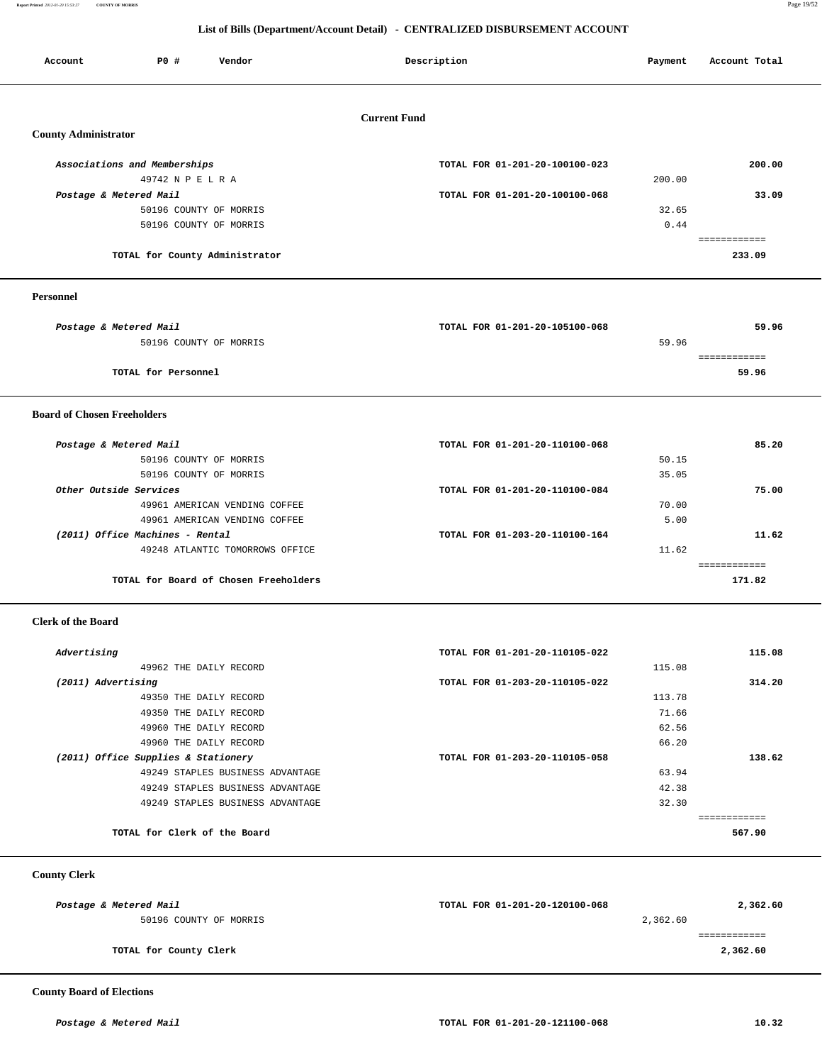# List of Bills (Department/Account Detail) - CENTRALIZED DISBURSEMENT ACCOUNT

| Account | PO # | Vendor | Description | Payment | Account Total |
|---|---|---|---|---|---|

## Current Fund

### County Administrator

| Account | PO # | Vendor | Description | Payment | Account Total |
|---|---|---|---|---|---|
| *Associations and Memberships* | | | TOTAL FOR 01-201-20-100100-023 | | **200.00** |
| | 49742 | N P E L R A | | 200.00 | |
| *Postage & Metered Mail* | | | TOTAL FOR 01-201-20-100100-068 | | **33.09** |
| | 50196 | COUNTY OF MORRIS | | 32.65 | |
| | 50196 | COUNTY OF MORRIS | | 0.44 | |
| | | **TOTAL for County Administrator** | | | **233.09** |

### Personnel

| Account | PO # | Vendor | Description | Payment | Account Total |
|---|---|---|---|---|---|
| *Postage & Metered Mail* | | | TOTAL FOR 01-201-20-105100-068 | | **59.96** |
| | 50196 | COUNTY OF MORRIS | | 59.96 | |
| | | **TOTAL for Personnel** | | | **59.96** |

### Board of Chosen Freeholders

| Account | PO # | Vendor | Description | Payment | Account Total |
|---|---|---|---|---|---|
| *Postage & Metered Mail* | | | TOTAL FOR 01-201-20-110100-068 | | **85.20** |
| | 50196 | COUNTY OF MORRIS | | 50.15 | |
| | 50196 | COUNTY OF MORRIS | | 35.05 | |
| *Other Outside Services* | | | TOTAL FOR 01-201-20-110100-084 | | **75.00** |
| | 49961 | AMERICAN VENDING COFFEE | | 70.00 | |
| | 49961 | AMERICAN VENDING COFFEE | | 5.00 | |
| *(2011) Office Machines - Rental* | | | TOTAL FOR 01-203-20-110100-164 | | **11.62** |
| | 49248 | ATLANTIC TOMORROWS OFFICE | | 11.62 | |
| | | **TOTAL for Board of Chosen Freeholders** | | | **171.82** |

### Clerk of the Board

| Account | PO # | Vendor | Description | Payment | Account Total |
|---|---|---|---|---|---|
| *Advertising* | | | TOTAL FOR 01-201-20-110105-022 | | **115.08** |
| | 49962 | THE DAILY RECORD | | 115.08 | |
| *(2011) Advertising* | | | TOTAL FOR 01-203-20-110105-022 | | **314.20** |
| | 49350 | THE DAILY RECORD | | 113.78 | |
| | 49350 | THE DAILY RECORD | | 71.66 | |
| | 49960 | THE DAILY RECORD | | 62.56 | |
| | 49960 | THE DAILY RECORD | | 66.20 | |
| *(2011) Office Supplies & Stationery* | | | TOTAL FOR 01-203-20-110105-058 | | **138.62** |
| | 49249 | STAPLES BUSINESS ADVANTAGE | | 63.94 | |
| | 49249 | STAPLES BUSINESS ADVANTAGE | | 42.38 | |
| | 49249 | STAPLES BUSINESS ADVANTAGE | | 32.30 | |
| | | **TOTAL for Clerk of the Board** | | | **567.90** |

### County Clerk

| Account | PO # | Vendor | Description | Payment | Account Total |
|---|---|---|---|---|---|
| *Postage & Metered Mail* | | | TOTAL FOR 01-201-20-120100-068 | | **2,362.60** |
| | 50196 | COUNTY OF MORRIS | | 2,362.60 | |
| | | **TOTAL for County Clerk** | | | **2,362.60** |

### County Board of Elections

| Account | PO # | Vendor | Description | Payment | Account Total |
|---|---|---|---|---|---|
| *Postage & Metered Mail* | | | TOTAL FOR 01-201-20-121100-068 | | **10.32** |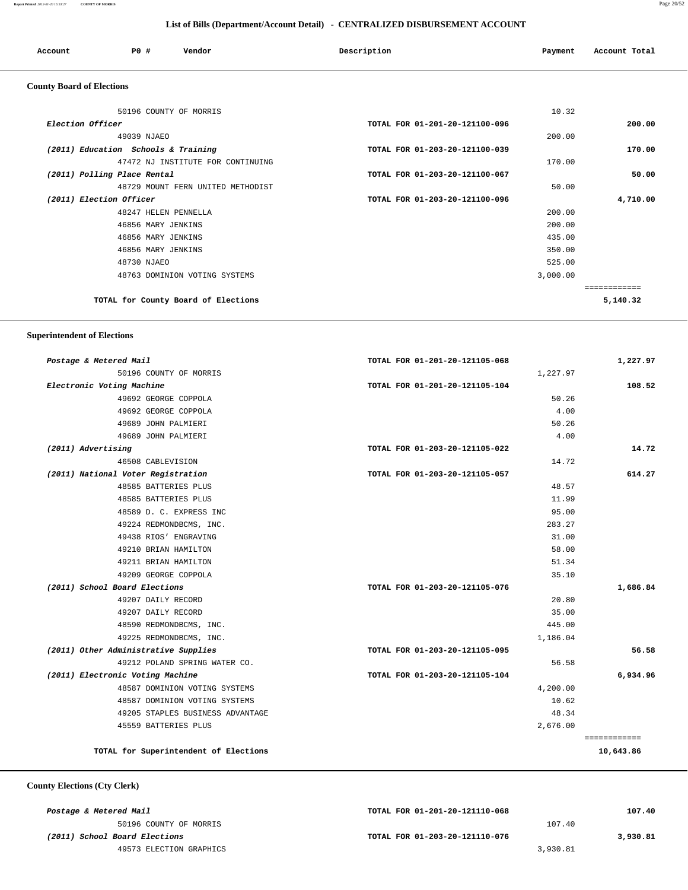## List of Bills (Department/Account Detail) - CENTRALIZED DISBURSEMENT ACCOUNT

| Account | PO # | Vendor | Description | Payment | Account Total |
|---|---|---|---|---|---|

### County Board of Elections

| Account | PO # | Vendor | Description | Payment | Account Total |
|---|---|---|---|---|---|
| | 50196 | COUNTY OF MORRIS | | 10.32 | |
| *Election Officer* | | | TOTAL FOR 01-201-20-121100-096 | | 200.00 |
| | 49039 | NJAEO | | 200.00 | |
| *(2011) Education Schools & Training* | | | TOTAL FOR 01-203-20-121100-039 | | 170.00 |
| | 47472 | NJ INSTITUTE FOR CONTINUING | | 170.00 | |
| *(2011) Polling Place Rental* | | | TOTAL FOR 01-203-20-121100-067 | | 50.00 |
| | 48729 | MOUNT FERN UNITED METHODIST | | 50.00 | |
| *(2011) Election Officer* | | | TOTAL FOR 01-203-20-121100-096 | | 4,710.00 |
| | 48247 | HELEN PENNELLA | | 200.00 | |
| | 46856 | MARY JENKINS | | 200.00 | |
| | 46856 | MARY JENKINS | | 435.00 | |
| | 46856 | MARY JENKINS | | 350.00 | |
| | 48730 | NJAEO | | 525.00 | |
| | 48763 | DOMINION VOTING SYSTEMS | | 3,000.00 | |
| | | **TOTAL for County Board of Elections** | | | **5,140.32** |

### Superintendent of Elections

| Account | PO # | Vendor | Description | Payment | Account Total |
|---|---|---|---|---|---|
| *Postage & Metered Mail* | | | TOTAL FOR 01-201-20-121105-068 | | 1,227.97 |
| | 50196 | COUNTY OF MORRIS | | 1,227.97 | |
| *Electronic Voting Machine* | | | TOTAL FOR 01-201-20-121105-104 | | 108.52 |
| | 49692 | GEORGE COPPOLA | | 50.26 | |
| | 49692 | GEORGE COPPOLA | | 4.00 | |
| | 49689 | JOHN PALMIERI | | 50.26 | |
| | 49689 | JOHN PALMIERI | | 4.00 | |
| *(2011) Advertising* | | | TOTAL FOR 01-203-20-121105-022 | | 14.72 |
| | 46508 | CABLEVISION | | 14.72 | |
| *(2011) National Voter Registration* | | | TOTAL FOR 01-203-20-121105-057 | | 614.27 |
| | 48585 | BATTERIES PLUS | | 48.57 | |
| | 48585 | BATTERIES PLUS | | 11.99 | |
| | 48589 | D. C. EXPRESS INC | | 95.00 | |
| | 49224 | REDMONDBCMS, INC. | | 283.27 | |
| | 49438 | RIOS' ENGRAVING | | 31.00 | |
| | 49210 | BRIAN HAMILTON | | 58.00 | |
| | 49211 | BRIAN HAMILTON | | 51.34 | |
| | 49209 | GEORGE COPPOLA | | 35.10 | |
| *(2011) School Board Elections* | | | TOTAL FOR 01-203-20-121105-076 | | 1,686.84 |
| | 49207 | DAILY RECORD | | 20.80 | |
| | 49207 | DAILY RECORD | | 35.00 | |
| | 48590 | REDMONDBCMS, INC. | | 445.00 | |
| | 49225 | REDMONDBCMS, INC. | | 1,186.04 | |
| *(2011) Other Administrative Supplies* | | | TOTAL FOR 01-203-20-121105-095 | | 56.58 |
| | 49212 | POLAND SPRING WATER CO. | | 56.58 | |
| *(2011) Electronic Voting Machine* | | | TOTAL FOR 01-203-20-121105-104 | | 6,934.96 |
| | 48587 | DOMINION VOTING SYSTEMS | | 4,200.00 | |
| | 48587 | DOMINION VOTING SYSTEMS | | 10.62 | |
| | 49205 | STAPLES BUSINESS ADVANTAGE | | 48.34 | |
| | 45559 | BATTERIES PLUS | | 2,676.00 | |
| | | **TOTAL for Superintendent of Elections** | | | **10,643.86** |

### County Elections (Cty Clerk)

| Account | PO # | Vendor | Description | Payment | Account Total |
|---|---|---|---|---|---|
| *Postage & Metered Mail* | | | TOTAL FOR 01-201-20-121110-068 | | 107.40 |
| | 50196 | COUNTY OF MORRIS | | 107.40 | |
| *(2011) School Board Elections* | | | TOTAL FOR 01-203-20-121110-076 | | 3,930.81 |
| | 49573 | ELECTION GRAPHICS | | 3,930.81 | |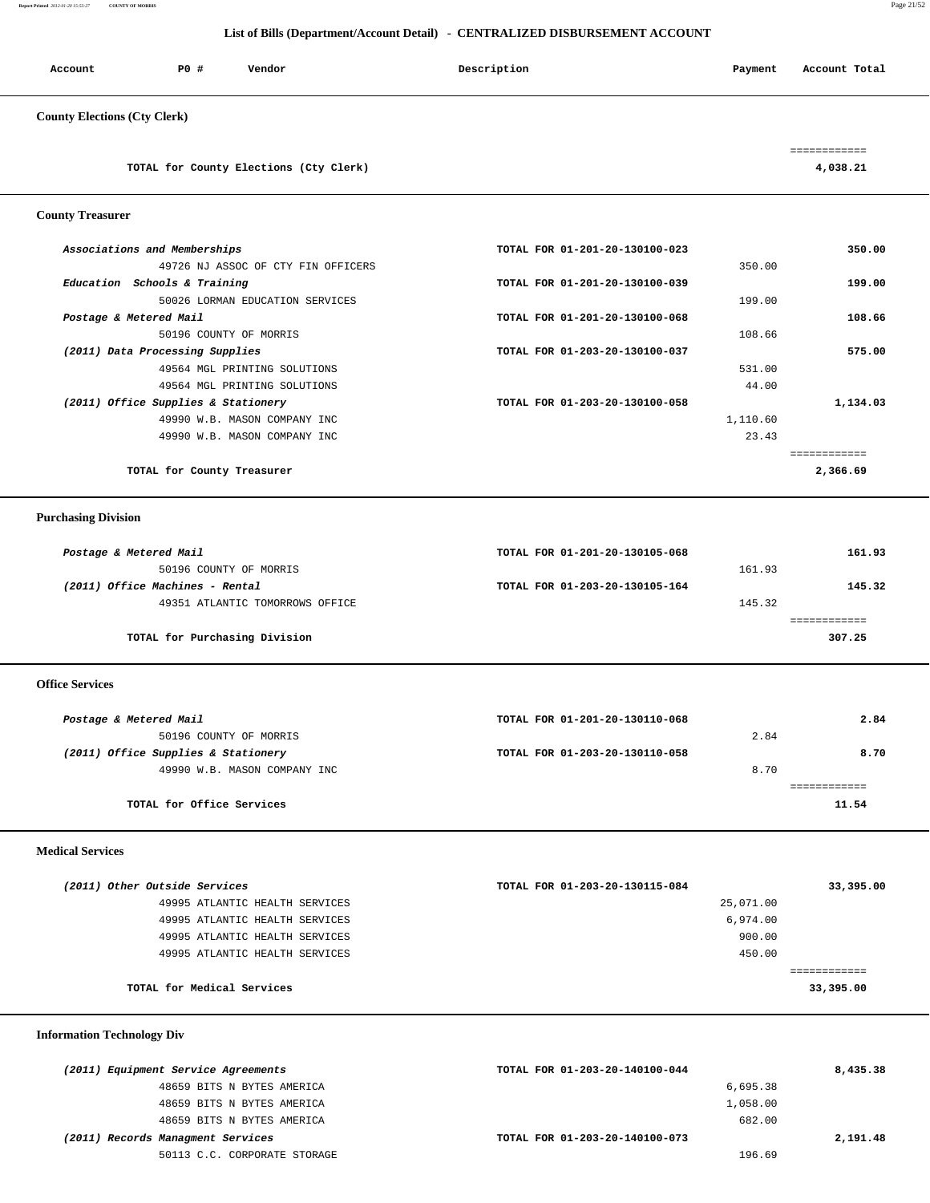## List of Bills (Department/Account Detail) - CENTRALIZED DISBURSEMENT ACCOUNT

| Account | PO # | Vendor | Description | Payment | Account Total |
|---|---|---|---|---|---|

### County Elections (Cty Clerk)

| | | | |
|---|---|---|---|
| **TOTAL for County Elections (Cty Clerk)** | | | **4,038.21** |

### County Treasurer

| Account | PO # / Vendor | Description | Payment | Account Total |
|---|---|---|---|---|
| *Associations and Memberships* | | TOTAL FOR 01-201-20-130100-023 | | **350.00** |
| | 49726 NJ ASSOC OF CTY FIN OFFICERS | | 350.00 | |
| *Education Schools & Training* | | TOTAL FOR 01-201-20-130100-039 | | **199.00** |
| | 50026 LORMAN EDUCATION SERVICES | | 199.00 | |
| *Postage & Metered Mail* | | TOTAL FOR 01-201-20-130100-068 | | **108.66** |
| | 50196 COUNTY OF MORRIS | | 108.66 | |
| *(2011) Data Processing Supplies* | | TOTAL FOR 01-203-20-130100-037 | | **575.00** |
| | 49564 MGL PRINTING SOLUTIONS | | 531.00 | |
| | 49564 MGL PRINTING SOLUTIONS | | 44.00 | |
| *(2011) Office Supplies & Stationery* | | TOTAL FOR 01-203-20-130100-058 | | **1,134.03** |
| | 49990 W.B. MASON COMPANY INC | | 1,110.60 | |
| | 49990 W.B. MASON COMPANY INC | | 23.43 | |
| **TOTAL for County Treasurer** | | | | **2,366.69** |

### Purchasing Division

| Account | PO # / Vendor | Description | Payment | Account Total |
|---|---|---|---|---|
| *Postage & Metered Mail* | | TOTAL FOR 01-201-20-130105-068 | | **161.93** |
| | 50196 COUNTY OF MORRIS | | 161.93 | |
| *(2011) Office Machines - Rental* | | TOTAL FOR 01-203-20-130105-164 | | **145.32** |
| | 49351 ATLANTIC TOMORROWS OFFICE | | 145.32 | |
| **TOTAL for Purchasing Division** | | | | **307.25** |

### Office Services

| Account | PO # / Vendor | Description | Payment | Account Total |
|---|---|---|---|---|
| *Postage & Metered Mail* | | TOTAL FOR 01-201-20-130110-068 | | **2.84** |
| | 50196 COUNTY OF MORRIS | | 2.84 | |
| *(2011) Office Supplies & Stationery* | | TOTAL FOR 01-203-20-130110-058 | | **8.70** |
| | 49990 W.B. MASON COMPANY INC | | 8.70 | |
| **TOTAL for Office Services** | | | | **11.54** |

### Medical Services

| Account | PO # / Vendor | Description | Payment | Account Total |
|---|---|---|---|---|
| *(2011) Other Outside Services* | | TOTAL FOR 01-203-20-130115-084 | | **33,395.00** |
| | 49995 ATLANTIC HEALTH SERVICES | | 25,071.00 | |
| | 49995 ATLANTIC HEALTH SERVICES | | 6,974.00 | |
| | 49995 ATLANTIC HEALTH SERVICES | | 900.00 | |
| | 49995 ATLANTIC HEALTH SERVICES | | 450.00 | |
| **TOTAL for Medical Services** | | | | **33,395.00** |

### Information Technology Div

| Account | PO # / Vendor | Description | Payment | Account Total |
|---|---|---|---|---|
| *(2011) Equipment Service Agreements* | | TOTAL FOR 01-203-20-140100-044 | | **8,435.38** |
| | 48659 BITS N BYTES AMERICA | | 6,695.38 | |
| | 48659 BITS N BYTES AMERICA | | 1,058.00 | |
| | 48659 BITS N BYTES AMERICA | | 682.00 | |
| *(2011) Records Managment Services* | | TOTAL FOR 01-203-20-140100-073 | | **2,191.48** |
| | 50113 C.C. CORPORATE STORAGE | | 196.69 | |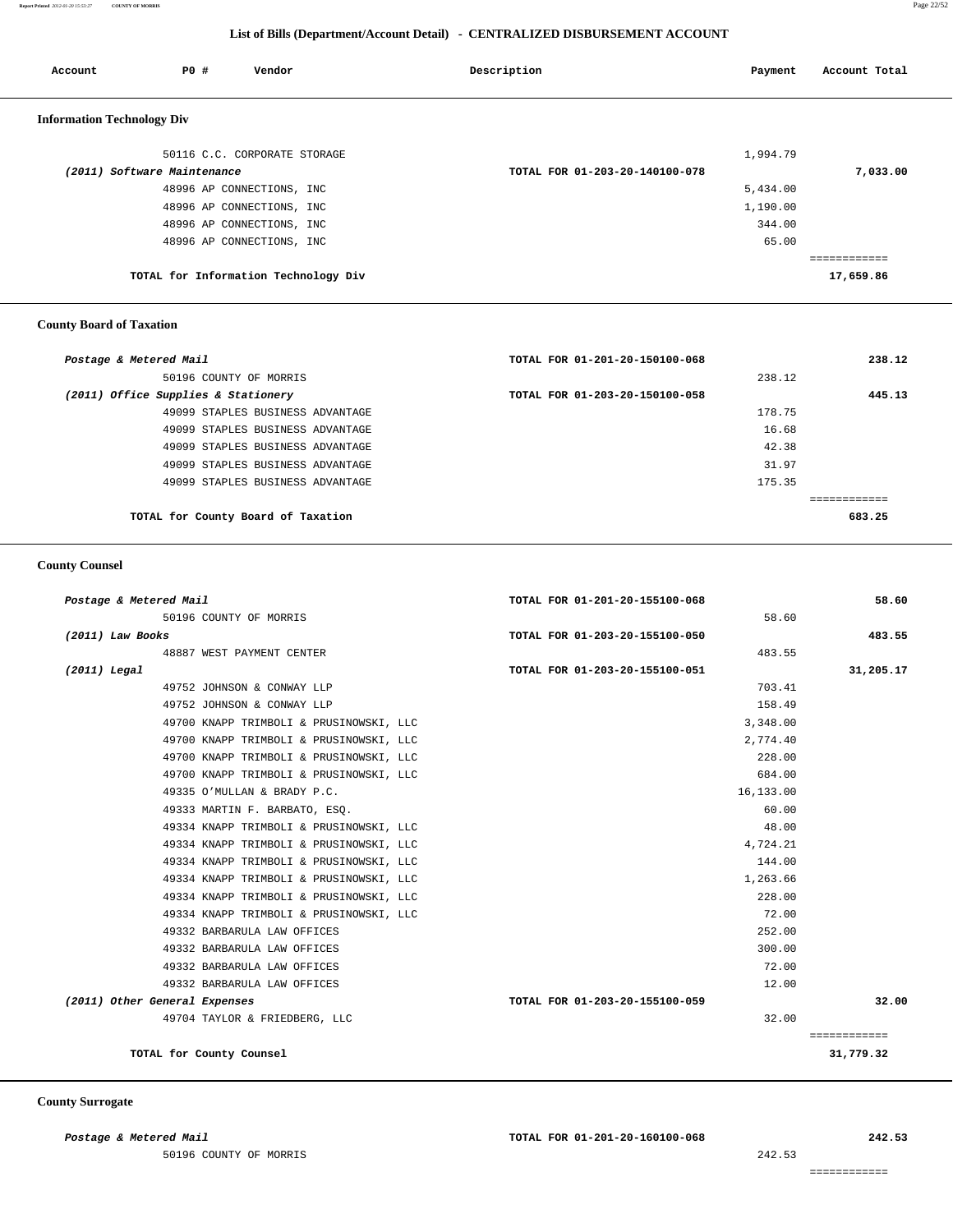## List of Bills (Department/Account Detail) - CENTRALIZED DISBURSEMENT ACCOUNT

| Account | PO # | Vendor | Description | Payment | Account Total |
|---|---|---|---|---|---|

### Information Technology Div

| Account | PO # | Vendor | Description | Payment | Account Total |
|---|---|---|---|---|---|
| | 50116 | C.C. CORPORATE STORAGE | | 1,994.79 | |
| *(2011) Software Maintenance* | | | TOTAL FOR 01-203-20-140100-078 | | 7,033.00 |
| | 48996 | AP CONNECTIONS, INC | | 5,434.00 | |
| | 48996 | AP CONNECTIONS, INC | | 1,190.00 | |
| | 48996 | AP CONNECTIONS, INC | | 344.00 | |
| | 48996 | AP CONNECTIONS, INC | | 65.00 | |
| | | TOTAL for Information Technology Div | | | 17,659.86 |

### County Board of Taxation

| Account | PO # | Vendor | Description | Payment | Account Total |
|---|---|---|---|---|---|
| *Postage & Metered Mail* | | | TOTAL FOR 01-201-20-150100-068 | | 238.12 |
| | 50196 | COUNTY OF MORRIS | | 238.12 | |
| *(2011) Office Supplies & Stationery* | | | TOTAL FOR 01-203-20-150100-058 | | 445.13 |
| | 49099 | STAPLES BUSINESS ADVANTAGE | | 178.75 | |
| | 49099 | STAPLES BUSINESS ADVANTAGE | | 16.68 | |
| | 49099 | STAPLES BUSINESS ADVANTAGE | | 42.38 | |
| | 49099 | STAPLES BUSINESS ADVANTAGE | | 31.97 | |
| | 49099 | STAPLES BUSINESS ADVANTAGE | | 175.35 | |
| | | TOTAL for County Board of Taxation | | | 683.25 |

### County Counsel

| Account | PO # | Vendor | Description | Payment | Account Total |
|---|---|---|---|---|---|
| *Postage & Metered Mail* | | | TOTAL FOR 01-201-20-155100-068 | | 58.60 |
| | 50196 | COUNTY OF MORRIS | | 58.60 | |
| *(2011) Law Books* | | | TOTAL FOR 01-203-20-155100-050 | | 483.55 |
| | 48887 | WEST PAYMENT CENTER | | 483.55 | |
| *(2011) Legal* | | | TOTAL FOR 01-203-20-155100-051 | | 31,205.17 |
| | 49752 | JOHNSON & CONWAY LLP | | 703.41 | |
| | 49752 | JOHNSON & CONWAY LLP | | 158.49 | |
| | 49700 | KNAPP TRIMBOLI & PRUSINOWSKI, LLC | | 3,348.00 | |
| | 49700 | KNAPP TRIMBOLI & PRUSINOWSKI, LLC | | 2,774.40 | |
| | 49700 | KNAPP TRIMBOLI & PRUSINOWSKI, LLC | | 228.00 | |
| | 49700 | KNAPP TRIMBOLI & PRUSINOWSKI, LLC | | 684.00 | |
| | 49335 | O'MULLAN & BRADY P.C. | | 16,133.00 | |
| | 49333 | MARTIN F. BARBATO, ESQ. | | 60.00 | |
| | 49334 | KNAPP TRIMBOLI & PRUSINOWSKI, LLC | | 48.00 | |
| | 49334 | KNAPP TRIMBOLI & PRUSINOWSKI, LLC | | 4,724.21 | |
| | 49334 | KNAPP TRIMBOLI & PRUSINOWSKI, LLC | | 144.00 | |
| | 49334 | KNAPP TRIMBOLI & PRUSINOWSKI, LLC | | 1,263.66 | |
| | 49334 | KNAPP TRIMBOLI & PRUSINOWSKI, LLC | | 228.00 | |
| | 49334 | KNAPP TRIMBOLI & PRUSINOWSKI, LLC | | 72.00 | |
| | 49332 | BARBARULA LAW OFFICES | | 252.00 | |
| | 49332 | BARBARULA LAW OFFICES | | 300.00 | |
| | 49332 | BARBARULA LAW OFFICES | | 72.00 | |
| | 49332 | BARBARULA LAW OFFICES | | 12.00 | |
| *(2011) Other General Expenses* | | | TOTAL FOR 01-203-20-155100-059 | | 32.00 |
| | 49704 | TAYLOR & FRIEDBERG, LLC | | 32.00 | |
| | | TOTAL for County Counsel | | | 31,779.32 |

### County Surrogate

| Account | PO # | Vendor | Description | Payment | Account Total |
|---|---|---|---|---|---|
| *Postage & Metered Mail* | | | TOTAL FOR 01-201-20-160100-068 | | 242.53 |
| | 50196 | COUNTY OF MORRIS | | 242.53 | |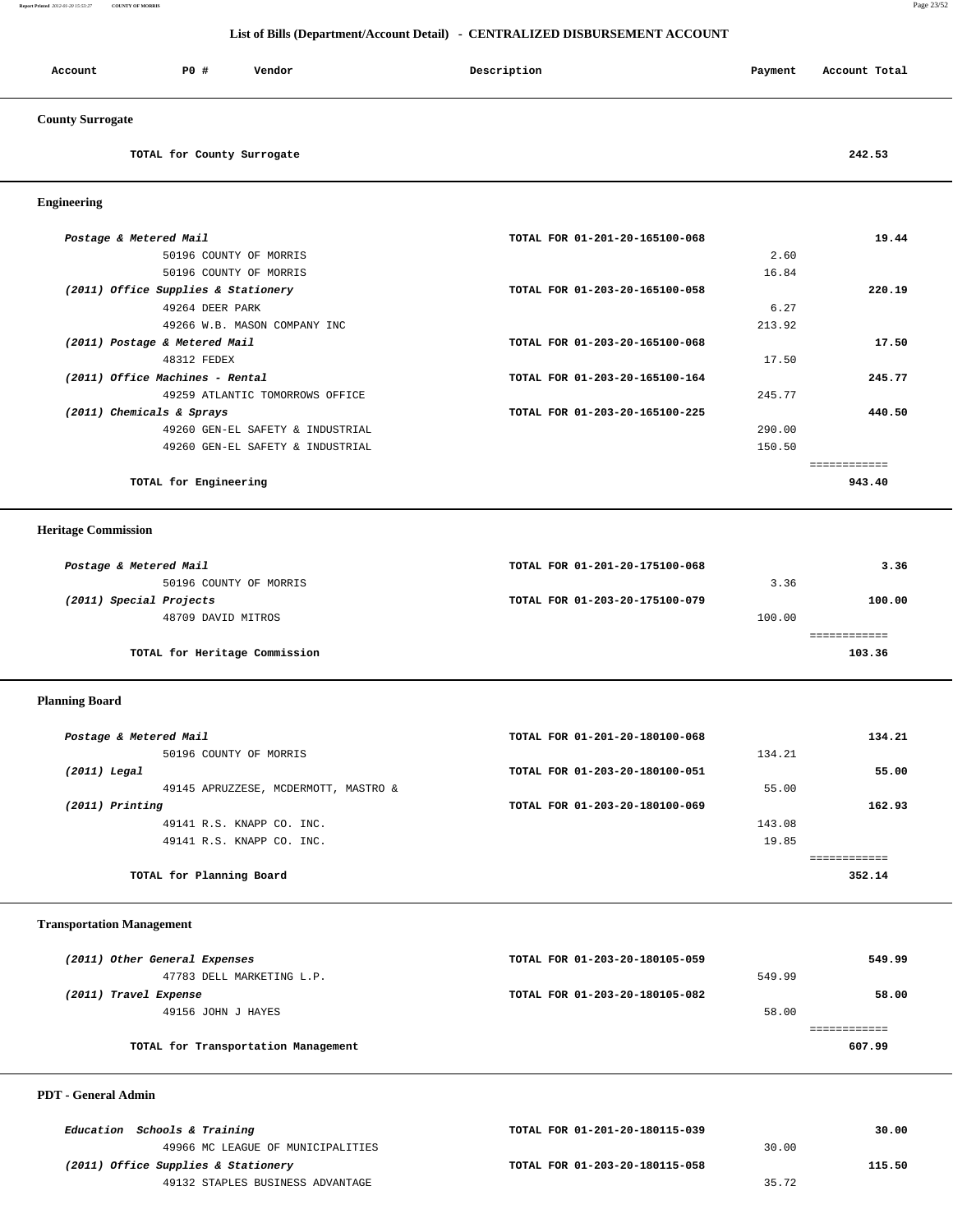## List of Bills (Department/Account Detail) - CENTRALIZED DISBURSEMENT ACCOUNT

| Account | PO # | Vendor | Description | Payment | Account Total |
|---|---|---|---|---|---|

### County Surrogate

| | | | |
|---|---|---|---|
| **TOTAL for County Surrogate** | | | **242.53** |

### Engineering

| Account / Vendor | Description | Payment | Account Total |
|---|---|---|---|
| *Postage & Metered Mail* | TOTAL FOR 01-201-20-165100-068 | | **19.44** |
| 50196 COUNTY OF MORRIS | | 2.60 | |
| 50196 COUNTY OF MORRIS | | 16.84 | |
| *(2011) Office Supplies & Stationery* | TOTAL FOR 01-203-20-165100-058 | | **220.19** |
| 49264 DEER PARK | | 6.27 | |
| 49266 W.B. MASON COMPANY INC | | 213.92 | |
| *(2011) Postage & Metered Mail* | TOTAL FOR 01-203-20-165100-068 | | **17.50** |
| 48312 FEDEX | | 17.50 | |
| *(2011) Office Machines - Rental* | TOTAL FOR 01-203-20-165100-164 | | **245.77** |
| 49259 ATLANTIC TOMORROWS OFFICE | | 245.77 | |
| *(2011) Chemicals & Sprays* | TOTAL FOR 01-203-20-165100-225 | | **440.50** |
| 49260 GEN-EL SAFETY & INDUSTRIAL | | 290.00 | |
| 49260 GEN-EL SAFETY & INDUSTRIAL | | 150.50 | |
| **TOTAL for Engineering** | | | **943.40** |

### Heritage Commission

| Account / Vendor | Description | Payment | Account Total |
|---|---|---|---|
| *Postage & Metered Mail* | TOTAL FOR 01-201-20-175100-068 | | **3.36** |
| 50196 COUNTY OF MORRIS | | 3.36 | |
| *(2011) Special Projects* | TOTAL FOR 01-203-20-175100-079 | | **100.00** |
| 48709 DAVID MITROS | | 100.00 | |
| **TOTAL for Heritage Commission** | | | **103.36** |

### Planning Board

| Account / Vendor | Description | Payment | Account Total |
|---|---|---|---|
| *Postage & Metered Mail* | TOTAL FOR 01-201-20-180100-068 | | **134.21** |
| 50196 COUNTY OF MORRIS | | 134.21 | |
| *(2011) Legal* | TOTAL FOR 01-203-20-180100-051 | | **55.00** |
| 49145 APRUZZESE, MCDERMOTT, MASTRO & | | 55.00 | |
| *(2011) Printing* | TOTAL FOR 01-203-20-180100-069 | | **162.93** |
| 49141 R.S. KNAPP CO. INC. | | 143.08 | |
| 49141 R.S. KNAPP CO. INC. | | 19.85 | |
| **TOTAL for Planning Board** | | | **352.14** |

### Transportation Management

| Account / Vendor | Description | Payment | Account Total |
|---|---|---|---|
| *(2011) Other General Expenses* | TOTAL FOR 01-203-20-180105-059 | | **549.99** |
| 47783 DELL MARKETING L.P. | | 549.99 | |
| *(2011) Travel Expense* | TOTAL FOR 01-203-20-180105-082 | | **58.00** |
| 49156 JOHN J HAYES | | 58.00 | |
| **TOTAL for Transportation Management** | | | **607.99** |

### PDT - General Admin

| Account / Vendor | Description | Payment | Account Total |
|---|---|---|---|
| *Education Schools & Training* | TOTAL FOR 01-201-20-180115-039 | | **30.00** |
| 49966 MC LEAGUE OF MUNICIPALITIES | | 30.00 | |
| *(2011) Office Supplies & Stationery* | TOTAL FOR 01-203-20-180115-058 | | **115.50** |
| 49132 STAPLES BUSINESS ADVANTAGE | | 35.72 | |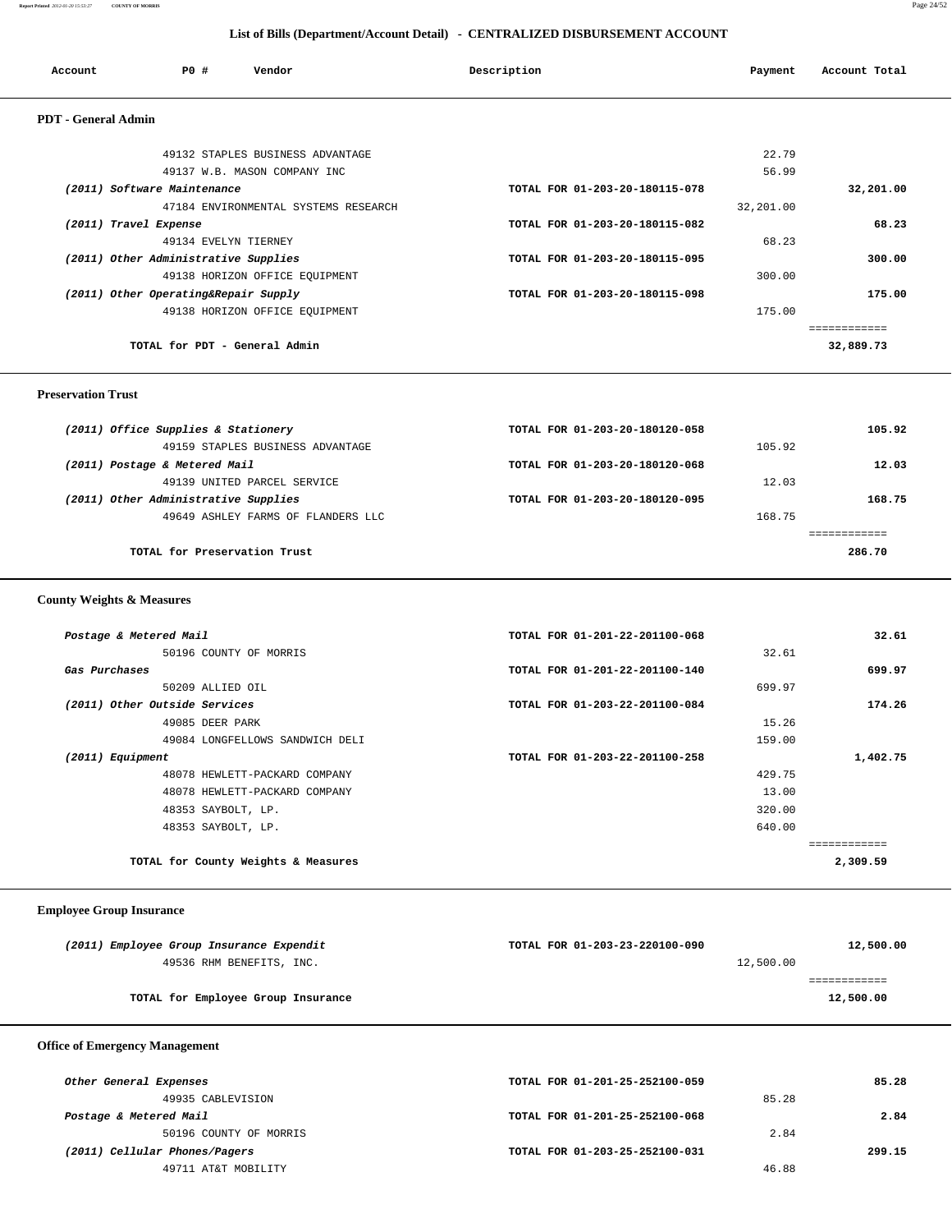## List of Bills (Department/Account Detail) - CENTRALIZED DISBURSEMENT ACCOUNT

| Account | PO # | Vendor | Description | Payment | Account Total |
|---|---|---|---|---|---|

### PDT - General Admin

| Account | PO # / Vendor | Description | Payment | Account Total |
|---|---|---|---|---|
| | 49132 STAPLES BUSINESS ADVANTAGE | | 22.79 | |
| | 49137 W.B. MASON COMPANY INC | | 56.99 | |
| *(2011) Software Maintenance* | | TOTAL FOR 01-203-20-180115-078 | | 32,201.00 |
| | 47184 ENVIRONMENTAL SYSTEMS RESEARCH | | 32,201.00 | |
| *(2011) Travel Expense* | | TOTAL FOR 01-203-20-180115-082 | | 68.23 |
| | 49134 EVELYN TIERNEY | | 68.23 | |
| *(2011) Other Administrative Supplies* | | TOTAL FOR 01-203-20-180115-095 | | 300.00 |
| | 49138 HORIZON OFFICE EQUIPMENT | | 300.00 | |
| *(2011) Other Operating&Repair Supply* | | TOTAL FOR 01-203-20-180115-098 | | 175.00 |
| | 49138 HORIZON OFFICE EQUIPMENT | | 175.00 | |
| | **TOTAL for PDT - General Admin** | | | **32,889.73** |

### Preservation Trust

| Account | PO # / Vendor | Description | Payment | Account Total |
|---|---|---|---|---|
| *(2011) Office Supplies & Stationery* | | TOTAL FOR 01-203-20-180120-058 | | 105.92 |
| | 49159 STAPLES BUSINESS ADVANTAGE | | 105.92 | |
| *(2011) Postage & Metered Mail* | | TOTAL FOR 01-203-20-180120-068 | | 12.03 |
| | 49139 UNITED PARCEL SERVICE | | 12.03 | |
| *(2011) Other Administrative Supplies* | | TOTAL FOR 01-203-20-180120-095 | | 168.75 |
| | 49649 ASHLEY FARMS OF FLANDERS LLC | | 168.75 | |
| | **TOTAL for Preservation Trust** | | | **286.70** |

### County Weights & Measures

| Account | PO # / Vendor | Description | Payment | Account Total |
|---|---|---|---|---|
| *Postage & Metered Mail* | | TOTAL FOR 01-201-22-201100-068 | | 32.61 |
| | 50196 COUNTY OF MORRIS | | 32.61 | |
| *Gas Purchases* | | TOTAL FOR 01-201-22-201100-140 | | 699.97 |
| | 50209 ALLIED OIL | | 699.97 | |
| *(2011) Other Outside Services* | | TOTAL FOR 01-203-22-201100-084 | | 174.26 |
| | 49085 DEER PARK | | 15.26 | |
| | 49084 LONGFELLOWS SANDWICH DELI | | 159.00 | |
| *(2011) Equipment* | | TOTAL FOR 01-203-22-201100-258 | | 1,402.75 |
| | 48078 HEWLETT-PACKARD COMPANY | | 429.75 | |
| | 48078 HEWLETT-PACKARD COMPANY | | 13.00 | |
| | 48353 SAYBOLT, LP. | | 320.00 | |
| | 48353 SAYBOLT, LP. | | 640.00 | |
| | **TOTAL for County Weights & Measures** | | | **2,309.59** |

### Employee Group Insurance

| Account | PO # / Vendor | Description | Payment | Account Total |
|---|---|---|---|---|
| *(2011) Employee Group Insurance Expendit* | | TOTAL FOR 01-203-23-220100-090 | | 12,500.00 |
| | 49536 RHM BENEFITS, INC. | | 12,500.00 | |
| | **TOTAL for Employee Group Insurance** | | | **12,500.00** |

### Office of Emergency Management

| Account | PO # / Vendor | Description | Payment | Account Total |
|---|---|---|---|---|
| *Other General Expenses* | | TOTAL FOR 01-201-25-252100-059 | | 85.28 |
| | 49935 CABLEVISION | | 85.28 | |
| *Postage & Metered Mail* | | TOTAL FOR 01-201-25-252100-068 | | 2.84 |
| | 50196 COUNTY OF MORRIS | | 2.84 | |
| *(2011) Cellular Phones/Pagers* | | TOTAL FOR 01-203-25-252100-031 | | 299.15 |
| | 49711 AT&T MOBILITY | | 46.88 | |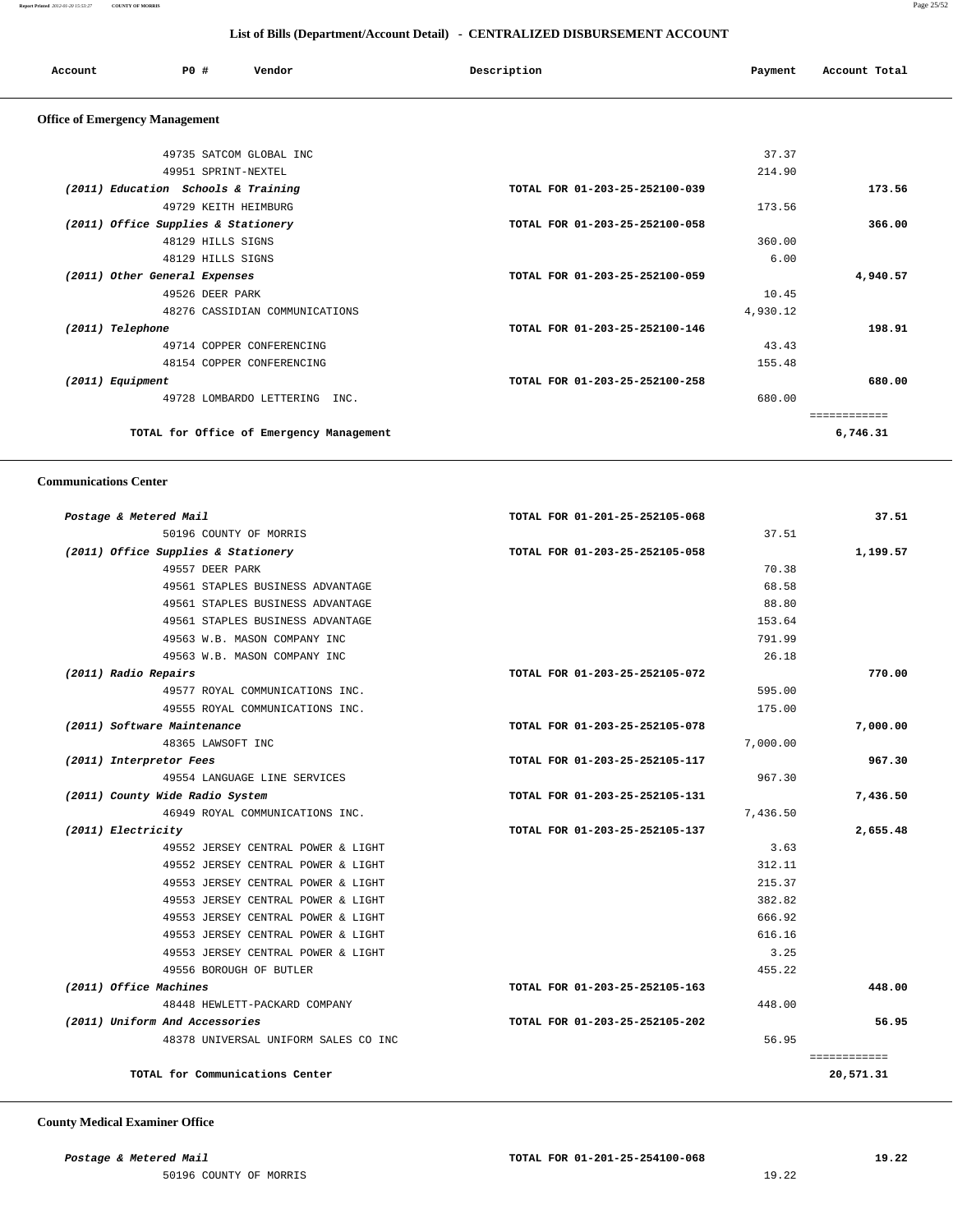## List of Bills (Department/Account Detail) - CENTRALIZED DISBURSEMENT ACCOUNT

| Account | PO # | Vendor | Description | Payment | Account Total |
|---|---|---|---|---|---|

### Office of Emergency Management

| Account | PO # | Vendor | Description | Payment | Account Total |
|---|---|---|---|---|---|
| | 49735 | SATCOM GLOBAL INC | | 37.37 | |
| | 49951 | SPRINT-NEXTEL | | 214.90 | |
| *(2011) Education Schools & Training* | | | TOTAL FOR 01-203-25-252100-039 | | 173.56 |
| | 49729 | KEITH HEIMBURG | | 173.56 | |
| *(2011) Office Supplies & Stationery* | | | TOTAL FOR 01-203-25-252100-058 | | 366.00 |
| | 48129 | HILLS SIGNS | | 360.00 | |
| | 48129 | HILLS SIGNS | | 6.00 | |
| *(2011) Other General Expenses* | | | TOTAL FOR 01-203-25-252100-059 | | 4,940.57 |
| | 49526 | DEER PARK | | 10.45 | |
| | 48276 | CASSIDIAN COMMUNICATIONS | | 4,930.12 | |
| *(2011) Telephone* | | | TOTAL FOR 01-203-25-252100-146 | | 198.91 |
| | 49714 | COPPER CONFERENCING | | 43.43 | |
| | 48154 | COPPER CONFERENCING | | 155.48 | |
| *(2011) Equipment* | | | TOTAL FOR 01-203-25-252100-258 | | 680.00 |
| | 49728 | LOMBARDO LETTERING INC. | | 680.00 | |
| **TOTAL for Office of Emergency Management** | | | | | **6,746.31** |

### Communications Center

| Account | PO # | Vendor | Description | Payment | Account Total |
|---|---|---|---|---|---|
| *Postage & Metered Mail* | | | TOTAL FOR 01-201-25-252105-068 | | 37.51 |
| | 50196 | COUNTY OF MORRIS | | 37.51 | |
| *(2011) Office Supplies & Stationery* | | | TOTAL FOR 01-203-25-252105-058 | | 1,199.57 |
| | 49557 | DEER PARK | | 70.38 | |
| | 49561 | STAPLES BUSINESS ADVANTAGE | | 68.58 | |
| | 49561 | STAPLES BUSINESS ADVANTAGE | | 88.80 | |
| | 49561 | STAPLES BUSINESS ADVANTAGE | | 153.64 | |
| | 49563 | W.B. MASON COMPANY INC | | 791.99 | |
| | 49563 | W.B. MASON COMPANY INC | | 26.18 | |
| *(2011) Radio Repairs* | | | TOTAL FOR 01-203-25-252105-072 | | 770.00 |
| | 49577 | ROYAL COMMUNICATIONS INC. | | 595.00 | |
| | 49555 | ROYAL COMMUNICATIONS INC. | | 175.00 | |
| *(2011) Software Maintenance* | | | TOTAL FOR 01-203-25-252105-078 | | 7,000.00 |
| | 48365 | LAWSOFT INC | | 7,000.00 | |
| *(2011) Interpretor Fees* | | | TOTAL FOR 01-203-25-252105-117 | | 967.30 |
| | 49554 | LANGUAGE LINE SERVICES | | 967.30 | |
| *(2011) County Wide Radio System* | | | TOTAL FOR 01-203-25-252105-131 | | 7,436.50 |
| | 46949 | ROYAL COMMUNICATIONS INC. | | 7,436.50 | |
| *(2011) Electricity* | | | TOTAL FOR 01-203-25-252105-137 | | 2,655.48 |
| | 49552 | JERSEY CENTRAL POWER & LIGHT | | 3.63 | |
| | 49552 | JERSEY CENTRAL POWER & LIGHT | | 312.11 | |
| | 49553 | JERSEY CENTRAL POWER & LIGHT | | 215.37 | |
| | 49553 | JERSEY CENTRAL POWER & LIGHT | | 382.82 | |
| | 49553 | JERSEY CENTRAL POWER & LIGHT | | 666.92 | |
| | 49553 | JERSEY CENTRAL POWER & LIGHT | | 616.16 | |
| | 49553 | JERSEY CENTRAL POWER & LIGHT | | 3.25 | |
| | 49556 | BOROUGH OF BUTLER | | 455.22 | |
| *(2011) Office Machines* | | | TOTAL FOR 01-203-25-252105-163 | | 448.00 |
| | 48448 | HEWLETT-PACKARD COMPANY | | 448.00 | |
| *(2011) Uniform And Accessories* | | | TOTAL FOR 01-203-25-252105-202 | | 56.95 |
| | 48378 | UNIVERSAL UNIFORM SALES CO INC | | 56.95 | |
| **TOTAL for Communications Center** | | | | | **20,571.31** |

### County Medical Examiner Office

| Account | PO # | Vendor | Description | Payment | Account Total |
|---|---|---|---|---|---|
| *Postage & Metered Mail* | | | TOTAL FOR 01-201-25-254100-068 | | 19.22 |
| | 50196 | COUNTY OF MORRIS | | 19.22 | |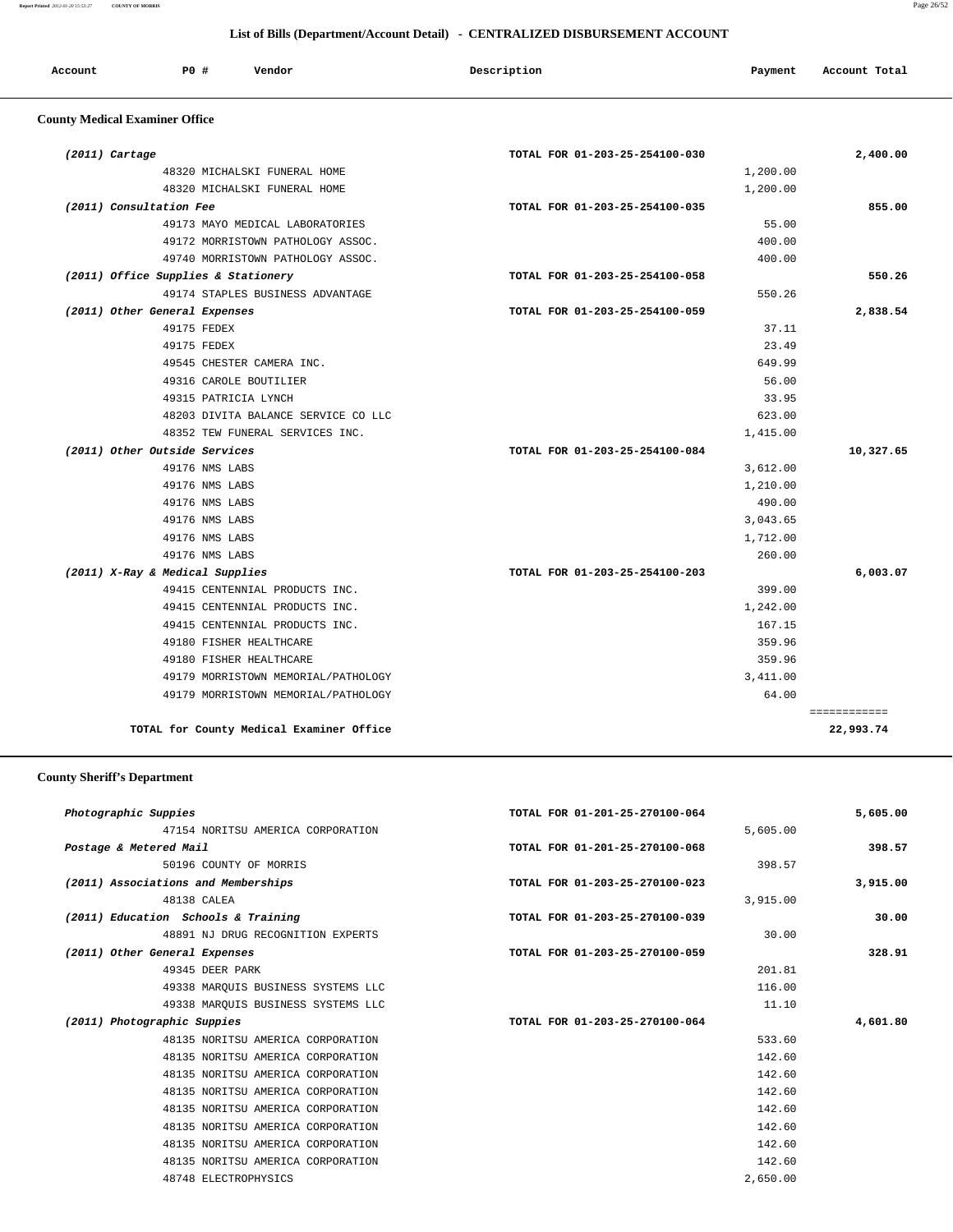## List of Bills (Department/Account Detail) - CENTRALIZED DISBURSEMENT ACCOUNT

| Account | PO # | Vendor | Description | Payment | Account Total |
|---|---|---|---|---|---|

### County Medical Examiner Office

| Account | PO # | Vendor | Description | Payment | Account Total |
|---|---|---|---|---|---|
| *(2011) Cartage* | | | TOTAL FOR 01-203-25-254100-030 | | 2,400.00 |
| | 48320 | MICHALSKI FUNERAL HOME | | 1,200.00 | |
| | 48320 | MICHALSKI FUNERAL HOME | | 1,200.00 | |
| *(2011) Consultation Fee* | | | TOTAL FOR 01-203-25-254100-035 | | 855.00 |
| | 49173 | MAYO MEDICAL LABORATORIES | | 55.00 | |
| | 49172 | MORRISTOWN PATHOLOGY ASSOC. | | 400.00 | |
| | 49740 | MORRISTOWN PATHOLOGY ASSOC. | | 400.00 | |
| *(2011) Office Supplies & Stationery* | | | TOTAL FOR 01-203-25-254100-058 | | 550.26 |
| | 49174 | STAPLES BUSINESS ADVANTAGE | | 550.26 | |
| *(2011) Other General Expenses* | | | TOTAL FOR 01-203-25-254100-059 | | 2,838.54 |
| | 49175 | FEDEX | | 37.11 | |
| | 49175 | FEDEX | | 23.49 | |
| | 49545 | CHESTER CAMERA INC. | | 649.99 | |
| | 49316 | CAROLE BOUTILIER | | 56.00 | |
| | 49315 | PATRICIA LYNCH | | 33.95 | |
| | 48203 | DIVITA BALANCE SERVICE CO LLC | | 623.00 | |
| | 48352 | TEW FUNERAL SERVICES INC. | | 1,415.00 | |
| *(2011) Other Outside Services* | | | TOTAL FOR 01-203-25-254100-084 | | 10,327.65 |
| | 49176 | NMS LABS | | 3,612.00 | |
| | 49176 | NMS LABS | | 1,210.00 | |
| | 49176 | NMS LABS | | 490.00 | |
| | 49176 | NMS LABS | | 3,043.65 | |
| | 49176 | NMS LABS | | 1,712.00 | |
| | 49176 | NMS LABS | | 260.00 | |
| *(2011) X-Ray & Medical Supplies* | | | TOTAL FOR 01-203-25-254100-203 | | 6,003.07 |
| | 49415 | CENTENNIAL PRODUCTS INC. | | 399.00 | |
| | 49415 | CENTENNIAL PRODUCTS INC. | | 1,242.00 | |
| | 49415 | CENTENNIAL PRODUCTS INC. | | 167.15 | |
| | 49180 | FISHER HEALTHCARE | | 359.96 | |
| | 49180 | FISHER HEALTHCARE | | 359.96 | |
| | 49179 | MORRISTOWN MEMORIAL/PATHOLOGY | | 3,411.00 | |
| | 49179 | MORRISTOWN MEMORIAL/PATHOLOGY | | 64.00 | |
| | | **TOTAL for County Medical Examiner Office** | | | **22,993.74** |

### County Sheriff's Department

| Account | PO # | Vendor | Description | Payment | Account Total |
|---|---|---|---|---|---|
| *Photographic Suppies* | | | TOTAL FOR 01-201-25-270100-064 | | 5,605.00 |
| | 47154 | NORITSU AMERICA CORPORATION | | 5,605.00 | |
| *Postage & Metered Mail* | | | TOTAL FOR 01-201-25-270100-068 | | 398.57 |
| | 50196 | COUNTY OF MORRIS | | 398.57 | |
| *(2011) Associations and Memberships* | | | TOTAL FOR 01-203-25-270100-023 | | 3,915.00 |
| | 48138 | CALEA | | 3,915.00 | |
| *(2011) Education Schools & Training* | | | TOTAL FOR 01-203-25-270100-039 | | 30.00 |
| | 48891 | NJ DRUG RECOGNITION EXPERTS | | 30.00 | |
| *(2011) Other General Expenses* | | | TOTAL FOR 01-203-25-270100-059 | | 328.91 |
| | 49345 | DEER PARK | | 201.81 | |
| | 49338 | MARQUIS BUSINESS SYSTEMS LLC | | 116.00 | |
| | 49338 | MARQUIS BUSINESS SYSTEMS LLC | | 11.10 | |
| *(2011) Photographic Suppies* | | | TOTAL FOR 01-203-25-270100-064 | | 4,601.80 |
| | 48135 | NORITSU AMERICA CORPORATION | | 533.60 | |
| | 48135 | NORITSU AMERICA CORPORATION | | 142.60 | |
| | 48135 | NORITSU AMERICA CORPORATION | | 142.60 | |
| | 48135 | NORITSU AMERICA CORPORATION | | 142.60 | |
| | 48135 | NORITSU AMERICA CORPORATION | | 142.60 | |
| | 48135 | NORITSU AMERICA CORPORATION | | 142.60 | |
| | 48135 | NORITSU AMERICA CORPORATION | | 142.60 | |
| | 48135 | NORITSU AMERICA CORPORATION | | 142.60 | |
| | 48748 | ELECTROPHYSICS | | 2,650.00 | |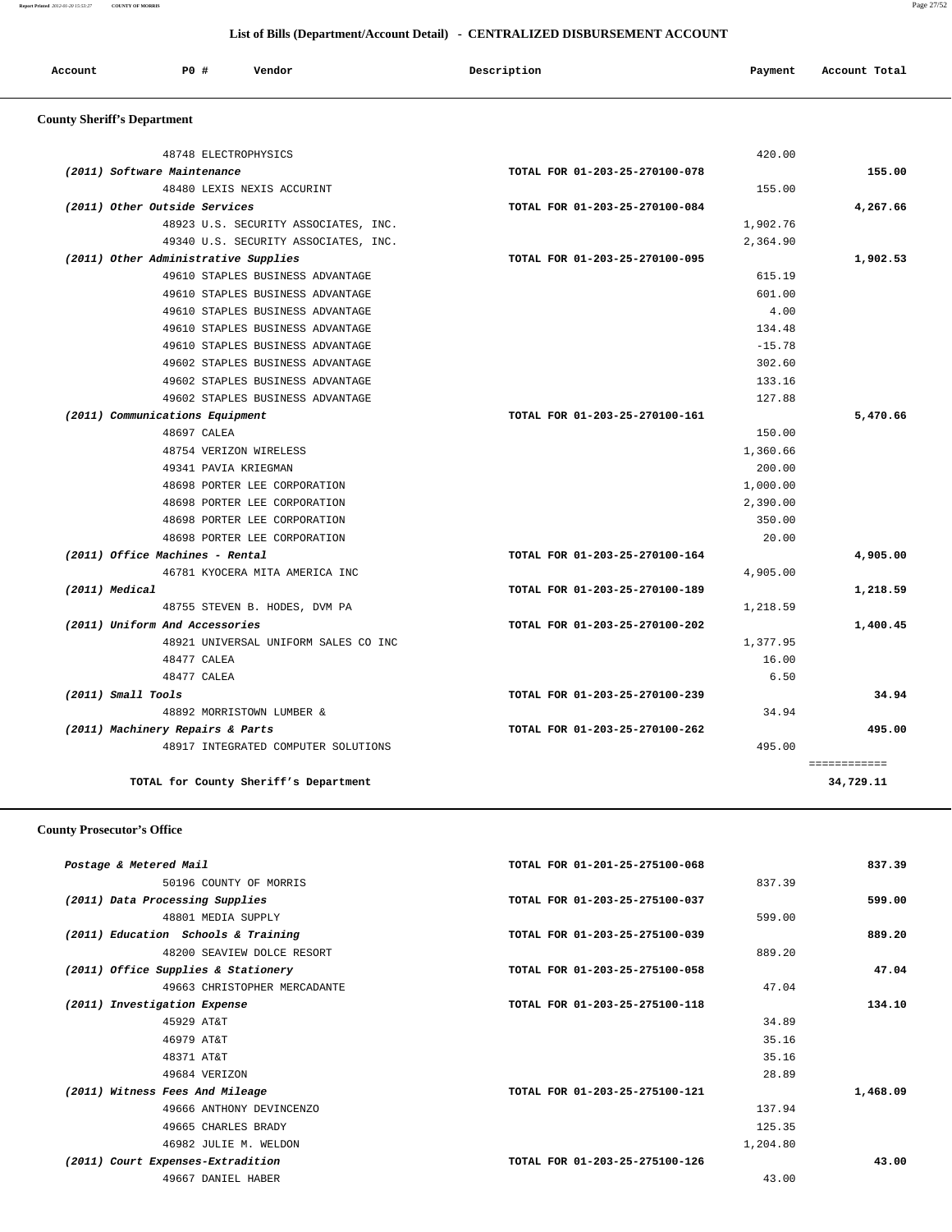## List of Bills (Department/Account Detail) - CENTRALIZED DISBURSEMENT ACCOUNT

| Account | PO # | Vendor | Description | Payment | Account Total |
|---|---|---|---|---|---|

### County Sheriff's Department

| Account | PO # | Vendor | Description | Payment | Account Total |
|---|---|---|---|---|---|
| | 48748 | ELECTROPHYSICS | | 420.00 | |
| *(2011) Software Maintenance* | | | TOTAL FOR 01-203-25-270100-078 | | 155.00 |
| | 48480 | LEXIS NEXIS ACCURINT | | 155.00 | |
| *(2011) Other Outside Services* | | | TOTAL FOR 01-203-25-270100-084 | | 4,267.66 |
| | 48923 | U.S. SECURITY ASSOCIATES, INC. | | 1,902.76 | |
| | 49340 | U.S. SECURITY ASSOCIATES, INC. | | 2,364.90 | |
| *(2011) Other Administrative Supplies* | | | TOTAL FOR 01-203-25-270100-095 | | 1,902.53 |
| | 49610 | STAPLES BUSINESS ADVANTAGE | | 615.19 | |
| | 49610 | STAPLES BUSINESS ADVANTAGE | | 601.00 | |
| | 49610 | STAPLES BUSINESS ADVANTAGE | | 4.00 | |
| | 49610 | STAPLES BUSINESS ADVANTAGE | | 134.48 | |
| | 49610 | STAPLES BUSINESS ADVANTAGE | | -15.78 | |
| | 49602 | STAPLES BUSINESS ADVANTAGE | | 302.60 | |
| | 49602 | STAPLES BUSINESS ADVANTAGE | | 133.16 | |
| | 49602 | STAPLES BUSINESS ADVANTAGE | | 127.88 | |
| *(2011) Communications Equipment* | | | TOTAL FOR 01-203-25-270100-161 | | 5,470.66 |
| | 48697 | CALEA | | 150.00 | |
| | 48754 | VERIZON WIRELESS | | 1,360.66 | |
| | 49341 | PAVIA KRIEGMAN | | 200.00 | |
| | 48698 | PORTER LEE CORPORATION | | 1,000.00 | |
| | 48698 | PORTER LEE CORPORATION | | 2,390.00 | |
| | 48698 | PORTER LEE CORPORATION | | 350.00 | |
| | 48698 | PORTER LEE CORPORATION | | 20.00 | |
| *(2011) Office Machines - Rental* | | | TOTAL FOR 01-203-25-270100-164 | | 4,905.00 |
| | 46781 | KYOCERA MITA AMERICA INC | | 4,905.00 | |
| *(2011) Medical* | | | TOTAL FOR 01-203-25-270100-189 | | 1,218.59 |
| | 48755 | STEVEN B. HODES, DVM PA | | 1,218.59 | |
| *(2011) Uniform And Accessories* | | | TOTAL FOR 01-203-25-270100-202 | | 1,400.45 |
| | 48921 | UNIVERSAL UNIFORM SALES CO INC | | 1,377.95 | |
| | 48477 | CALEA | | 16.00 | |
| | 48477 | CALEA | | 6.50 | |
| *(2011) Small Tools* | | | TOTAL FOR 01-203-25-270100-239 | | 34.94 |
| | 48892 | MORRISTOWN LUMBER & | | 34.94 | |
| *(2011) Machinery Repairs & Parts* | | | TOTAL FOR 01-203-25-270100-262 | | 495.00 |
| | 48917 | INTEGRATED COMPUTER SOLUTIONS | | 495.00 | |
| | | | | | ============ |
| **TOTAL for County Sheriff's Department** | | | | | **34,729.11** |

### County Prosecutor's Office

| Account | PO # | Vendor | Description | Payment | Account Total |
|---|---|---|---|---|---|
| *Postage & Metered Mail* | | | TOTAL FOR 01-201-25-275100-068 | | 837.39 |
| | 50196 | COUNTY OF MORRIS | | 837.39 | |
| *(2011) Data Processing Supplies* | | | TOTAL FOR 01-203-25-275100-037 | | 599.00 |
| | 48801 | MEDIA SUPPLY | | 599.00 | |
| *(2011) Education Schools & Training* | | | TOTAL FOR 01-203-25-275100-039 | | 889.20 |
| | 48200 | SEAVIEW DOLCE RESORT | | 889.20 | |
| *(2011) Office Supplies & Stationery* | | | TOTAL FOR 01-203-25-275100-058 | | 47.04 |
| | 49663 | CHRISTOPHER MERCADANTE | | 47.04 | |
| *(2011) Investigation Expense* | | | TOTAL FOR 01-203-25-275100-118 | | 134.10 |
| | 45929 | AT&T | | 34.89 | |
| | 46979 | AT&T | | 35.16 | |
| | 48371 | AT&T | | 35.16 | |
| | 49684 | VERIZON | | 28.89 | |
| *(2011) Witness Fees And Mileage* | | | TOTAL FOR 01-203-25-275100-121 | | 1,468.09 |
| | 49666 | ANTHONY DEVINCENZO | | 137.94 | |
| | 49665 | CHARLES BRADY | | 125.35 | |
| | 46982 | JULIE M. WELDON | | 1,204.80 | |
| *(2011) Court Expenses-Extradition* | | | TOTAL FOR 01-203-25-275100-126 | | 43.00 |
| | 49667 | DANIEL HABER | | 43.00 | |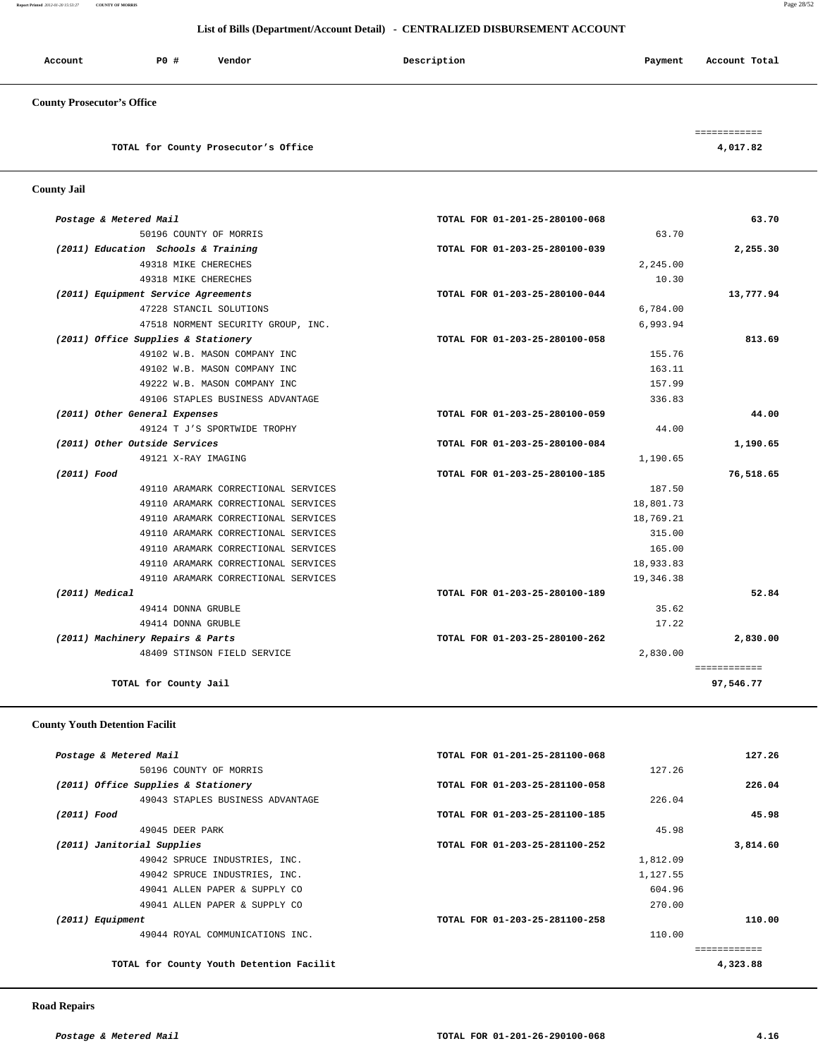## List of Bills (Department/Account Detail) - CENTRALIZED DISBURSEMENT ACCOUNT

| Account | PO # | Vendor | Description | Payment | Account Total |
|---|---|---|---|---|---|

### County Prosecutor's Office

| | | |
|---|---|---|
| TOTAL for County Prosecutor's Office | | 4,017.82 |

### County Jail

| Account | PO # / Vendor | Description | Payment | Account Total |
|---|---|---|---|---|
| *Postage & Metered Mail* | | TOTAL FOR 01-201-25-280100-068 | | 63.70 |
| | 50196 COUNTY OF MORRIS | | 63.70 | |
| *(2011) Education Schools & Training* | | TOTAL FOR 01-203-25-280100-039 | | 2,255.30 |
| | 49318 MIKE CHERECHES | | 2,245.00 | |
| | 49318 MIKE CHERECHES | | 10.30 | |
| *(2011) Equipment Service Agreements* | | TOTAL FOR 01-203-25-280100-044 | | 13,777.94 |
| | 47228 STANCIL SOLUTIONS | | 6,784.00 | |
| | 47518 NORMENT SECURITY GROUP, INC. | | 6,993.94 | |
| *(2011) Office Supplies & Stationery* | | TOTAL FOR 01-203-25-280100-058 | | 813.69 |
| | 49102 W.B. MASON COMPANY INC | | 155.76 | |
| | 49102 W.B. MASON COMPANY INC | | 163.11 | |
| | 49222 W.B. MASON COMPANY INC | | 157.99 | |
| | 49106 STAPLES BUSINESS ADVANTAGE | | 336.83 | |
| *(2011) Other General Expenses* | | TOTAL FOR 01-203-25-280100-059 | | 44.00 |
| | 49124 T J'S SPORTWIDE TROPHY | | 44.00 | |
| *(2011) Other Outside Services* | | TOTAL FOR 01-203-25-280100-084 | | 1,190.65 |
| | 49121 X-RAY IMAGING | | 1,190.65 | |
| *(2011) Food* | | TOTAL FOR 01-203-25-280100-185 | | 76,518.65 |
| | 49110 ARAMARK CORRECTIONAL SERVICES | | 187.50 | |
| | 49110 ARAMARK CORRECTIONAL SERVICES | | 18,801.73 | |
| | 49110 ARAMARK CORRECTIONAL SERVICES | | 18,769.21 | |
| | 49110 ARAMARK CORRECTIONAL SERVICES | | 315.00 | |
| | 49110 ARAMARK CORRECTIONAL SERVICES | | 165.00 | |
| | 49110 ARAMARK CORRECTIONAL SERVICES | | 18,933.83 | |
| | 49110 ARAMARK CORRECTIONAL SERVICES | | 19,346.38 | |
| *(2011) Medical* | | TOTAL FOR 01-203-25-280100-189 | | 52.84 |
| | 49414 DONNA GRUBLE | | 35.62 | |
| | 49414 DONNA GRUBLE | | 17.22 | |
| *(2011) Machinery Repairs & Parts* | | TOTAL FOR 01-203-25-280100-262 | | 2,830.00 |
| | 48409 STINSON FIELD SERVICE | | 2,830.00 | |
| TOTAL for County Jail | | | | 97,546.77 |

### County Youth Detention Facilit

| Account | PO # / Vendor | Description | Payment | Account Total |
|---|---|---|---|---|
| *Postage & Metered Mail* | | TOTAL FOR 01-201-25-281100-068 | | 127.26 |
| | 50196 COUNTY OF MORRIS | | 127.26 | |
| *(2011) Office Supplies & Stationery* | | TOTAL FOR 01-203-25-281100-058 | | 226.04 |
| | 49043 STAPLES BUSINESS ADVANTAGE | | 226.04 | |
| *(2011) Food* | | TOTAL FOR 01-203-25-281100-185 | | 45.98 |
| | 49045 DEER PARK | | 45.98 | |
| *(2011) Janitorial Supplies* | | TOTAL FOR 01-203-25-281100-252 | | 3,814.60 |
| | 49042 SPRUCE INDUSTRIES, INC. | | 1,812.09 | |
| | 49042 SPRUCE INDUSTRIES, INC. | | 1,127.55 | |
| | 49041 ALLEN PAPER & SUPPLY CO | | 604.96 | |
| | 49041 ALLEN PAPER & SUPPLY CO | | 270.00 | |
| *(2011) Equipment* | | TOTAL FOR 01-203-25-281100-258 | | 110.00 |
| | 49044 ROYAL COMMUNICATIONS INC. | | 110.00 | |
| TOTAL for County Youth Detention Facilit | | | | 4,323.88 |

### Road Repairs

| Account | PO # / Vendor | Description | Payment | Account Total |
|---|---|---|---|---|
| *Postage & Metered Mail* | | TOTAL FOR 01-201-26-290100-068 | | 4.16 |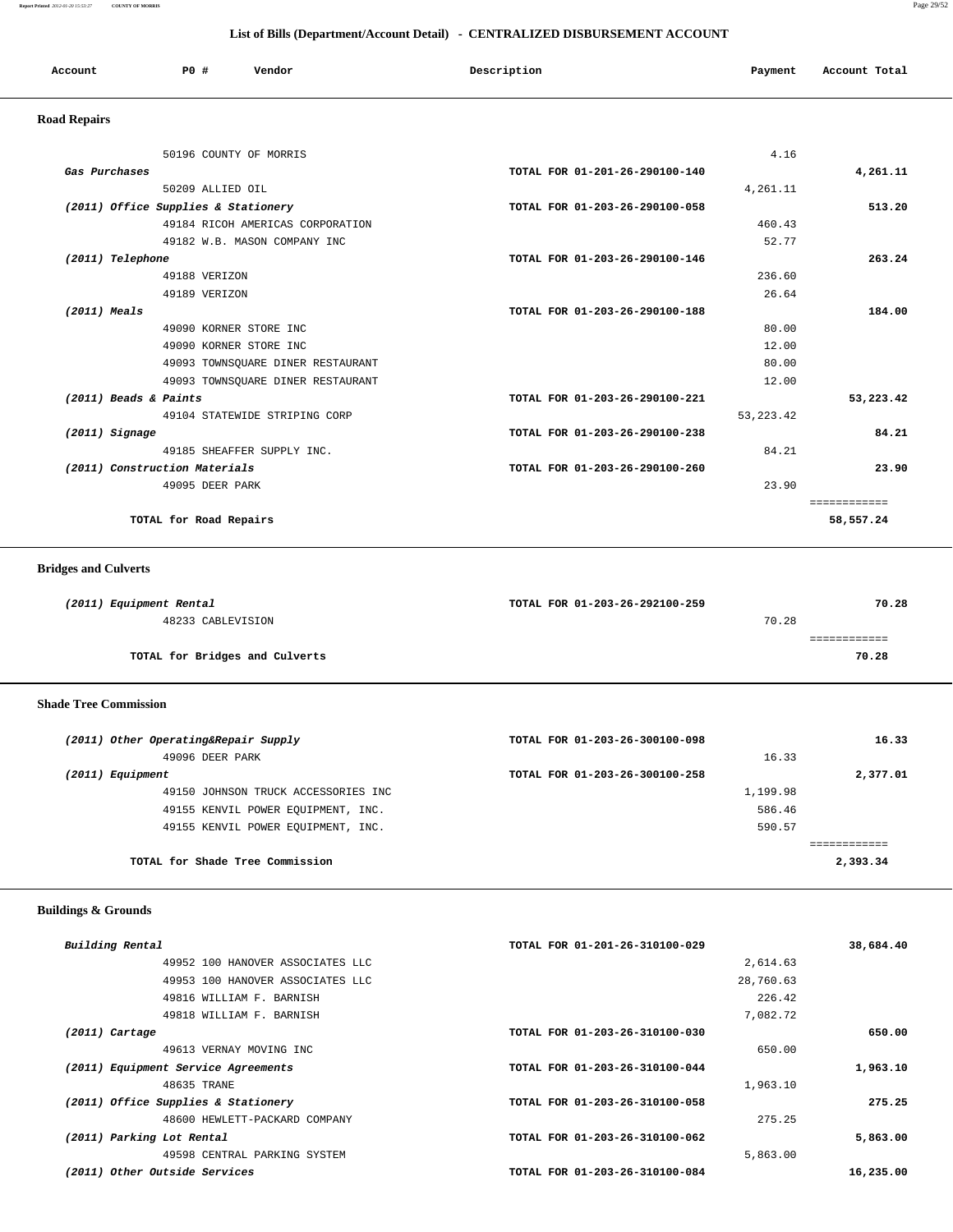## List of Bills (Department/Account Detail) - CENTRALIZED DISBURSEMENT ACCOUNT

| Account | PO # | Vendor | Description | Payment | Account Total |
|---|---|---|---|---|---|

### Road Repairs

| Account | PO # | Vendor | Description | Payment | Account Total |
|---|---|---|---|---|---|
| | 50196 | COUNTY OF MORRIS | | 4.16 | |
| ***Gas Purchases*** | | | TOTAL FOR 01-201-26-290100-140 | | **4,261.11** |
| | 50209 | ALLIED OIL | | 4,261.11 | |
| ***(2011) Office Supplies & Stationery*** | | | TOTAL FOR 01-203-26-290100-058 | | **513.20** |
| | 49184 | RICOH AMERICAS CORPORATION | | 460.43 | |
| | 49182 | W.B. MASON COMPANY INC | | 52.77 | |
| ***(2011) Telephone*** | | | TOTAL FOR 01-203-26-290100-146 | | **263.24** |
| | 49188 | VERIZON | | 236.60 | |
| | 49189 | VERIZON | | 26.64 | |
| ***(2011) Meals*** | | | TOTAL FOR 01-203-26-290100-188 | | **184.00** |
| | 49090 | KORNER STORE INC | | 80.00 | |
| | 49090 | KORNER STORE INC | | 12.00 | |
| | 49093 | TOWNSQUARE DINER RESTAURANT | | 80.00 | |
| | 49093 | TOWNSQUARE DINER RESTAURANT | | 12.00 | |
| ***(2011) Beads & Paints*** | | | TOTAL FOR 01-203-26-290100-221 | | **53,223.42** |
| | 49104 | STATEWIDE STRIPING CORP | | 53,223.42 | |
| ***(2011) Signage*** | | | TOTAL FOR 01-203-26-290100-238 | | **84.21** |
| | 49185 | SHEAFFER SUPPLY INC. | | 84.21 | |
| ***(2011) Construction Materials*** | | | TOTAL FOR 01-203-26-290100-260 | | **23.90** |
| | 49095 | DEER PARK | | 23.90 | |
| | | **TOTAL for Road Repairs** | | | **58,557.24** |

### Bridges and Culverts

| Account | PO # | Vendor | Description | Payment | Account Total |
|---|---|---|---|---|---|
| ***(2011) Equipment Rental*** | | | TOTAL FOR 01-203-26-292100-259 | | **70.28** |
| | 48233 | CABLEVISION | | 70.28 | |
| | | **TOTAL for Bridges and Culverts** | | | **70.28** |

### Shade Tree Commission

| Account | PO # | Vendor | Description | Payment | Account Total |
|---|---|---|---|---|---|
| ***(2011) Other Operating&Repair Supply*** | | | TOTAL FOR 01-203-26-300100-098 | | **16.33** |
| | 49096 | DEER PARK | | 16.33 | |
| ***(2011) Equipment*** | | | TOTAL FOR 01-203-26-300100-258 | | **2,377.01** |
| | 49150 | JOHNSON TRUCK ACCESSORIES INC | | 1,199.98 | |
| | 49155 | KENVIL POWER EQUIPMENT, INC. | | 586.46 | |
| | 49155 | KENVIL POWER EQUIPMENT, INC. | | 590.57 | |
| | | **TOTAL for Shade Tree Commission** | | | **2,393.34** |

### Buildings & Grounds

| Account | PO # | Vendor | Description | Payment | Account Total |
|---|---|---|---|---|---|
| ***Building Rental*** | | | TOTAL FOR 01-201-26-310100-029 | | **38,684.40** |
| | 49952 | 100 HANOVER ASSOCIATES LLC | | 2,614.63 | |
| | 49953 | 100 HANOVER ASSOCIATES LLC | | 28,760.63 | |
| | 49816 | WILLIAM F. BARNISH | | 226.42 | |
| | 49818 | WILLIAM F. BARNISH | | 7,082.72 | |
| ***(2011) Cartage*** | | | TOTAL FOR 01-203-26-310100-030 | | **650.00** |
| | 49613 | VERNAY MOVING INC | | 650.00 | |
| ***(2011) Equipment Service Agreements*** | | | TOTAL FOR 01-203-26-310100-044 | | **1,963.10** |
| | 48635 | TRANE | | 1,963.10 | |
| ***(2011) Office Supplies & Stationery*** | | | TOTAL FOR 01-203-26-310100-058 | | **275.25** |
| | 48600 | HEWLETT-PACKARD COMPANY | | 275.25 | |
| ***(2011) Parking Lot Rental*** | | | TOTAL FOR 01-203-26-310100-062 | | **5,863.00** |
| | 49598 | CENTRAL PARKING SYSTEM | | 5,863.00 | |
| ***(2011) Other Outside Services*** | | | TOTAL FOR 01-203-26-310100-084 | | **16,235.00** |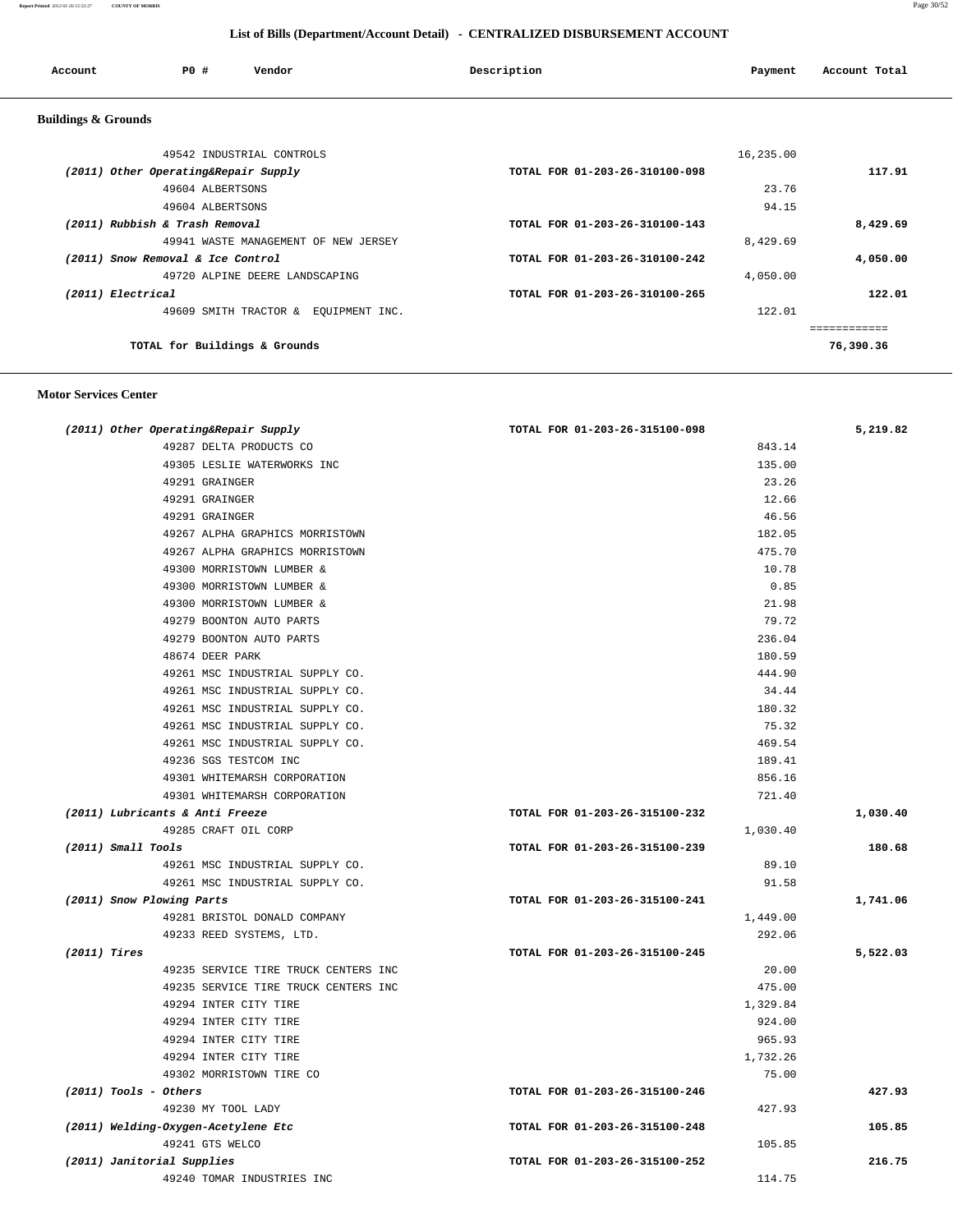## List of Bills (Department/Account Detail) - CENTRALIZED DISBURSEMENT ACCOUNT

| Account | PO # | Vendor | Description | Payment | Account Total |
|---|---|---|---|---|---|

### Buildings & Grounds

| Account | PO # | Vendor | Description | Payment | Account Total |
|---|---|---|---|---|---|
| | 49542 | INDUSTRIAL CONTROLS | | 16,235.00 | |
| *(2011) Other Operating&Repair Supply* | | | TOTAL FOR 01-203-26-310100-098 | | 117.91 |
| | 49604 | ALBERTSONS | | 23.76 | |
| | 49604 | ALBERTSONS | | 94.15 | |
| *(2011) Rubbish & Trash Removal* | | | TOTAL FOR 01-203-26-310100-143 | | 8,429.69 |
| | 49941 | WASTE MANAGEMENT OF NEW JERSEY | | 8,429.69 | |
| *(2011) Snow Removal & Ice Control* | | | TOTAL FOR 01-203-26-310100-242 | | 4,050.00 |
| | 49720 | ALPINE DEERE LANDSCAPING | | 4,050.00 | |
| *(2011) Electrical* | | | TOTAL FOR 01-203-26-310100-265 | | 122.01 |
| | 49609 | SMITH TRACTOR & EQUIPMENT INC. | | 122.01 | |
| **TOTAL for Buildings & Grounds** | | | | | **76,390.36** |

### Motor Services Center

| Account | PO # | Vendor | Description | Payment | Account Total |
|---|---|---|---|---|---|
| *(2011) Other Operating&Repair Supply* | | | TOTAL FOR 01-203-26-315100-098 | | 5,219.82 |
| | 49287 | DELTA PRODUCTS CO | | 843.14 | |
| | 49305 | LESLIE WATERWORKS INC | | 135.00 | |
| | 49291 | GRAINGER | | 23.26 | |
| | 49291 | GRAINGER | | 12.66 | |
| | 49291 | GRAINGER | | 46.56 | |
| | 49267 | ALPHA GRAPHICS MORRISTOWN | | 182.05 | |
| | 49267 | ALPHA GRAPHICS MORRISTOWN | | 475.70 | |
| | 49300 | MORRISTOWN LUMBER & | | 10.78 | |
| | 49300 | MORRISTOWN LUMBER & | | 0.85 | |
| | 49300 | MORRISTOWN LUMBER & | | 21.98 | |
| | 49279 | BOONTON AUTO PARTS | | 79.72 | |
| | 49279 | BOONTON AUTO PARTS | | 236.04 | |
| | 48674 | DEER PARK | | 180.59 | |
| | 49261 | MSC INDUSTRIAL SUPPLY CO. | | 444.90 | |
| | 49261 | MSC INDUSTRIAL SUPPLY CO. | | 34.44 | |
| | 49261 | MSC INDUSTRIAL SUPPLY CO. | | 180.32 | |
| | 49261 | MSC INDUSTRIAL SUPPLY CO. | | 75.32 | |
| | 49261 | MSC INDUSTRIAL SUPPLY CO. | | 469.54 | |
| | 49236 | SGS TESTCOM INC | | 189.41 | |
| | 49301 | WHITEMARSH CORPORATION | | 856.16 | |
| | 49301 | WHITEMARSH CORPORATION | | 721.40 | |
| *(2011) Lubricants & Anti Freeze* | | | TOTAL FOR 01-203-26-315100-232 | | 1,030.40 |
| | 49285 | CRAFT OIL CORP | | 1,030.40 | |
| *(2011) Small Tools* | | | TOTAL FOR 01-203-26-315100-239 | | 180.68 |
| | 49261 | MSC INDUSTRIAL SUPPLY CO. | | 89.10 | |
| | 49261 | MSC INDUSTRIAL SUPPLY CO. | | 91.58 | |
| *(2011) Snow Plowing Parts* | | | TOTAL FOR 01-203-26-315100-241 | | 1,741.06 |
| | 49281 | BRISTOL DONALD COMPANY | | 1,449.00 | |
| | 49233 | REED SYSTEMS, LTD. | | 292.06 | |
| *(2011) Tires* | | | TOTAL FOR 01-203-26-315100-245 | | 5,522.03 |
| | 49235 | SERVICE TIRE TRUCK CENTERS INC | | 20.00 | |
| | 49235 | SERVICE TIRE TRUCK CENTERS INC | | 475.00 | |
| | 49294 | INTER CITY TIRE | | 1,329.84 | |
| | 49294 | INTER CITY TIRE | | 924.00 | |
| | 49294 | INTER CITY TIRE | | 965.93 | |
| | 49294 | INTER CITY TIRE | | 1,732.26 | |
| | 49302 | MORRISTOWN TIRE CO | | 75.00 | |
| *(2011) Tools - Others* | | | TOTAL FOR 01-203-26-315100-246 | | 427.93 |
| | 49230 | MY TOOL LADY | | 427.93 | |
| *(2011) Welding-Oxygen-Acetylene Etc* | | | TOTAL FOR 01-203-26-315100-248 | | 105.85 |
| | 49241 | GTS WELCO | | 105.85 | |
| *(2011) Janitorial Supplies* | | | TOTAL FOR 01-203-26-315100-252 | | 216.75 |
| | 49240 | TOMAR INDUSTRIES INC | | 114.75 | |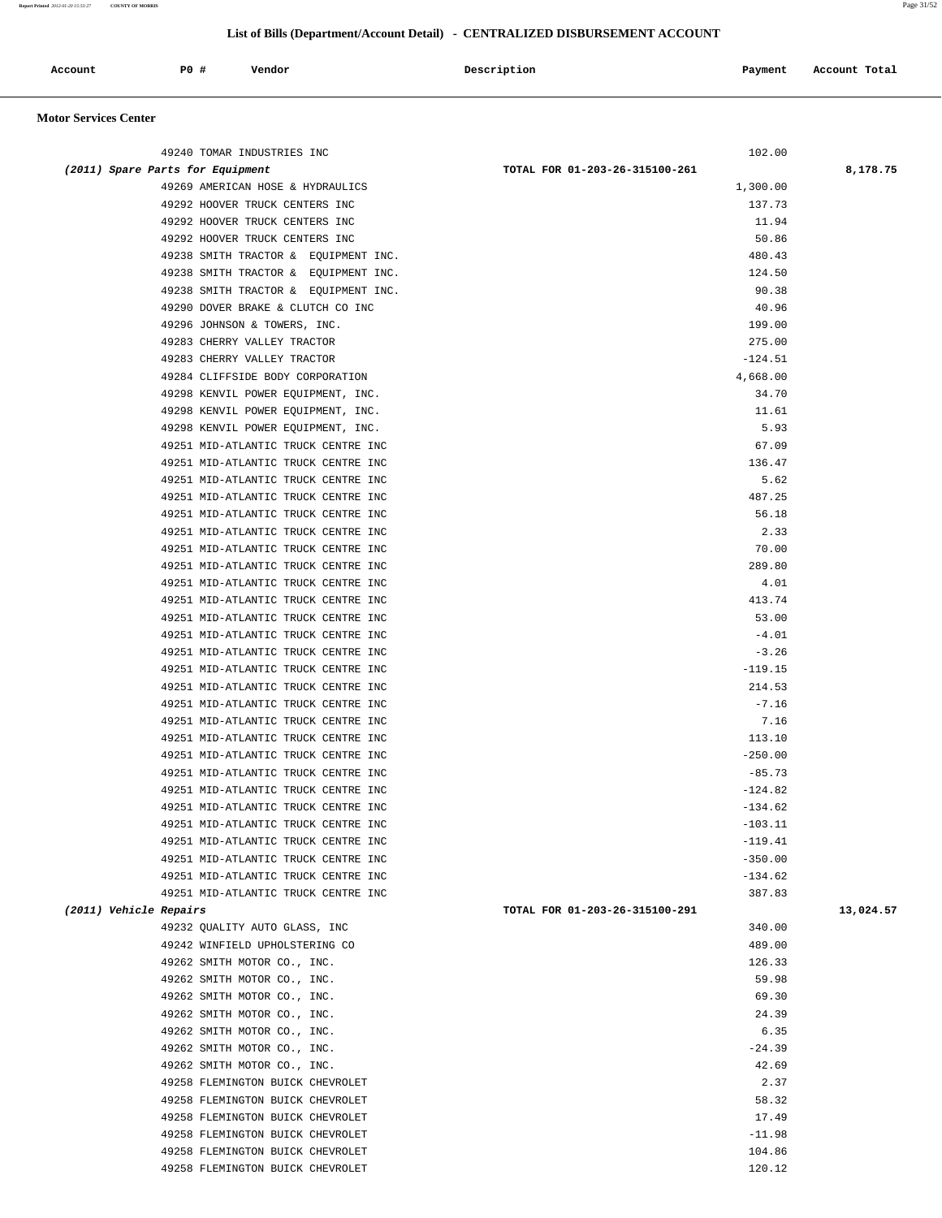## List of Bills (Department/Account Detail) - CENTRALIZED DISBURSEMENT ACCOUNT

| Account | PO # | Vendor | Description | Payment | Account Total |
|---|---|---|---|---|---|

### Motor Services Center

| Account | PO # | Vendor | Description | Payment | Account Total |
|---|---|---|---|---|---|
| | 49240 | TOMAR INDUSTRIES INC | | 102.00 | |
| *(2011) Spare Parts for Equipment* | | | TOTAL FOR 01-203-26-315100-261 | | 8,178.75 |
| | 49269 | AMERICAN HOSE & HYDRAULICS | | 1,300.00 | |
| | 49292 | HOOVER TRUCK CENTERS INC | | 137.73 | |
| | 49292 | HOOVER TRUCK CENTERS INC | | 11.94 | |
| | 49292 | HOOVER TRUCK CENTERS INC | | 50.86 | |
| | 49238 | SMITH TRACTOR & EQUIPMENT INC. | | 480.43 | |
| | 49238 | SMITH TRACTOR & EQUIPMENT INC. | | 124.50 | |
| | 49238 | SMITH TRACTOR & EQUIPMENT INC. | | 90.38 | |
| | 49290 | DOVER BRAKE & CLUTCH CO INC | | 40.96 | |
| | 49296 | JOHNSON & TOWERS, INC. | | 199.00 | |
| | 49283 | CHERRY VALLEY TRACTOR | | 275.00 | |
| | 49283 | CHERRY VALLEY TRACTOR | | -124.51 | |
| | 49284 | CLIFFSIDE BODY CORPORATION | | 4,668.00 | |
| | 49298 | KENVIL POWER EQUIPMENT, INC. | | 34.70 | |
| | 49298 | KENVIL POWER EQUIPMENT, INC. | | 11.61 | |
| | 49298 | KENVIL POWER EQUIPMENT, INC. | | 5.93 | |
| | 49251 | MID-ATLANTIC TRUCK CENTRE INC | | 67.09 | |
| | 49251 | MID-ATLANTIC TRUCK CENTRE INC | | 136.47 | |
| | 49251 | MID-ATLANTIC TRUCK CENTRE INC | | 5.62 | |
| | 49251 | MID-ATLANTIC TRUCK CENTRE INC | | 487.25 | |
| | 49251 | MID-ATLANTIC TRUCK CENTRE INC | | 56.18 | |
| | 49251 | MID-ATLANTIC TRUCK CENTRE INC | | 2.33 | |
| | 49251 | MID-ATLANTIC TRUCK CENTRE INC | | 70.00 | |
| | 49251 | MID-ATLANTIC TRUCK CENTRE INC | | 289.80 | |
| | 49251 | MID-ATLANTIC TRUCK CENTRE INC | | 4.01 | |
| | 49251 | MID-ATLANTIC TRUCK CENTRE INC | | 413.74 | |
| | 49251 | MID-ATLANTIC TRUCK CENTRE INC | | 53.00 | |
| | 49251 | MID-ATLANTIC TRUCK CENTRE INC | | -4.01 | |
| | 49251 | MID-ATLANTIC TRUCK CENTRE INC | | -3.26 | |
| | 49251 | MID-ATLANTIC TRUCK CENTRE INC | | -119.15 | |
| | 49251 | MID-ATLANTIC TRUCK CENTRE INC | | 214.53 | |
| | 49251 | MID-ATLANTIC TRUCK CENTRE INC | | -7.16 | |
| | 49251 | MID-ATLANTIC TRUCK CENTRE INC | | 7.16 | |
| | 49251 | MID-ATLANTIC TRUCK CENTRE INC | | 113.10 | |
| | 49251 | MID-ATLANTIC TRUCK CENTRE INC | | -250.00 | |
| | 49251 | MID-ATLANTIC TRUCK CENTRE INC | | -85.73 | |
| | 49251 | MID-ATLANTIC TRUCK CENTRE INC | | -124.82 | |
| | 49251 | MID-ATLANTIC TRUCK CENTRE INC | | -134.62 | |
| | 49251 | MID-ATLANTIC TRUCK CENTRE INC | | -103.11 | |
| | 49251 | MID-ATLANTIC TRUCK CENTRE INC | | -119.41 | |
| | 49251 | MID-ATLANTIC TRUCK CENTRE INC | | -350.00 | |
| | 49251 | MID-ATLANTIC TRUCK CENTRE INC | | -134.62 | |
| | 49251 | MID-ATLANTIC TRUCK CENTRE INC | | 387.83 | |
| *(2011) Vehicle Repairs* | | | TOTAL FOR 01-203-26-315100-291 | | 13,024.57 |
| | 49232 | QUALITY AUTO GLASS, INC | | 340.00 | |
| | 49242 | WINFIELD UPHOLSTERING CO | | 489.00 | |
| | 49262 | SMITH MOTOR CO., INC. | | 126.33 | |
| | 49262 | SMITH MOTOR CO., INC. | | 59.98 | |
| | 49262 | SMITH MOTOR CO., INC. | | 69.30 | |
| | 49262 | SMITH MOTOR CO., INC. | | 24.39 | |
| | 49262 | SMITH MOTOR CO., INC. | | 6.35 | |
| | 49262 | SMITH MOTOR CO., INC. | | -24.39 | |
| | 49262 | SMITH MOTOR CO., INC. | | 42.69 | |
| | 49258 | FLEMINGTON BUICK CHEVROLET | | 2.37 | |
| | 49258 | FLEMINGTON BUICK CHEVROLET | | 58.32 | |
| | 49258 | FLEMINGTON BUICK CHEVROLET | | 17.49 | |
| | 49258 | FLEMINGTON BUICK CHEVROLET | | -11.98 | |
| | 49258 | FLEMINGTON BUICK CHEVROLET | | 104.86 | |
| | 49258 | FLEMINGTON BUICK CHEVROLET | | 120.12 | |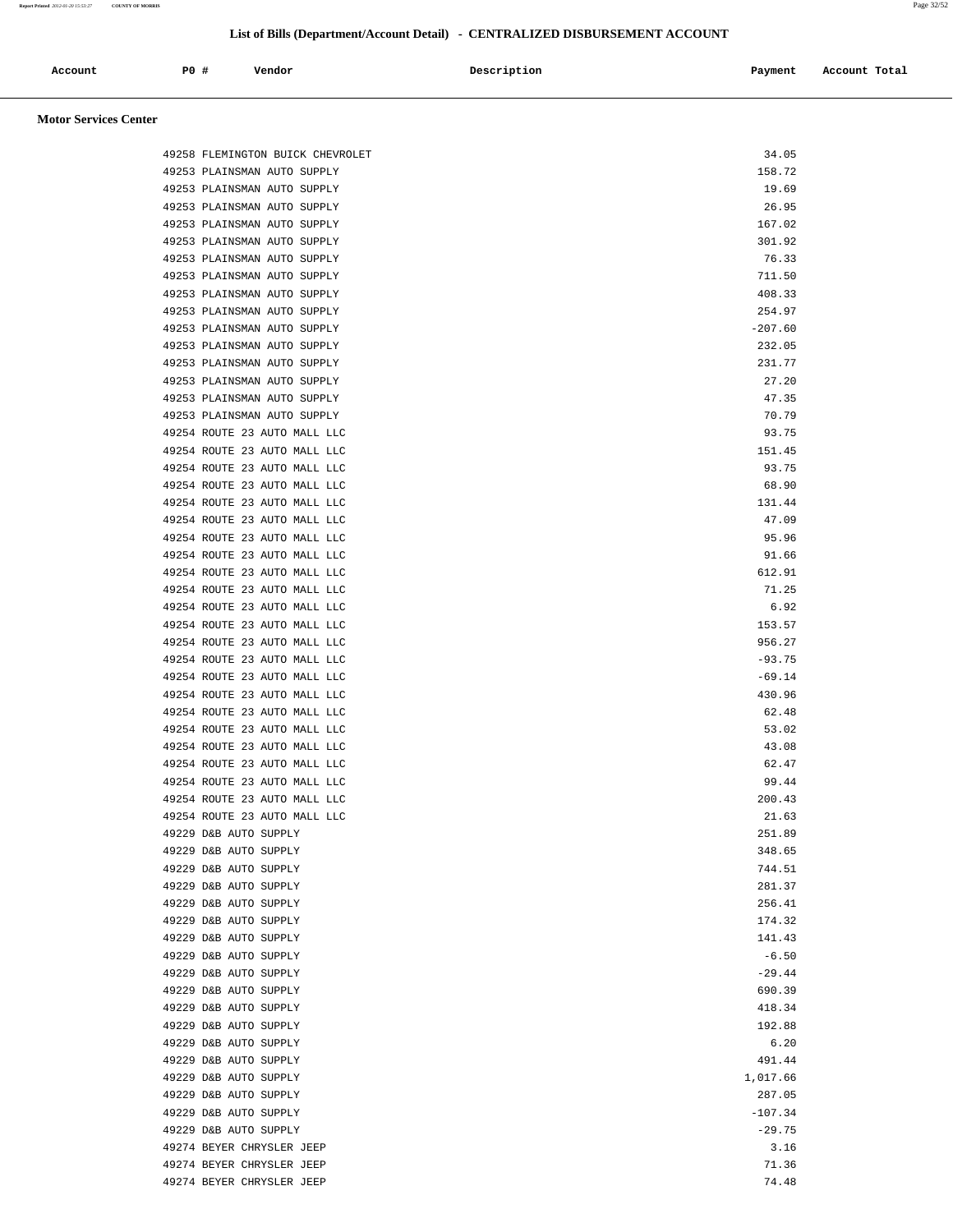## List of Bills (Department/Account Detail) - CENTRALIZED DISBURSEMENT ACCOUNT

| Account | PO # | Vendor | Description | Payment | Account Total |
|---|---|---|---|---|---|

### Motor Services Center

| Account | PO # | Vendor | Description | Payment | Account Total |
|---|---|---|---|---|---|
| | 49258 | FLEMINGTON BUICK CHEVROLET | | 34.05 | |
| | 49253 | PLAINSMAN AUTO SUPPLY | | 158.72 | |
| | 49253 | PLAINSMAN AUTO SUPPLY | | 19.69 | |
| | 49253 | PLAINSMAN AUTO SUPPLY | | 26.95 | |
| | 49253 | PLAINSMAN AUTO SUPPLY | | 167.02 | |
| | 49253 | PLAINSMAN AUTO SUPPLY | | 301.92 | |
| | 49253 | PLAINSMAN AUTO SUPPLY | | 76.33 | |
| | 49253 | PLAINSMAN AUTO SUPPLY | | 711.50 | |
| | 49253 | PLAINSMAN AUTO SUPPLY | | 408.33 | |
| | 49253 | PLAINSMAN AUTO SUPPLY | | 254.97 | |
| | 49253 | PLAINSMAN AUTO SUPPLY | | -207.60 | |
| | 49253 | PLAINSMAN AUTO SUPPLY | | 232.05 | |
| | 49253 | PLAINSMAN AUTO SUPPLY | | 231.77 | |
| | 49253 | PLAINSMAN AUTO SUPPLY | | 27.20 | |
| | 49253 | PLAINSMAN AUTO SUPPLY | | 47.35 | |
| | 49253 | PLAINSMAN AUTO SUPPLY | | 70.79 | |
| | 49254 | ROUTE 23 AUTO MALL LLC | | 93.75 | |
| | 49254 | ROUTE 23 AUTO MALL LLC | | 151.45 | |
| | 49254 | ROUTE 23 AUTO MALL LLC | | 93.75 | |
| | 49254 | ROUTE 23 AUTO MALL LLC | | 68.90 | |
| | 49254 | ROUTE 23 AUTO MALL LLC | | 131.44 | |
| | 49254 | ROUTE 23 AUTO MALL LLC | | 47.09 | |
| | 49254 | ROUTE 23 AUTO MALL LLC | | 95.96 | |
| | 49254 | ROUTE 23 AUTO MALL LLC | | 91.66 | |
| | 49254 | ROUTE 23 AUTO MALL LLC | | 612.91 | |
| | 49254 | ROUTE 23 AUTO MALL LLC | | 71.25 | |
| | 49254 | ROUTE 23 AUTO MALL LLC | | 6.92 | |
| | 49254 | ROUTE 23 AUTO MALL LLC | | 153.57 | |
| | 49254 | ROUTE 23 AUTO MALL LLC | | 956.27 | |
| | 49254 | ROUTE 23 AUTO MALL LLC | | -93.75 | |
| | 49254 | ROUTE 23 AUTO MALL LLC | | -69.14 | |
| | 49254 | ROUTE 23 AUTO MALL LLC | | 430.96 | |
| | 49254 | ROUTE 23 AUTO MALL LLC | | 62.48 | |
| | 49254 | ROUTE 23 AUTO MALL LLC | | 53.02 | |
| | 49254 | ROUTE 23 AUTO MALL LLC | | 43.08 | |
| | 49254 | ROUTE 23 AUTO MALL LLC | | 62.47 | |
| | 49254 | ROUTE 23 AUTO MALL LLC | | 99.44 | |
| | 49254 | ROUTE 23 AUTO MALL LLC | | 200.43 | |
| | 49254 | ROUTE 23 AUTO MALL LLC | | 21.63 | |
| | 49229 | D&B AUTO SUPPLY | | 251.89 | |
| | 49229 | D&B AUTO SUPPLY | | 348.65 | |
| | 49229 | D&B AUTO SUPPLY | | 744.51 | |
| | 49229 | D&B AUTO SUPPLY | | 281.37 | |
| | 49229 | D&B AUTO SUPPLY | | 256.41 | |
| | 49229 | D&B AUTO SUPPLY | | 174.32 | |
| | 49229 | D&B AUTO SUPPLY | | 141.43 | |
| | 49229 | D&B AUTO SUPPLY | | -6.50 | |
| | 49229 | D&B AUTO SUPPLY | | -29.44 | |
| | 49229 | D&B AUTO SUPPLY | | 690.39 | |
| | 49229 | D&B AUTO SUPPLY | | 418.34 | |
| | 49229 | D&B AUTO SUPPLY | | 192.88 | |
| | 49229 | D&B AUTO SUPPLY | | 6.20 | |
| | 49229 | D&B AUTO SUPPLY | | 491.44 | |
| | 49229 | D&B AUTO SUPPLY | | 1,017.66 | |
| | 49229 | D&B AUTO SUPPLY | | 287.05 | |
| | 49229 | D&B AUTO SUPPLY | | -107.34 | |
| | 49229 | D&B AUTO SUPPLY | | -29.75 | |
| | 49274 | BEYER CHRYSLER JEEP | | 3.16 | |
| | 49274 | BEYER CHRYSLER JEEP | | 71.36 | |
| | 49274 | BEYER CHRYSLER JEEP | | 74.48 | |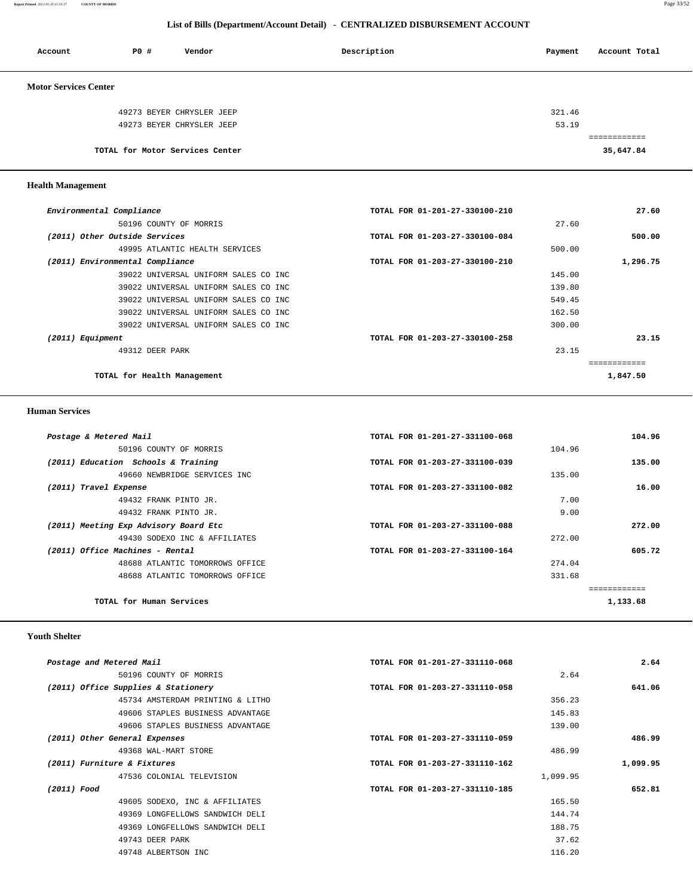## List of Bills (Department/Account Detail) - CENTRALIZED DISBURSEMENT ACCOUNT

| Account | PO # | Vendor | Description | Payment | Account Total |
|---|---|---|---|---|---|

### Motor Services Center

| Account | PO # | Vendor | Description | Payment | Account Total |
|---|---|---|---|---|---|
| | 49273 | BEYER CHRYSLER JEEP | | 321.46 | |
| | 49273 | BEYER CHRYSLER JEEP | | 53.19 | |
| **TOTAL for Motor Services Center** | | | | | **35,647.84** |

### Health Management

| Account | PO # | Vendor | Description | Payment | Account Total |
|---|---|---|---|---|---|
| *Environmental Compliance* | | | TOTAL FOR 01-201-27-330100-210 | | 27.60 |
| | 50196 | COUNTY OF MORRIS | | 27.60 | |
| *(2011) Other Outside Services* | | | TOTAL FOR 01-203-27-330100-084 | | 500.00 |
| | 49995 | ATLANTIC HEALTH SERVICES | | 500.00 | |
| *(2011) Environmental Compliance* | | | TOTAL FOR 01-203-27-330100-210 | | 1,296.75 |
| | 39022 | UNIVERSAL UNIFORM SALES CO INC | | 145.00 | |
| | 39022 | UNIVERSAL UNIFORM SALES CO INC | | 139.80 | |
| | 39022 | UNIVERSAL UNIFORM SALES CO INC | | 549.45 | |
| | 39022 | UNIVERSAL UNIFORM SALES CO INC | | 162.50 | |
| | 39022 | UNIVERSAL UNIFORM SALES CO INC | | 300.00 | |
| *(2011) Equipment* | | | TOTAL FOR 01-203-27-330100-258 | | 23.15 |
| | 49312 | DEER PARK | | 23.15 | |
| **TOTAL for Health Management** | | | | | **1,847.50** |

### Human Services

| Account | PO # | Vendor | Description | Payment | Account Total |
|---|---|---|---|---|---|
| *Postage & Metered Mail* | | | TOTAL FOR 01-201-27-331100-068 | | 104.96 |
| | 50196 | COUNTY OF MORRIS | | 104.96 | |
| *(2011) Education Schools & Training* | | | TOTAL FOR 01-203-27-331100-039 | | 135.00 |
| | 49660 | NEWBRIDGE SERVICES INC | | 135.00 | |
| *(2011) Travel Expense* | | | TOTAL FOR 01-203-27-331100-082 | | 16.00 |
| | 49432 | FRANK PINTO JR. | | 7.00 | |
| | 49432 | FRANK PINTO JR. | | 9.00 | |
| *(2011) Meeting Exp Advisory Board Etc* | | | TOTAL FOR 01-203-27-331100-088 | | 272.00 |
| | 49430 | SODEXO INC & AFFILIATES | | 272.00 | |
| *(2011) Office Machines - Rental* | | | TOTAL FOR 01-203-27-331100-164 | | 605.72 |
| | 48688 | ATLANTIC TOMORROWS OFFICE | | 274.04 | |
| | 48688 | ATLANTIC TOMORROWS OFFICE | | 331.68 | |
| **TOTAL for Human Services** | | | | | **1,133.68** |

### Youth Shelter

| Account | PO # | Vendor | Description | Payment | Account Total |
|---|---|---|---|---|---|
| *Postage and Metered Mail* | | | TOTAL FOR 01-201-27-331110-068 | | 2.64 |
| | 50196 | COUNTY OF MORRIS | | 2.64 | |
| *(2011) Office Supplies & Stationery* | | | TOTAL FOR 01-203-27-331110-058 | | 641.06 |
| | 45734 | AMSTERDAM PRINTING & LITHO | | 356.23 | |
| | 49606 | STAPLES BUSINESS ADVANTAGE | | 145.83 | |
| | 49606 | STAPLES BUSINESS ADVANTAGE | | 139.00 | |
| *(2011) Other General Expenses* | | | TOTAL FOR 01-203-27-331110-059 | | 486.99 |
| | 49368 | WAL-MART STORE | | 486.99 | |
| *(2011) Furniture & Fixtures* | | | TOTAL FOR 01-203-27-331110-162 | | 1,099.95 |
| | 47536 | COLONIAL TELEVISION | | 1,099.95 | |
| *(2011) Food* | | | TOTAL FOR 01-203-27-331110-185 | | 652.81 |
| | 49605 | SODEXO, INC & AFFILIATES | | 165.50 | |
| | 49369 | LONGFELLOWS SANDWICH DELI | | 144.74 | |
| | 49369 | LONGFELLOWS SANDWICH DELI | | 188.75 | |
| | 49743 | DEER PARK | | 37.62 | |
| | 49748 | ALBERTSON INC | | 116.20 | |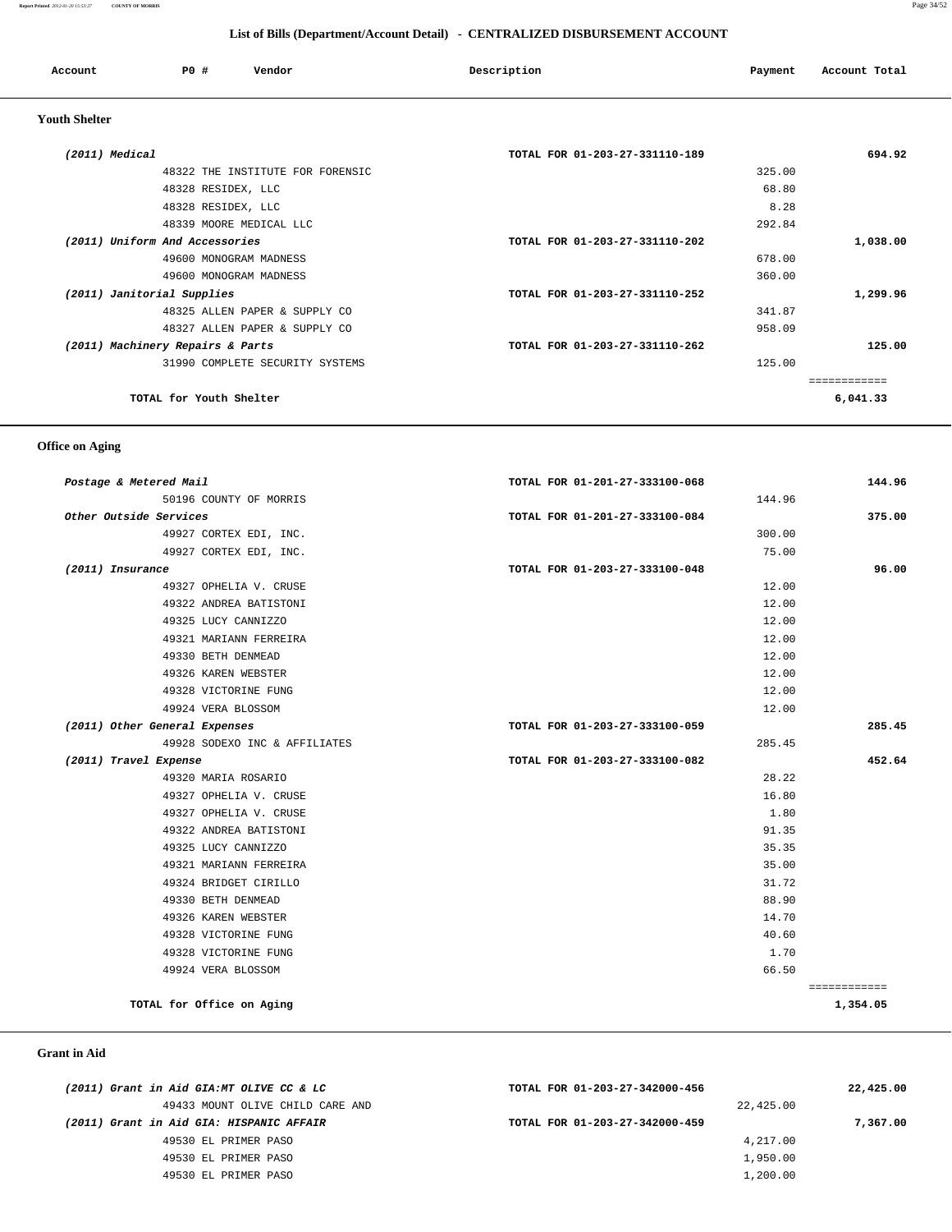## List of Bills (Department/Account Detail) - CENTRALIZED DISBURSEMENT ACCOUNT

| Account | PO # | Vendor | Description | Payment | Account Total |
|---|---|---|---|---|---|

### Youth Shelter

| Account | PO # | Vendor | Description | Payment | Account Total |
|---|---|---|---|---|---|
| *(2011) Medical* | | | TOTAL FOR 01-203-27-331110-189 | | 694.92 |
| | 48322 | THE INSTITUTE FOR FORENSIC | | 325.00 | |
| | 48328 | RESIDEX, LLC | | 68.80 | |
| | 48328 | RESIDEX, LLC | | 8.28 | |
| | 48339 | MOORE MEDICAL LLC | | 292.84 | |
| *(2011) Uniform And Accessories* | | | TOTAL FOR 01-203-27-331110-202 | | 1,038.00 |
| | 49600 | MONOGRAM MADNESS | | 678.00 | |
| | 49600 | MONOGRAM MADNESS | | 360.00 | |
| *(2011) Janitorial Supplies* | | | TOTAL FOR 01-203-27-331110-252 | | 1,299.96 |
| | 48325 | ALLEN PAPER & SUPPLY CO | | 341.87 | |
| | 48327 | ALLEN PAPER & SUPPLY CO | | 958.09 | |
| *(2011) Machinery Repairs & Parts* | | | TOTAL FOR 01-203-27-331110-262 | | 125.00 |
| | 31990 | COMPLETE SECURITY SYSTEMS | | 125.00 | |
| | | | | | ============ |
| **TOTAL for Youth Shelter** | | | | | **6,041.33** |

### Office on Aging

| Account | PO # | Vendor | Description | Payment | Account Total |
|---|---|---|---|---|---|
| *Postage & Metered Mail* | | | TOTAL FOR 01-201-27-333100-068 | | 144.96 |
| | 50196 | COUNTY OF MORRIS | | 144.96 | |
| *Other Outside Services* | | | TOTAL FOR 01-201-27-333100-084 | | 375.00 |
| | 49927 | CORTEX EDI, INC. | | 300.00 | |
| | 49927 | CORTEX EDI, INC. | | 75.00 | |
| *(2011) Insurance* | | | TOTAL FOR 01-203-27-333100-048 | | 96.00 |
| | 49327 | OPHELIA V. CRUSE | | 12.00 | |
| | 49322 | ANDREA BATISTONI | | 12.00 | |
| | 49325 | LUCY CANNIZZO | | 12.00 | |
| | 49321 | MARIANN FERREIRA | | 12.00 | |
| | 49330 | BETH DENMEAD | | 12.00 | |
| | 49326 | KAREN WEBSTER | | 12.00 | |
| | 49328 | VICTORINE FUNG | | 12.00 | |
| | 49924 | VERA BLOSSOM | | 12.00 | |
| *(2011) Other General Expenses* | | | TOTAL FOR 01-203-27-333100-059 | | 285.45 |
| | 49928 | SODEXO INC & AFFILIATES | | 285.45 | |
| *(2011) Travel Expense* | | | TOTAL FOR 01-203-27-333100-082 | | 452.64 |
| | 49320 | MARIA ROSARIO | | 28.22 | |
| | 49327 | OPHELIA V. CRUSE | | 16.80 | |
| | 49327 | OPHELIA V. CRUSE | | 1.80 | |
| | 49322 | ANDREA BATISTONI | | 91.35 | |
| | 49325 | LUCY CANNIZZO | | 35.35 | |
| | 49321 | MARIANN FERREIRA | | 35.00 | |
| | 49324 | BRIDGET CIRILLO | | 31.72 | |
| | 49330 | BETH DENMEAD | | 88.90 | |
| | 49326 | KAREN WEBSTER | | 14.70 | |
| | 49328 | VICTORINE FUNG | | 40.60 | |
| | 49328 | VICTORINE FUNG | | 1.70 | |
| | 49924 | VERA BLOSSOM | | 66.50 | |
| | | | | | ============ |
| **TOTAL for Office on Aging** | | | | | **1,354.05** |

### Grant in Aid

| Account | PO # | Vendor | Description | Payment | Account Total |
|---|---|---|---|---|---|
| *(2011) Grant in Aid GIA:MT OLIVE CC & LC* | | | TOTAL FOR 01-203-27-342000-456 | | 22,425.00 |
| | 49433 | MOUNT OLIVE CHILD CARE AND | | 22,425.00 | |
| *(2011) Grant in Aid GIA: HISPANIC AFFAIR* | | | TOTAL FOR 01-203-27-342000-459 | | 7,367.00 |
| | 49530 | EL PRIMER PASO | | 4,217.00 | |
| | 49530 | EL PRIMER PASO | | 1,950.00 | |
| | 49530 | EL PRIMER PASO | | 1,200.00 | |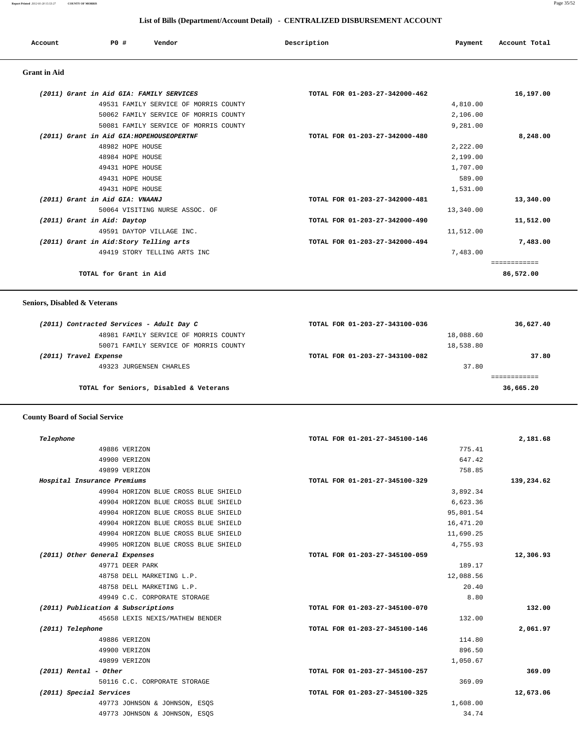## List of Bills (Department/Account Detail) - CENTRALIZED DISBURSEMENT ACCOUNT

| Account | PO # | Vendor | Description | Payment | Account Total |
|---|---|---|---|---|---|

### Grant in Aid

| Account | PO # | Vendor | Description | Payment | Account Total |
|---|---|---|---|---|---|
| *(2011) Grant in Aid GIA: FAMILY SERVICES* | | | TOTAL FOR 01-203-27-342000-462 | | 16,197.00 |
| | 49531 | FAMILY SERVICE OF MORRIS COUNTY | | 4,810.00 | |
| | 50062 | FAMILY SERVICE OF MORRIS COUNTY | | 2,106.00 | |
| | 50081 | FAMILY SERVICE OF MORRIS COUNTY | | 9,281.00 | |
| *(2011) Grant in Aid GIA:HOPEHOUSEOPERTNF* | | | TOTAL FOR 01-203-27-342000-480 | | 8,248.00 |
| | 48982 | HOPE HOUSE | | 2,222.00 | |
| | 48984 | HOPE HOUSE | | 2,199.00 | |
| | 49431 | HOPE HOUSE | | 1,707.00 | |
| | 49431 | HOPE HOUSE | | 589.00 | |
| | 49431 | HOPE HOUSE | | 1,531.00 | |
| *(2011) Grant in Aid GIA: VNAANJ* | | | TOTAL FOR 01-203-27-342000-481 | | 13,340.00 |
| | 50064 | VISITING NURSE ASSOC. OF | | 13,340.00 | |
| *(2011) Grant in Aid: Daytop* | | | TOTAL FOR 01-203-27-342000-490 | | 11,512.00 |
| | 49591 | DAYTOP VILLAGE INC. | | 11,512.00 | |
| *(2011) Grant in Aid:Story Telling arts* | | | TOTAL FOR 01-203-27-342000-494 | | 7,483.00 |
| | 49419 | STORY TELLING ARTS INC | | 7,483.00 | |
| **TOTAL for Grant in Aid** | | | | | 86,572.00 |

### Seniors, Disabled & Veterans

| Account | PO # | Vendor | Description | Payment | Account Total |
|---|---|---|---|---|---|
| *(2011) Contracted Services - Adult Day C* | | | TOTAL FOR 01-203-27-343100-036 | | 36,627.40 |
| | 48981 | FAMILY SERVICE OF MORRIS COUNTY | | 18,088.60 | |
| | 50071 | FAMILY SERVICE OF MORRIS COUNTY | | 18,538.80 | |
| *(2011) Travel Expense* | | | TOTAL FOR 01-203-27-343100-082 | | 37.80 |
| | 49323 | JURGENSEN CHARLES | | 37.80 | |
| **TOTAL for Seniors, Disabled & Veterans** | | | | | 36,665.20 |

### County Board of Social Service

| Account | PO # | Vendor | Description | Payment | Account Total |
|---|---|---|---|---|---|
| *Telephone* | | | TOTAL FOR 01-201-27-345100-146 | | 2,181.68 |
| | 49886 | VERIZON | | 775.41 | |
| | 49900 | VERIZON | | 647.42 | |
| | 49899 | VERIZON | | 758.85 | |
| *Hospital Insurance Premiums* | | | TOTAL FOR 01-201-27-345100-329 | | 139,234.62 |
| | 49904 | HORIZON BLUE CROSS BLUE SHIELD | | 3,892.34 | |
| | 49904 | HORIZON BLUE CROSS BLUE SHIELD | | 6,623.36 | |
| | 49904 | HORIZON BLUE CROSS BLUE SHIELD | | 95,801.54 | |
| | 49904 | HORIZON BLUE CROSS BLUE SHIELD | | 16,471.20 | |
| | 49904 | HORIZON BLUE CROSS BLUE SHIELD | | 11,690.25 | |
| | 49905 | HORIZON BLUE CROSS BLUE SHIELD | | 4,755.93 | |
| *(2011) Other General Expenses* | | | TOTAL FOR 01-203-27-345100-059 | | 12,306.93 |
| | 49771 | DEER PARK | | 189.17 | |
| | 48758 | DELL MARKETING L.P. | | 12,088.56 | |
| | 48758 | DELL MARKETING L.P. | | 20.40 | |
| | 49949 | C.C. CORPORATE STORAGE | | 8.80 | |
| *(2011) Publication & Subscriptions* | | | TOTAL FOR 01-203-27-345100-070 | | 132.00 |
| | 45658 | LEXIS NEXIS/MATHEW BENDER | | 132.00 | |
| *(2011) Telephone* | | | TOTAL FOR 01-203-27-345100-146 | | 2,061.97 |
| | 49886 | VERIZON | | 114.80 | |
| | 49900 | VERIZON | | 896.50 | |
| | 49899 | VERIZON | | 1,050.67 | |
| *(2011) Rental - Other* | | | TOTAL FOR 01-203-27-345100-257 | | 369.09 |
| | 50116 | C.C. CORPORATE STORAGE | | 369.09 | |
| *(2011) Special Services* | | | TOTAL FOR 01-203-27-345100-325 | | 12,673.06 |
| | 49773 | JOHNSON & JOHNSON, ESQS | | 1,608.00 | |
| | 49773 | JOHNSON & JOHNSON, ESQS | | 34.74 | |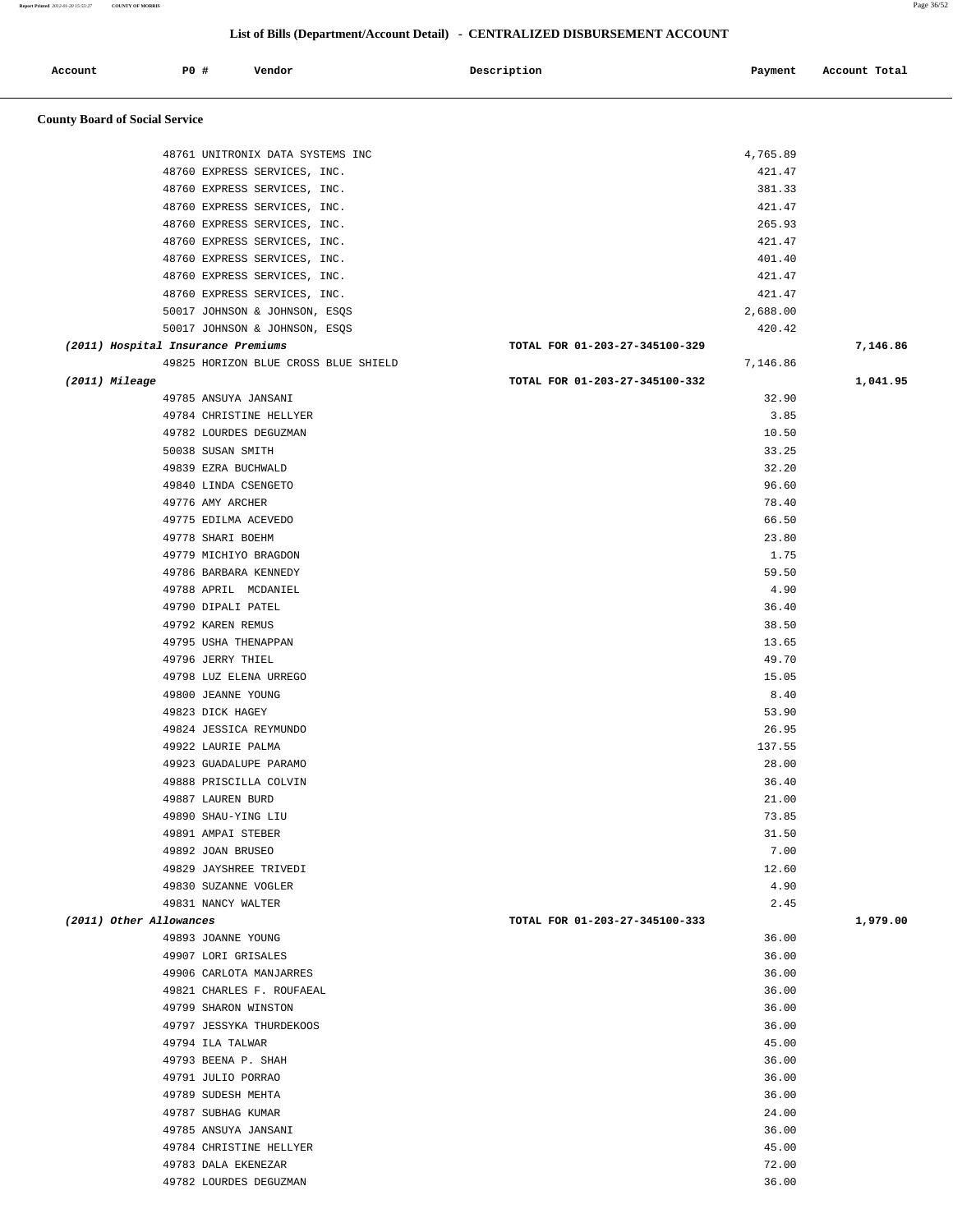## List of Bills (Department/Account Detail) - CENTRALIZED DISBURSEMENT ACCOUNT

| Account | PO # | Vendor | Description | Payment | Account Total |
|---|---|---|---|---|---|

### County Board of Social Service

| Account | PO # | Vendor | Description | Payment | Account Total |
|---|---|---|---|---|---|
| | 48761 | UNITRONIX DATA SYSTEMS INC | | 4,765.89 | |
| | 48760 | EXPRESS SERVICES, INC. | | 421.47 | |
| | 48760 | EXPRESS SERVICES, INC. | | 381.33 | |
| | 48760 | EXPRESS SERVICES, INC. | | 421.47 | |
| | 48760 | EXPRESS SERVICES, INC. | | 265.93 | |
| | 48760 | EXPRESS SERVICES, INC. | | 421.47 | |
| | 48760 | EXPRESS SERVICES, INC. | | 401.40 | |
| | 48760 | EXPRESS SERVICES, INC. | | 421.47 | |
| | 48760 | EXPRESS SERVICES, INC. | | 421.47 | |
| | 50017 | JOHNSON & JOHNSON, ESQS | | 2,688.00 | |
| | 50017 | JOHNSON & JOHNSON, ESQS | | 420.42 | |
| *(2011) Hospital Insurance Premiums* | | | TOTAL FOR 01-203-27-345100-329 | | 7,146.86 |
| | 49825 | HORIZON BLUE CROSS BLUE SHIELD | | 7,146.86 | |
| *(2011) Mileage* | | | TOTAL FOR 01-203-27-345100-332 | | 1,041.95 |
| | 49785 | ANSUYA JANSANI | | 32.90 | |
| | 49784 | CHRISTINE HELLYER | | 3.85 | |
| | 49782 | LOURDES DEGUZMAN | | 10.50 | |
| | 50038 | SUSAN SMITH | | 33.25 | |
| | 49839 | EZRA BUCHWALD | | 32.20 | |
| | 49840 | LINDA CSENGETO | | 96.60 | |
| | 49776 | AMY ARCHER | | 78.40 | |
| | 49775 | EDILMA ACEVEDO | | 66.50 | |
| | 49778 | SHARI BOEHM | | 23.80 | |
| | 49779 | MICHIYO BRAGDON | | 1.75 | |
| | 49786 | BARBARA KENNEDY | | 59.50 | |
| | 49788 | APRIL MCDANIEL | | 4.90 | |
| | 49790 | DIPALI PATEL | | 36.40 | |
| | 49792 | KAREN REMUS | | 38.50 | |
| | 49795 | USHA THENAPPAN | | 13.65 | |
| | 49796 | JERRY THIEL | | 49.70 | |
| | 49798 | LUZ ELENA URREGO | | 15.05 | |
| | 49800 | JEANNE YOUNG | | 8.40 | |
| | 49823 | DICK HAGEY | | 53.90 | |
| | 49824 | JESSICA REYMUNDO | | 26.95 | |
| | 49922 | LAURIE PALMA | | 137.55 | |
| | 49923 | GUADALUPE PARAMO | | 28.00 | |
| | 49888 | PRISCILLA COLVIN | | 36.40 | |
| | 49887 | LAUREN BURD | | 21.00 | |
| | 49890 | SHAU-YING LIU | | 73.85 | |
| | 49891 | AMPAI STEBER | | 31.50 | |
| | 49892 | JOAN BRUSEO | | 7.00 | |
| | 49829 | JAYSHREE TRIVEDI | | 12.60 | |
| | 49830 | SUZANNE VOGLER | | 4.90 | |
| | 49831 | NANCY WALTER | | 2.45 | |
| *(2011) Other Allowances* | | | TOTAL FOR 01-203-27-345100-333 | | 1,979.00 |
| | 49893 | JOANNE YOUNG | | 36.00 | |
| | 49907 | LORI GRISALES | | 36.00 | |
| | 49906 | CARLOTA MANJARRES | | 36.00 | |
| | 49821 | CHARLES F. ROUFAEAL | | 36.00 | |
| | 49799 | SHARON WINSTON | | 36.00 | |
| | 49797 | JESSYKA THURDEKOOS | | 36.00 | |
| | 49794 | ILA TALWAR | | 45.00 | |
| | 49793 | BEENA P. SHAH | | 36.00 | |
| | 49791 | JULIO PORRAO | | 36.00 | |
| | 49789 | SUDESH MEHTA | | 36.00 | |
| | 49787 | SUBHAG KUMAR | | 24.00 | |
| | 49785 | ANSUYA JANSANI | | 36.00 | |
| | 49784 | CHRISTINE HELLYER | | 45.00 | |
| | 49783 | DALA EKENEZAR | | 72.00 | |
| | 49782 | LOURDES DEGUZMAN | | 36.00 | |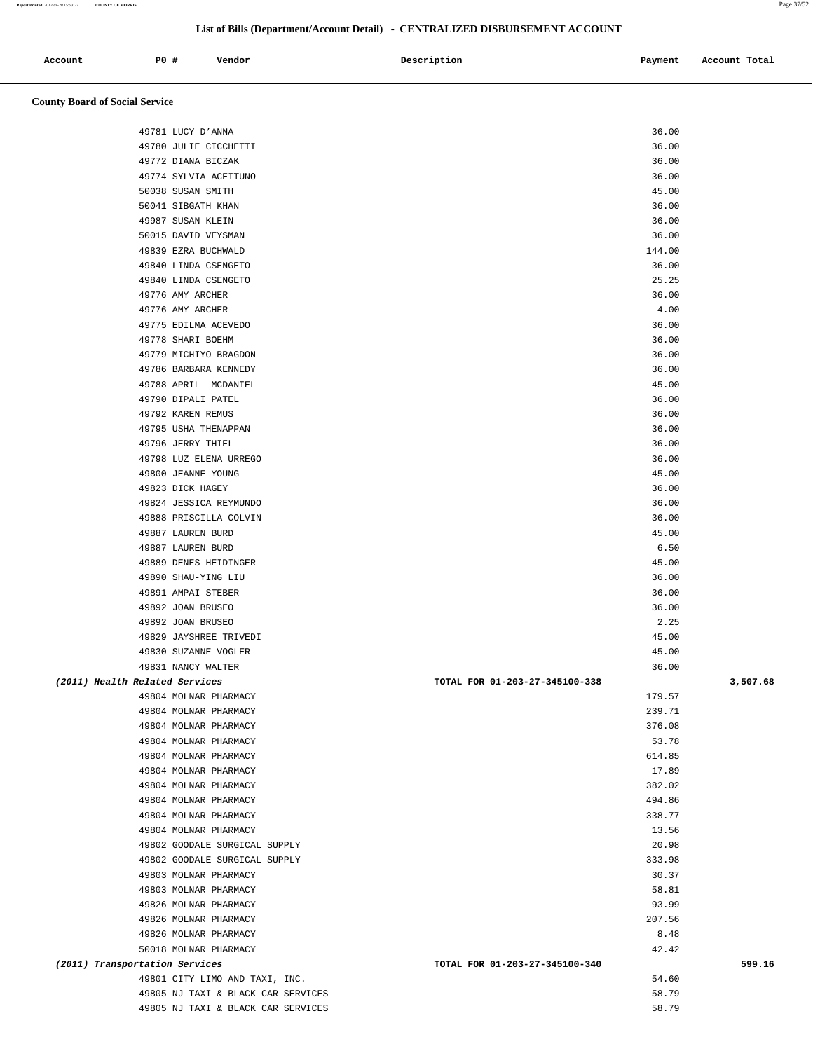## List of Bills (Department/Account Detail) - CENTRALIZED DISBURSEMENT ACCOUNT

| Account | PO # | Vendor | Description | Payment | Account Total |
|---|---|---|---|---|---|

### County Board of Social Service

| Account | PO # | Vendor | Description | Payment | Account Total |
|---|---|---|---|---|---|
| | 49781 | LUCY D'ANNA | | 36.00 | |
| | 49780 | JULIE CICCHETTI | | 36.00 | |
| | 49772 | DIANA BICZAK | | 36.00 | |
| | 49774 | SYLVIA ACEITUNO | | 36.00 | |
| | 50038 | SUSAN SMITH | | 45.00 | |
| | 50041 | SIBGATH KHAN | | 36.00 | |
| | 49987 | SUSAN KLEIN | | 36.00 | |
| | 50015 | DAVID VEYSMAN | | 36.00 | |
| | 49839 | EZRA BUCHWALD | | 144.00 | |
| | 49840 | LINDA CSENGETO | | 36.00 | |
| | 49840 | LINDA CSENGETO | | 25.25 | |
| | 49776 | AMY ARCHER | | 36.00 | |
| | 49776 | AMY ARCHER | | 4.00 | |
| | 49775 | EDILMA ACEVEDO | | 36.00 | |
| | 49778 | SHARI BOEHM | | 36.00 | |
| | 49779 | MICHIYO BRAGDON | | 36.00 | |
| | 49786 | BARBARA KENNEDY | | 36.00 | |
| | 49788 | APRIL MCDANIEL | | 45.00 | |
| | 49790 | DIPALI PATEL | | 36.00 | |
| | 49792 | KAREN REMUS | | 36.00 | |
| | 49795 | USHA THENAPPAN | | 36.00 | |
| | 49796 | JERRY THIEL | | 36.00 | |
| | 49798 | LUZ ELENA URREGO | | 36.00 | |
| | 49800 | JEANNE YOUNG | | 45.00 | |
| | 49823 | DICK HAGEY | | 36.00 | |
| | 49824 | JESSICA REYMUNDO | | 36.00 | |
| | 49888 | PRISCILLA COLVIN | | 36.00 | |
| | 49887 | LAUREN BURD | | 45.00 | |
| | 49887 | LAUREN BURD | | 6.50 | |
| | 49889 | DENES HEIDINGER | | 45.00 | |
| | 49890 | SHAU-YING LIU | | 36.00 | |
| | 49891 | AMPAI STEBER | | 36.00 | |
| | 49892 | JOAN BRUSEO | | 36.00 | |
| | 49892 | JOAN BRUSEO | | 2.25 | |
| | 49829 | JAYSHREE TRIVEDI | | 45.00 | |
| | 49830 | SUZANNE VOGLER | | 45.00 | |
| | 49831 | NANCY WALTER | | 36.00 | |
| *(2011) Health Related Services* | | | TOTAL FOR 01-203-27-345100-338 | | 3,507.68 |
| | 49804 | MOLNAR PHARMACY | | 179.57 | |
| | 49804 | MOLNAR PHARMACY | | 239.71 | |
| | 49804 | MOLNAR PHARMACY | | 376.08 | |
| | 49804 | MOLNAR PHARMACY | | 53.78 | |
| | 49804 | MOLNAR PHARMACY | | 614.85 | |
| | 49804 | MOLNAR PHARMACY | | 17.89 | |
| | 49804 | MOLNAR PHARMACY | | 382.02 | |
| | 49804 | MOLNAR PHARMACY | | 494.86 | |
| | 49804 | MOLNAR PHARMACY | | 338.77 | |
| | 49804 | MOLNAR PHARMACY | | 13.56 | |
| | 49802 | GOODALE SURGICAL SUPPLY | | 20.98 | |
| | 49802 | GOODALE SURGICAL SUPPLY | | 333.98 | |
| | 49803 | MOLNAR PHARMACY | | 30.37 | |
| | 49803 | MOLNAR PHARMACY | | 58.81 | |
| | 49826 | MOLNAR PHARMACY | | 93.99 | |
| | 49826 | MOLNAR PHARMACY | | 207.56 | |
| | 49826 | MOLNAR PHARMACY | | 8.48 | |
| | 50018 | MOLNAR PHARMACY | | 42.42 | |
| *(2011) Transportation Services* | | | TOTAL FOR 01-203-27-345100-340 | | 599.16 |
| | 49801 | CITY LIMO AND TAXI, INC. | | 54.60 | |
| | 49805 | NJ TAXI & BLACK CAR SERVICES | | 58.79 | |
| | 49805 | NJ TAXI & BLACK CAR SERVICES | | 58.79 | |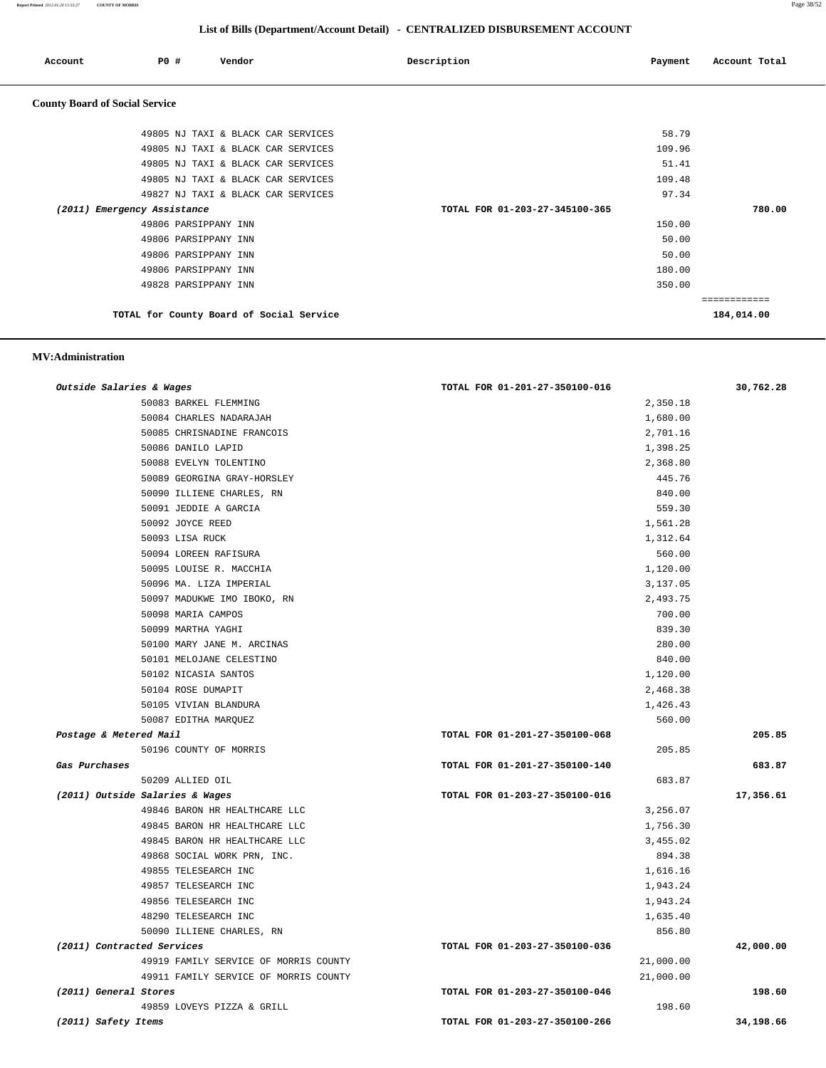## List of Bills (Department/Account Detail) - CENTRALIZED DISBURSEMENT ACCOUNT

| Account | PO # | Vendor | Description | Payment | Account Total |
|---|---|---|---|---|---|

### County Board of Social Service

| Account | PO # | Vendor | Description | Payment | Account Total |
|---|---|---|---|---|---|
| | 49805 | NJ TAXI & BLACK CAR SERVICES | | 58.79 | |
| | 49805 | NJ TAXI & BLACK CAR SERVICES | | 109.96 | |
| | 49805 | NJ TAXI & BLACK CAR SERVICES | | 51.41 | |
| | 49805 | NJ TAXI & BLACK CAR SERVICES | | 109.48 | |
| | 49827 | NJ TAXI & BLACK CAR SERVICES | | 97.34 | |
| *(2011) Emergency Assistance* | | | TOTAL FOR 01-203-27-345100-365 | | 780.00 |
| | 49806 | PARSIPPANY INN | | 150.00 | |
| | 49806 | PARSIPPANY INN | | 50.00 | |
| | 49806 | PARSIPPANY INN | | 50.00 | |
| | 49806 | PARSIPPANY INN | | 180.00 | |
| | 49828 | PARSIPPANY INN | | 350.00 | |
| | | TOTAL for County Board of Social Service | | | 184,014.00 |

### MV:Administration

| Account | PO # | Vendor | Description | Payment | Account Total |
|---|---|---|---|---|---|
| *Outside Salaries & Wages* | | | TOTAL FOR 01-201-27-350100-016 | | 30,762.28 |
| | 50083 | BARKEL FLEMMING | | 2,350.18 | |
| | 50084 | CHARLES NADARAJAH | | 1,680.00 | |
| | 50085 | CHRISNADINE FRANCOIS | | 2,701.16 | |
| | 50086 | DANILO LAPID | | 1,398.25 | |
| | 50088 | EVELYN TOLENTINO | | 2,368.80 | |
| | 50089 | GEORGINA GRAY-HORSLEY | | 445.76 | |
| | 50090 | ILLIENE CHARLES, RN | | 840.00 | |
| | 50091 | JEDDIE A GARCIA | | 559.30 | |
| | 50092 | JOYCE REED | | 1,561.28 | |
| | 50093 | LISA RUCK | | 1,312.64 | |
| | 50094 | LOREEN RAFISURA | | 560.00 | |
| | 50095 | LOUISE R. MACCHIA | | 1,120.00 | |
| | 50096 | MA. LIZA IMPERIAL | | 3,137.05 | |
| | 50097 | MADUKWE IMO IBOKO, RN | | 2,493.75 | |
| | 50098 | MARIA CAMPOS | | 700.00 | |
| | 50099 | MARTHA YAGHI | | 839.30 | |
| | 50100 | MARY JANE M. ARCINAS | | 280.00 | |
| | 50101 | MELOJANE CELESTINO | | 840.00 | |
| | 50102 | NICASIA SANTOS | | 1,120.00 | |
| | 50104 | ROSE DUMAPIT | | 2,468.38 | |
| | 50105 | VIVIAN BLANDURA | | 1,426.43 | |
| | 50087 | EDITHA MARQUEZ | | 560.00 | |
| *Postage & Metered Mail* | | | TOTAL FOR 01-201-27-350100-068 | | 205.85 |
| | 50196 | COUNTY OF MORRIS | | 205.85 | |
| *Gas Purchases* | | | TOTAL FOR 01-201-27-350100-140 | | 683.87 |
| | 50209 | ALLIED OIL | | 683.87 | |
| *(2011) Outside Salaries & Wages* | | | TOTAL FOR 01-203-27-350100-016 | | 17,356.61 |
| | 49846 | BARON HR HEALTHCARE LLC | | 3,256.07 | |
| | 49845 | BARON HR HEALTHCARE LLC | | 1,756.30 | |
| | 49845 | BARON HR HEALTHCARE LLC | | 3,455.02 | |
| | 49868 | SOCIAL WORK PRN, INC. | | 894.38 | |
| | 49855 | TELESEARCH INC | | 1,616.16 | |
| | 49857 | TELESEARCH INC | | 1,943.24 | |
| | 49856 | TELESEARCH INC | | 1,943.24 | |
| | 48290 | TELESEARCH INC | | 1,635.40 | |
| | 50090 | ILLIENE CHARLES, RN | | 856.80 | |
| *(2011) Contracted Services* | | | TOTAL FOR 01-203-27-350100-036 | | 42,000.00 |
| | 49919 | FAMILY SERVICE OF MORRIS COUNTY | | 21,000.00 | |
| | 49911 | FAMILY SERVICE OF MORRIS COUNTY | | 21,000.00 | |
| *(2011) General Stores* | | | TOTAL FOR 01-203-27-350100-046 | | 198.60 |
| | 49859 | LOVEYS PIZZA & GRILL | | 198.60 | |
| *(2011) Safety Items* | | | TOTAL FOR 01-203-27-350100-266 | | 34,198.66 |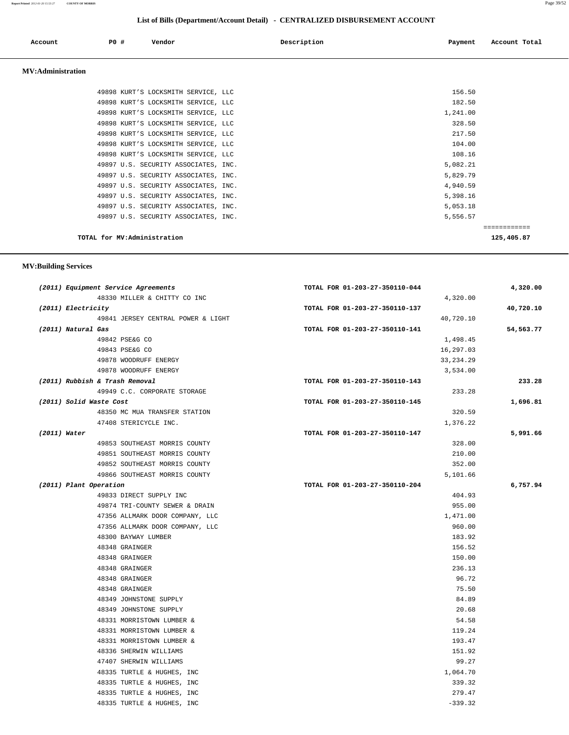## List of Bills (Department/Account Detail) - CENTRALIZED DISBURSEMENT ACCOUNT

| Account | PO # | Vendor | Description | Payment | Account Total |
|---|---|---|---|---|---|

### MV:Administration

| Account | PO # | Vendor | Description | Payment | Account Total |
|---|---|---|---|---|---|
| | 49898 | KURT'S LOCKSMITH SERVICE, LLC | | 156.50 | |
| | 49898 | KURT'S LOCKSMITH SERVICE, LLC | | 182.50 | |
| | 49898 | KURT'S LOCKSMITH SERVICE, LLC | | 1,241.00 | |
| | 49898 | KURT'S LOCKSMITH SERVICE, LLC | | 328.50 | |
| | 49898 | KURT'S LOCKSMITH SERVICE, LLC | | 217.50 | |
| | 49898 | KURT'S LOCKSMITH SERVICE, LLC | | 104.00 | |
| | 49898 | KURT'S LOCKSMITH SERVICE, LLC | | 108.16 | |
| | 49897 | U.S. SECURITY ASSOCIATES, INC. | | 5,082.21 | |
| | 49897 | U.S. SECURITY ASSOCIATES, INC. | | 5,829.79 | |
| | 49897 | U.S. SECURITY ASSOCIATES, INC. | | 4,940.59 | |
| | 49897 | U.S. SECURITY ASSOCIATES, INC. | | 5,398.16 | |
| | 49897 | U.S. SECURITY ASSOCIATES, INC. | | 5,053.18 | |
| | 49897 | U.S. SECURITY ASSOCIATES, INC. | | 5,556.57 | |
| **TOTAL for MV:Administration** | | | | | **125,405.87** |

### MV:Building Services

| Account | PO # | Vendor | Description | Payment | Account Total |
|---|---|---|---|---|---|
| *(2011) Equipment Service Agreements* | | | TOTAL FOR 01-203-27-350110-044 | | **4,320.00** |
| | 48330 | MILLER & CHITTY CO INC | | 4,320.00 | |
| *(2011) Electricity* | | | TOTAL FOR 01-203-27-350110-137 | | **40,720.10** |
| | 49841 | JERSEY CENTRAL POWER & LIGHT | | 40,720.10 | |
| *(2011) Natural Gas* | | | TOTAL FOR 01-203-27-350110-141 | | **54,563.77** |
| | 49842 | PSE&G CO | | 1,498.45 | |
| | 49843 | PSE&G CO | | 16,297.03 | |
| | 49878 | WOODRUFF ENERGY | | 33,234.29 | |
| | 49878 | WOODRUFF ENERGY | | 3,534.00 | |
| *(2011) Rubbish & Trash Removal* | | | TOTAL FOR 01-203-27-350110-143 | | **233.28** |
| | 49949 | C.C. CORPORATE STORAGE | | 233.28 | |
| *(2011) Solid Waste Cost* | | | TOTAL FOR 01-203-27-350110-145 | | **1,696.81** |
| | 48350 | MC MUA TRANSFER STATION | | 320.59 | |
| | 47408 | STERICYCLE INC. | | 1,376.22 | |
| *(2011) Water* | | | TOTAL FOR 01-203-27-350110-147 | | **5,991.66** |
| | 49853 | SOUTHEAST MORRIS COUNTY | | 328.00 | |
| | 49851 | SOUTHEAST MORRIS COUNTY | | 210.00 | |
| | 49852 | SOUTHEAST MORRIS COUNTY | | 352.00 | |
| | 49866 | SOUTHEAST MORRIS COUNTY | | 5,101.66 | |
| *(2011) Plant Operation* | | | TOTAL FOR 01-203-27-350110-204 | | **6,757.94** |
| | 49833 | DIRECT SUPPLY INC | | 404.93 | |
| | 49874 | TRI-COUNTY SEWER & DRAIN | | 955.00 | |
| | 47356 | ALLMARK DOOR COMPANY, LLC | | 1,471.00 | |
| | 47356 | ALLMARK DOOR COMPANY, LLC | | 960.00 | |
| | 48300 | BAYWAY LUMBER | | 183.92 | |
| | 48348 | GRAINGER | | 156.52 | |
| | 48348 | GRAINGER | | 150.00 | |
| | 48348 | GRAINGER | | 236.13 | |
| | 48348 | GRAINGER | | 96.72 | |
| | 48348 | GRAINGER | | 75.50 | |
| | 48349 | JOHNSTONE SUPPLY | | 84.89 | |
| | 48349 | JOHNSTONE SUPPLY | | 20.68 | |
| | 48331 | MORRISTOWN LUMBER & | | 54.58 | |
| | 48331 | MORRISTOWN LUMBER & | | 119.24 | |
| | 48331 | MORRISTOWN LUMBER & | | 193.47 | |
| | 48336 | SHERWIN WILLIAMS | | 151.92 | |
| | 47407 | SHERWIN WILLIAMS | | 99.27 | |
| | 48335 | TURTLE & HUGHES, INC | | 1,064.70 | |
| | 48335 | TURTLE & HUGHES, INC | | 339.32 | |
| | 48335 | TURTLE & HUGHES, INC | | 279.47 | |
| | 48335 | TURTLE & HUGHES, INC | | -339.32 | |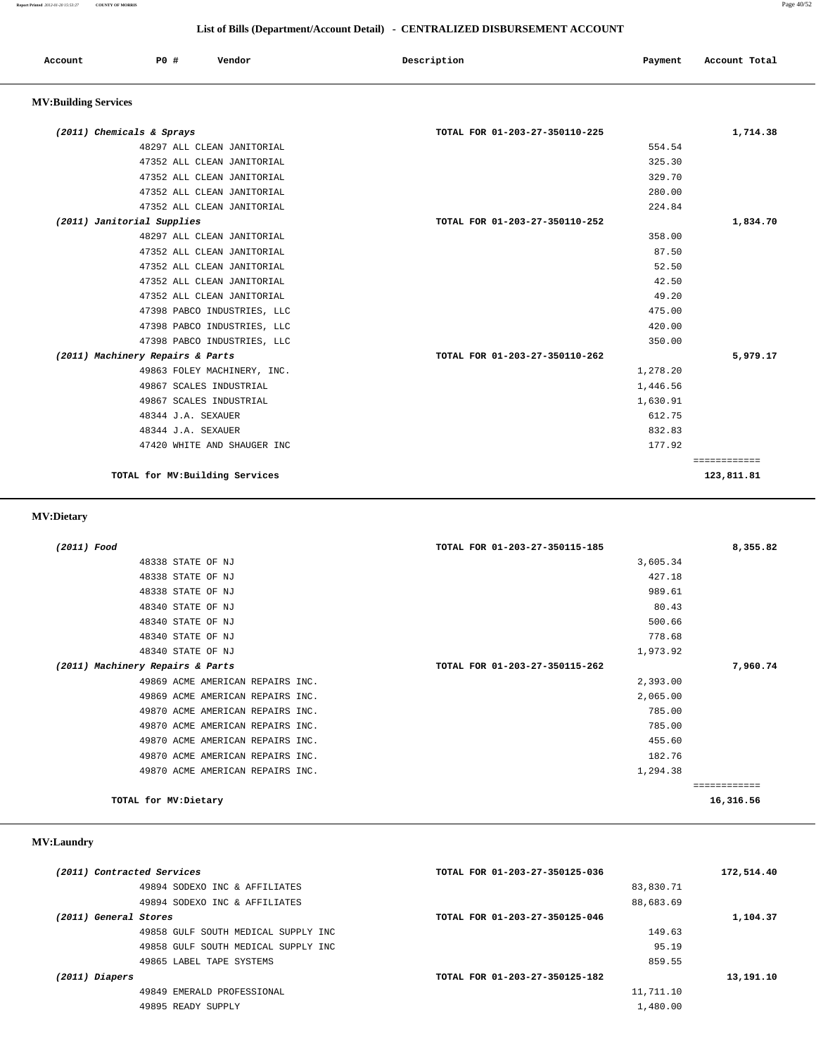## List of Bills (Department/Account Detail) - CENTRALIZED DISBURSEMENT ACCOUNT

| Account | PO # | Vendor | Description | Payment | Account Total |
|---|---|---|---|---|---|

### MV:Building Services

| Account | PO # | Vendor | Description | Payment | Account Total |
|---|---|---|---|---|---|
| *(2011) Chemicals & Sprays* | | | TOTAL FOR 01-203-27-350110-225 | | 1,714.38 |
| | 48297 | ALL CLEAN JANITORIAL | | 554.54 | |
| | 47352 | ALL CLEAN JANITORIAL | | 325.30 | |
| | 47352 | ALL CLEAN JANITORIAL | | 329.70 | |
| | 47352 | ALL CLEAN JANITORIAL | | 280.00 | |
| | 47352 | ALL CLEAN JANITORIAL | | 224.84 | |
| *(2011) Janitorial Supplies* | | | TOTAL FOR 01-203-27-350110-252 | | 1,834.70 |
| | 48297 | ALL CLEAN JANITORIAL | | 358.00 | |
| | 47352 | ALL CLEAN JANITORIAL | | 87.50 | |
| | 47352 | ALL CLEAN JANITORIAL | | 52.50 | |
| | 47352 | ALL CLEAN JANITORIAL | | 42.50 | |
| | 47352 | ALL CLEAN JANITORIAL | | 49.20 | |
| | 47398 | PABCO INDUSTRIES, LLC | | 475.00 | |
| | 47398 | PABCO INDUSTRIES, LLC | | 420.00 | |
| | 47398 | PABCO INDUSTRIES, LLC | | 350.00 | |
| *(2011) Machinery Repairs & Parts* | | | TOTAL FOR 01-203-27-350110-262 | | 5,979.17 |
| | 49863 | FOLEY MACHINERY, INC. | | 1,278.20 | |
| | 49867 | SCALES INDUSTRIAL | | 1,446.56 | |
| | 49867 | SCALES INDUSTRIAL | | 1,630.91 | |
| | 48344 | J.A. SEXAUER | | 612.75 | |
| | 48344 | J.A. SEXAUER | | 832.83 | |
| | 47420 | WHITE AND SHAUGER INC | | 177.92 | |
| **TOTAL for MV:Building Services** | | | | | **123,811.81** |

### MV:Dietary

| Account | PO # | Vendor | Description | Payment | Account Total |
|---|---|---|---|---|---|
| *(2011) Food* | | | TOTAL FOR 01-203-27-350115-185 | | 8,355.82 |
| | 48338 | STATE OF NJ | | 3,605.34 | |
| | 48338 | STATE OF NJ | | 427.18 | |
| | 48338 | STATE OF NJ | | 989.61 | |
| | 48340 | STATE OF NJ | | 80.43 | |
| | 48340 | STATE OF NJ | | 500.66 | |
| | 48340 | STATE OF NJ | | 778.68 | |
| | 48340 | STATE OF NJ | | 1,973.92 | |
| *(2011) Machinery Repairs & Parts* | | | TOTAL FOR 01-203-27-350115-262 | | 7,960.74 |
| | 49869 | ACME AMERICAN REPAIRS INC. | | 2,393.00 | |
| | 49869 | ACME AMERICAN REPAIRS INC. | | 2,065.00 | |
| | 49870 | ACME AMERICAN REPAIRS INC. | | 785.00 | |
| | 49870 | ACME AMERICAN REPAIRS INC. | | 785.00 | |
| | 49870 | ACME AMERICAN REPAIRS INC. | | 455.60 | |
| | 49870 | ACME AMERICAN REPAIRS INC. | | 182.76 | |
| | 49870 | ACME AMERICAN REPAIRS INC. | | 1,294.38 | |
| **TOTAL for MV:Dietary** | | | | | **16,316.56** |

### MV:Laundry

| Account | PO # | Vendor | Description | Payment | Account Total |
|---|---|---|---|---|---|
| *(2011) Contracted Services* | | | TOTAL FOR 01-203-27-350125-036 | | 172,514.40 |
| | 49894 | SODEXO INC & AFFILIATES | | 83,830.71 | |
| | 49894 | SODEXO INC & AFFILIATES | | 88,683.69 | |
| *(2011) General Stores* | | | TOTAL FOR 01-203-27-350125-046 | | 1,104.37 |
| | 49858 | GULF SOUTH MEDICAL SUPPLY INC | | 149.63 | |
| | 49858 | GULF SOUTH MEDICAL SUPPLY INC | | 95.19 | |
| | 49865 | LABEL TAPE SYSTEMS | | 859.55 | |
| *(2011) Diapers* | | | TOTAL FOR 01-203-27-350125-182 | | 13,191.10 |
| | 49849 | EMERALD PROFESSIONAL | | 11,711.10 | |
| | 49895 | READY SUPPLY | | 1,480.00 | |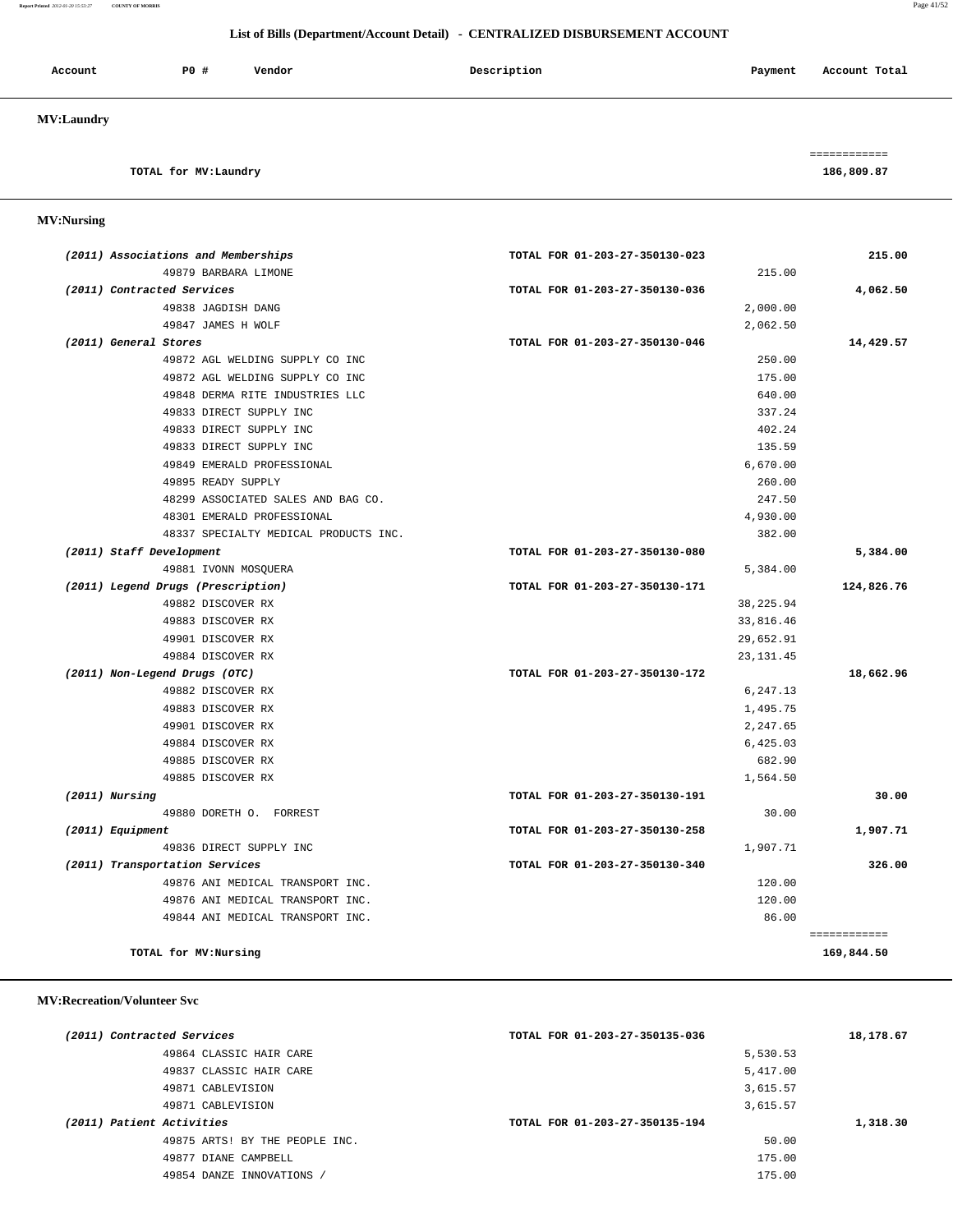## List of Bills (Department/Account Detail) - CENTRALIZED DISBURSEMENT ACCOUNT

| Account | PO # | Vendor | Description | Payment | Account Total |
|---|---|---|---|---|---|

### MV:Laundry

| | | |
|---|---|---|
| TOTAL for MV:Laundry | | 186,809.87 |

### MV:Nursing

| Account / PO # Vendor | Description | Payment | Account Total |
|---|---|---|---|
| *(2011) Associations and Memberships* | TOTAL FOR 01-203-27-350130-023 | | 215.00 |
| 49879 BARBARA LIMONE | | 215.00 | |
| *(2011) Contracted Services* | TOTAL FOR 01-203-27-350130-036 | | 4,062.50 |
| 49838 JAGDISH DANG | | 2,000.00 | |
| 49847 JAMES H WOLF | | 2,062.50 | |
| *(2011) General Stores* | TOTAL FOR 01-203-27-350130-046 | | 14,429.57 |
| 49872 AGL WELDING SUPPLY CO INC | | 250.00 | |
| 49872 AGL WELDING SUPPLY CO INC | | 175.00 | |
| 49848 DERMA RITE INDUSTRIES LLC | | 640.00 | |
| 49833 DIRECT SUPPLY INC | | 337.24 | |
| 49833 DIRECT SUPPLY INC | | 402.24 | |
| 49833 DIRECT SUPPLY INC | | 135.59 | |
| 49849 EMERALD PROFESSIONAL | | 6,670.00 | |
| 49895 READY SUPPLY | | 260.00 | |
| 48299 ASSOCIATED SALES AND BAG CO. | | 247.50 | |
| 48301 EMERALD PROFESSIONAL | | 4,930.00 | |
| 48337 SPECIALTY MEDICAL PRODUCTS INC. | | 382.00 | |
| *(2011) Staff Development* | TOTAL FOR 01-203-27-350130-080 | | 5,384.00 |
| 49881 IVONN MOSQUERA | | 5,384.00 | |
| *(2011) Legend Drugs (Prescription)* | TOTAL FOR 01-203-27-350130-171 | | 124,826.76 |
| 49882 DISCOVER RX | | 38,225.94 | |
| 49883 DISCOVER RX | | 33,816.46 | |
| 49901 DISCOVER RX | | 29,652.91 | |
| 49884 DISCOVER RX | | 23,131.45 | |
| *(2011) Non-Legend Drugs (OTC)* | TOTAL FOR 01-203-27-350130-172 | | 18,662.96 |
| 49882 DISCOVER RX | | 6,247.13 | |
| 49883 DISCOVER RX | | 1,495.75 | |
| 49901 DISCOVER RX | | 2,247.65 | |
| 49884 DISCOVER RX | | 6,425.03 | |
| 49885 DISCOVER RX | | 682.90 | |
| 49885 DISCOVER RX | | 1,564.50 | |
| *(2011) Nursing* | TOTAL FOR 01-203-27-350130-191 | | 30.00 |
| 49880 DORETH O. FORREST | | 30.00 | |
| *(2011) Equipment* | TOTAL FOR 01-203-27-350130-258 | | 1,907.71 |
| 49836 DIRECT SUPPLY INC | | 1,907.71 | |
| *(2011) Transportation Services* | TOTAL FOR 01-203-27-350130-340 | | 326.00 |
| 49876 ANI MEDICAL TRANSPORT INC. | | 120.00 | |
| 49876 ANI MEDICAL TRANSPORT INC. | | 120.00 | |
| 49844 ANI MEDICAL TRANSPORT INC. | | 86.00 | |
| TOTAL for MV:Nursing | | | 169,844.50 |

### MV:Recreation/Volunteer Svc

| Account / PO # Vendor | Description | Payment | Account Total |
|---|---|---|---|
| *(2011) Contracted Services* | TOTAL FOR 01-203-27-350135-036 | | 18,178.67 |
| 49864 CLASSIC HAIR CARE | | 5,530.53 | |
| 49837 CLASSIC HAIR CARE | | 5,417.00 | |
| 49871 CABLEVISION | | 3,615.57 | |
| 49871 CABLEVISION | | 3,615.57 | |
| *(2011) Patient Activities* | TOTAL FOR 01-203-27-350135-194 | | 1,318.30 |
| 49875 ARTS! BY THE PEOPLE INC. | | 50.00 | |
| 49877 DIANE CAMPBELL | | 175.00 | |
| 49854 DANZE INNOVATIONS / | | 175.00 | |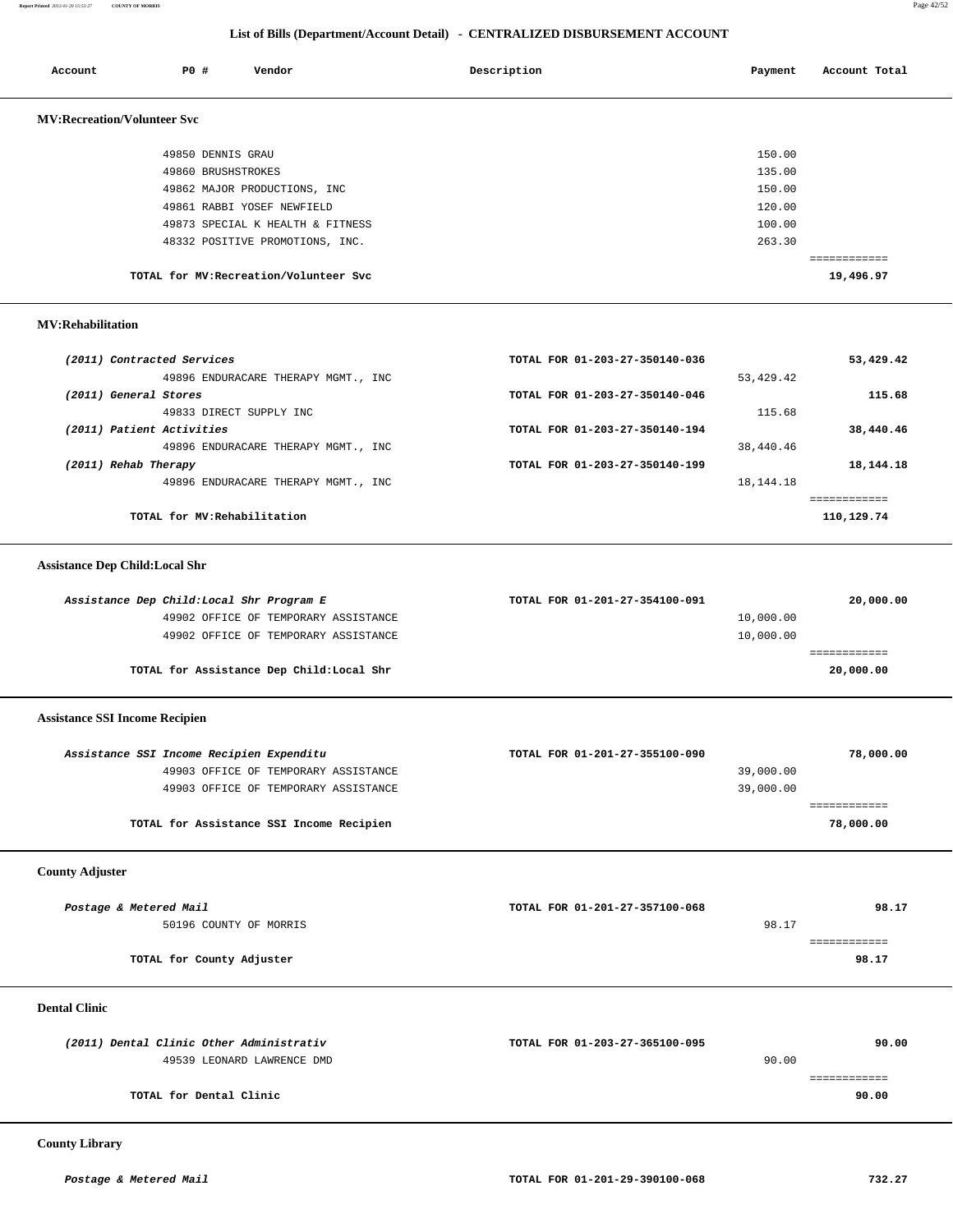## List of Bills (Department/Account Detail) - CENTRALIZED DISBURSEMENT ACCOUNT

| Account | PO # | Vendor | Description | Payment | Account Total |
|---|---|---|---|---|---|

### MV:Recreation/Volunteer Svc

| Account | PO # | Vendor | Description | Payment | Account Total |
|---|---|---|---|---|---|
| | 49850 | DENNIS GRAU | | 150.00 | |
| | 49860 | BRUSHSTROKES | | 135.00 | |
| | 49862 | MAJOR PRODUCTIONS, INC | | 150.00 | |
| | 49861 | RABBI YOSEF NEWFIELD | | 120.00 | |
| | 49873 | SPECIAL K HEALTH & FITNESS | | 100.00 | |
| | 48332 | POSITIVE PROMOTIONS, INC. | | 263.30 | |
| **TOTAL for MV:Recreation/Volunteer Svc** | | | | | **19,496.97** |

### MV:Rehabilitation

| Account | PO # | Vendor | Description | Payment | Account Total |
|---|---|---|---|---|---|
| *(2011) Contracted Services* | | | TOTAL FOR 01-203-27-350140-036 | | 53,429.42 |
| | 49896 | ENDURACARE THERAPY MGMT., INC | | 53,429.42 | |
| *(2011) General Stores* | | | TOTAL FOR 01-203-27-350140-046 | | 115.68 |
| | 49833 | DIRECT SUPPLY INC | | 115.68 | |
| *(2011) Patient Activities* | | | TOTAL FOR 01-203-27-350140-194 | | 38,440.46 |
| | 49896 | ENDURACARE THERAPY MGMT., INC | | 38,440.46 | |
| *(2011) Rehab Therapy* | | | TOTAL FOR 01-203-27-350140-199 | | 18,144.18 |
| | 49896 | ENDURACARE THERAPY MGMT., INC | | 18,144.18 | |
| **TOTAL for MV:Rehabilitation** | | | | | **110,129.74** |

### Assistance Dep Child:Local Shr

| Account | PO # | Vendor | Description | Payment | Account Total |
|---|---|---|---|---|---|
| *Assistance Dep Child:Local Shr Program E* | | | TOTAL FOR 01-201-27-354100-091 | | 20,000.00 |
| | 49902 | OFFICE OF TEMPORARY ASSISTANCE | | 10,000.00 | |
| | 49902 | OFFICE OF TEMPORARY ASSISTANCE | | 10,000.00 | |
| **TOTAL for Assistance Dep Child:Local Shr** | | | | | **20,000.00** |

### Assistance SSI Income Recipien

| Account | PO # | Vendor | Description | Payment | Account Total |
|---|---|---|---|---|---|
| *Assistance SSI Income Recipien Expenditu* | | | TOTAL FOR 01-201-27-355100-090 | | 78,000.00 |
| | 49903 | OFFICE OF TEMPORARY ASSISTANCE | | 39,000.00 | |
| | 49903 | OFFICE OF TEMPORARY ASSISTANCE | | 39,000.00 | |
| **TOTAL for Assistance SSI Income Recipien** | | | | | **78,000.00** |

### County Adjuster

| Account | PO # | Vendor | Description | Payment | Account Total |
|---|---|---|---|---|---|
| *Postage & Metered Mail* | | | TOTAL FOR 01-201-27-357100-068 | | 98.17 |
| | 50196 | COUNTY OF MORRIS | | 98.17 | |
| **TOTAL for County Adjuster** | | | | | **98.17** |

### Dental Clinic

| Account | PO # | Vendor | Description | Payment | Account Total |
|---|---|---|---|---|---|
| *(2011) Dental Clinic Other Administrativ* | | | TOTAL FOR 01-203-27-365100-095 | | 90.00 |
| | 49539 | LEONARD LAWRENCE DMD | | 90.00 | |
| **TOTAL for Dental Clinic** | | | | | **90.00** |

### County Library

| Account | PO # | Vendor | Description | Payment | Account Total |
|---|---|---|---|---|---|
| *Postage & Metered Mail* | | | TOTAL FOR 01-201-29-390100-068 | | 732.27 |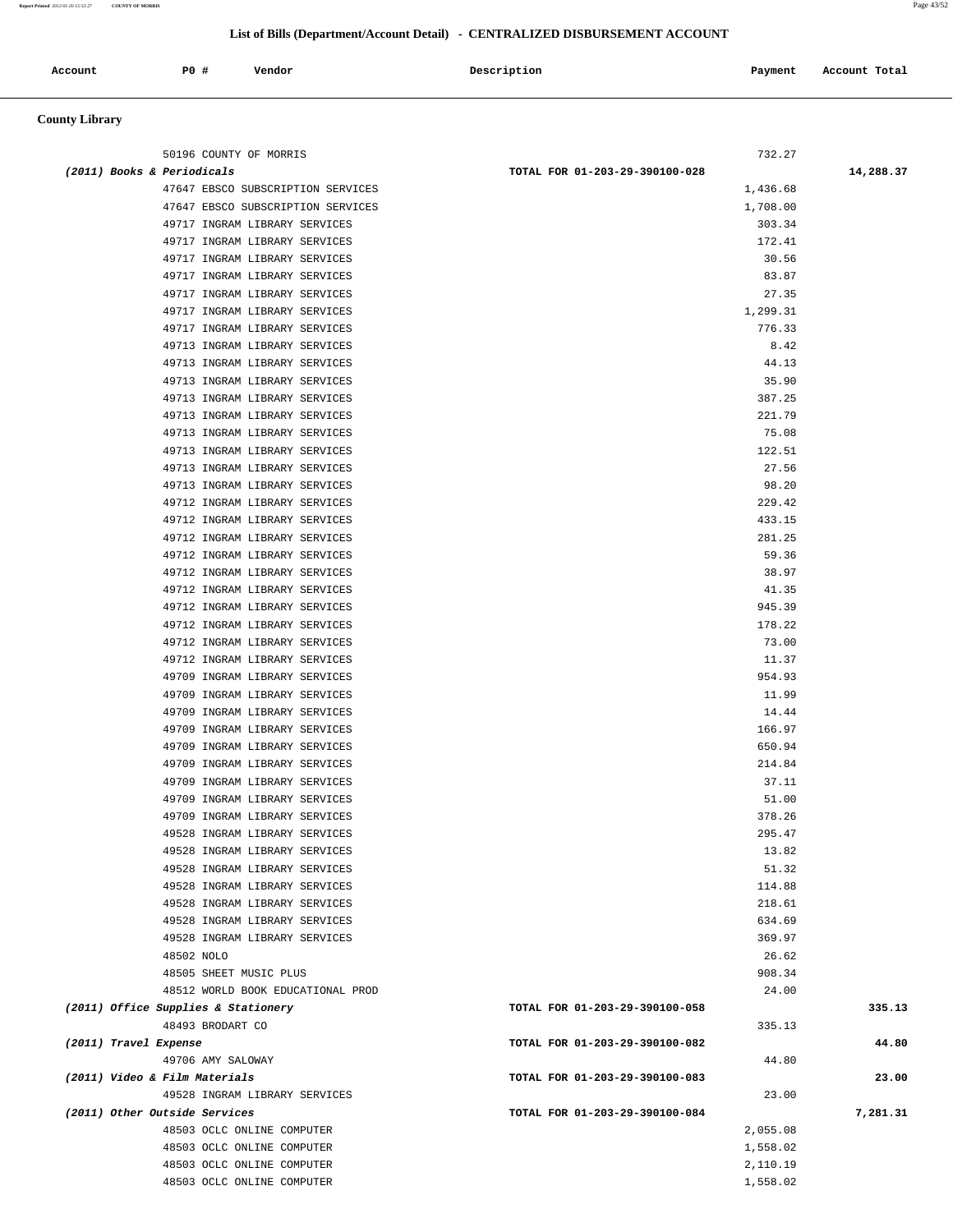## List of Bills (Department/Account Detail) - CENTRALIZED DISBURSEMENT ACCOUNT

| Account | PO # | Vendor | Description | Payment | Account Total |
|---|---|---|---|---|---|

### County Library

| Account | PO # | Vendor | Description | Payment | Account Total |
|---|---|---|---|---|---|
| | 50196 | COUNTY OF MORRIS | | 732.27 | |
| *(2011) Books & Periodicals* | | | TOTAL FOR 01-203-29-390100-028 | | 14,288.37 |
| | 47647 | EBSCO SUBSCRIPTION SERVICES | | 1,436.68 | |
| | 47647 | EBSCO SUBSCRIPTION SERVICES | | 1,708.00 | |
| | 49717 | INGRAM LIBRARY SERVICES | | 303.34 | |
| | 49717 | INGRAM LIBRARY SERVICES | | 172.41 | |
| | 49717 | INGRAM LIBRARY SERVICES | | 30.56 | |
| | 49717 | INGRAM LIBRARY SERVICES | | 83.87 | |
| | 49717 | INGRAM LIBRARY SERVICES | | 27.35 | |
| | 49717 | INGRAM LIBRARY SERVICES | | 1,299.31 | |
| | 49717 | INGRAM LIBRARY SERVICES | | 776.33 | |
| | 49713 | INGRAM LIBRARY SERVICES | | 8.42 | |
| | 49713 | INGRAM LIBRARY SERVICES | | 44.13 | |
| | 49713 | INGRAM LIBRARY SERVICES | | 35.90 | |
| | 49713 | INGRAM LIBRARY SERVICES | | 387.25 | |
| | 49713 | INGRAM LIBRARY SERVICES | | 221.79 | |
| | 49713 | INGRAM LIBRARY SERVICES | | 75.08 | |
| | 49713 | INGRAM LIBRARY SERVICES | | 122.51 | |
| | 49713 | INGRAM LIBRARY SERVICES | | 27.56 | |
| | 49713 | INGRAM LIBRARY SERVICES | | 98.20 | |
| | 49712 | INGRAM LIBRARY SERVICES | | 229.42 | |
| | 49712 | INGRAM LIBRARY SERVICES | | 433.15 | |
| | 49712 | INGRAM LIBRARY SERVICES | | 281.25 | |
| | 49712 | INGRAM LIBRARY SERVICES | | 59.36 | |
| | 49712 | INGRAM LIBRARY SERVICES | | 38.97 | |
| | 49712 | INGRAM LIBRARY SERVICES | | 41.35 | |
| | 49712 | INGRAM LIBRARY SERVICES | | 945.39 | |
| | 49712 | INGRAM LIBRARY SERVICES | | 178.22 | |
| | 49712 | INGRAM LIBRARY SERVICES | | 73.00 | |
| | 49712 | INGRAM LIBRARY SERVICES | | 11.37 | |
| | 49709 | INGRAM LIBRARY SERVICES | | 954.93 | |
| | 49709 | INGRAM LIBRARY SERVICES | | 11.99 | |
| | 49709 | INGRAM LIBRARY SERVICES | | 14.44 | |
| | 49709 | INGRAM LIBRARY SERVICES | | 166.97 | |
| | 49709 | INGRAM LIBRARY SERVICES | | 650.94 | |
| | 49709 | INGRAM LIBRARY SERVICES | | 214.84 | |
| | 49709 | INGRAM LIBRARY SERVICES | | 37.11 | |
| | 49709 | INGRAM LIBRARY SERVICES | | 51.00 | |
| | 49709 | INGRAM LIBRARY SERVICES | | 378.26 | |
| | 49528 | INGRAM LIBRARY SERVICES | | 295.47 | |
| | 49528 | INGRAM LIBRARY SERVICES | | 13.82 | |
| | 49528 | INGRAM LIBRARY SERVICES | | 51.32 | |
| | 49528 | INGRAM LIBRARY SERVICES | | 114.88 | |
| | 49528 | INGRAM LIBRARY SERVICES | | 218.61 | |
| | 49528 | INGRAM LIBRARY SERVICES | | 634.69 | |
| | 49528 | INGRAM LIBRARY SERVICES | | 369.97 | |
| | 48502 | NOLO | | 26.62 | |
| | 48505 | SHEET MUSIC PLUS | | 908.34 | |
| | 48512 | WORLD BOOK EDUCATIONAL PROD | | 24.00 | |
| *(2011) Office Supplies & Stationery* | | | TOTAL FOR 01-203-29-390100-058 | | 335.13 |
| | 48493 | BRODART CO | | 335.13 | |
| *(2011) Travel Expense* | | | TOTAL FOR 01-203-29-390100-082 | | 44.80 |
| | 49706 | AMY SALOWAY | | 44.80 | |
| *(2011) Video & Film Materials* | | | TOTAL FOR 01-203-29-390100-083 | | 23.00 |
| | 49528 | INGRAM LIBRARY SERVICES | | 23.00 | |
| *(2011) Other Outside Services* | | | TOTAL FOR 01-203-29-390100-084 | | 7,281.31 |
| | 48503 | OCLC ONLINE COMPUTER | | 2,055.08 | |
| | 48503 | OCLC ONLINE COMPUTER | | 1,558.02 | |
| | 48503 | OCLC ONLINE COMPUTER | | 2,110.19 | |
| | 48503 | OCLC ONLINE COMPUTER | | 1,558.02 | |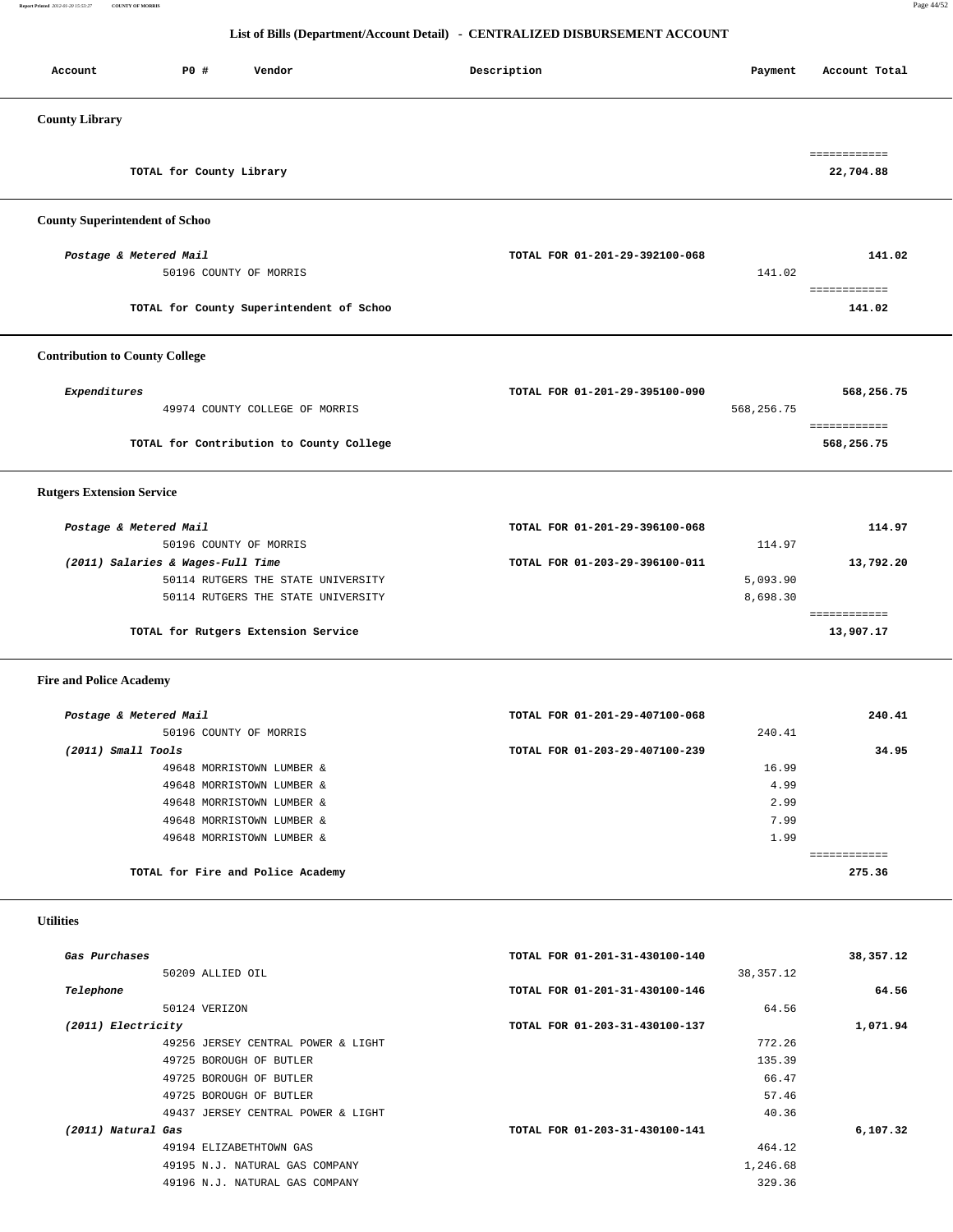## List of Bills (Department/Account Detail) - CENTRALIZED DISBURSEMENT ACCOUNT

| Account | PO # | Vendor | Description | Payment | Account Total |
|---|---|---|---|---|---|

### County Library

| | | | |
|---|---|---|---|
| | | | ============ |
| TOTAL for County Library | | | 22,704.88 |

### County Superintendent of Schoo

| Account / Vendor | Description | Payment | Account Total |
|---|---|---|---|
| *Postage & Metered Mail* | TOTAL FOR 01-201-29-392100-068 | | 141.02 |
| 50196 COUNTY OF MORRIS | | 141.02 | |
| | | | ============ |
| TOTAL for County Superintendent of Schoo | | | 141.02 |

### Contribution to County College

| Account / Vendor | Description | Payment | Account Total |
|---|---|---|---|
| *Expenditures* | TOTAL FOR 01-201-29-395100-090 | | 568,256.75 |
| 49974 COUNTY COLLEGE OF MORRIS | | 568,256.75 | |
| | | | ============ |
| TOTAL for Contribution to County College | | | 568,256.75 |

### Rutgers Extension Service

| Account / Vendor | Description | Payment | Account Total |
|---|---|---|---|
| *Postage & Metered Mail* | TOTAL FOR 01-201-29-396100-068 | | 114.97 |
| 50196 COUNTY OF MORRIS | | 114.97 | |
| *(2011) Salaries & Wages-Full Time* | TOTAL FOR 01-203-29-396100-011 | | 13,792.20 |
| 50114 RUTGERS THE STATE UNIVERSITY | | 5,093.90 | |
| 50114 RUTGERS THE STATE UNIVERSITY | | 8,698.30 | |
| | | | ============ |
| TOTAL for Rutgers Extension Service | | | 13,907.17 |

### Fire and Police Academy

| Account / Vendor | Description | Payment | Account Total |
|---|---|---|---|
| *Postage & Metered Mail* | TOTAL FOR 01-201-29-407100-068 | | 240.41 |
| 50196 COUNTY OF MORRIS | | 240.41 | |
| *(2011) Small Tools* | TOTAL FOR 01-203-29-407100-239 | | 34.95 |
| 49648 MORRISTOWN LUMBER & | | 16.99 | |
| 49648 MORRISTOWN LUMBER & | | 4.99 | |
| 49648 MORRISTOWN LUMBER & | | 2.99 | |
| 49648 MORRISTOWN LUMBER & | | 7.99 | |
| 49648 MORRISTOWN LUMBER & | | 1.99 | |
| | | | ============ |
| TOTAL for Fire and Police Academy | | | 275.36 |

### Utilities

| Account / Vendor | Description | Payment | Account Total |
|---|---|---|---|
| *Gas Purchases* | TOTAL FOR 01-201-31-430100-140 | | 38,357.12 |
| 50209 ALLIED OIL | | 38,357.12 | |
| *Telephone* | TOTAL FOR 01-201-31-430100-146 | | 64.56 |
| 50124 VERIZON | | 64.56 | |
| *(2011) Electricity* | TOTAL FOR 01-203-31-430100-137 | | 1,071.94 |
| 49256 JERSEY CENTRAL POWER & LIGHT | | 772.26 | |
| 49725 BOROUGH OF BUTLER | | 135.39 | |
| 49725 BOROUGH OF BUTLER | | 66.47 | |
| 49725 BOROUGH OF BUTLER | | 57.46 | |
| 49437 JERSEY CENTRAL POWER & LIGHT | | 40.36 | |
| *(2011) Natural Gas* | TOTAL FOR 01-203-31-430100-141 | | 6,107.32 |
| 49194 ELIZABETHTOWN GAS | | 464.12 | |
| 49195 N.J. NATURAL GAS COMPANY | | 1,246.68 | |
| 49196 N.J. NATURAL GAS COMPANY | | 329.36 | |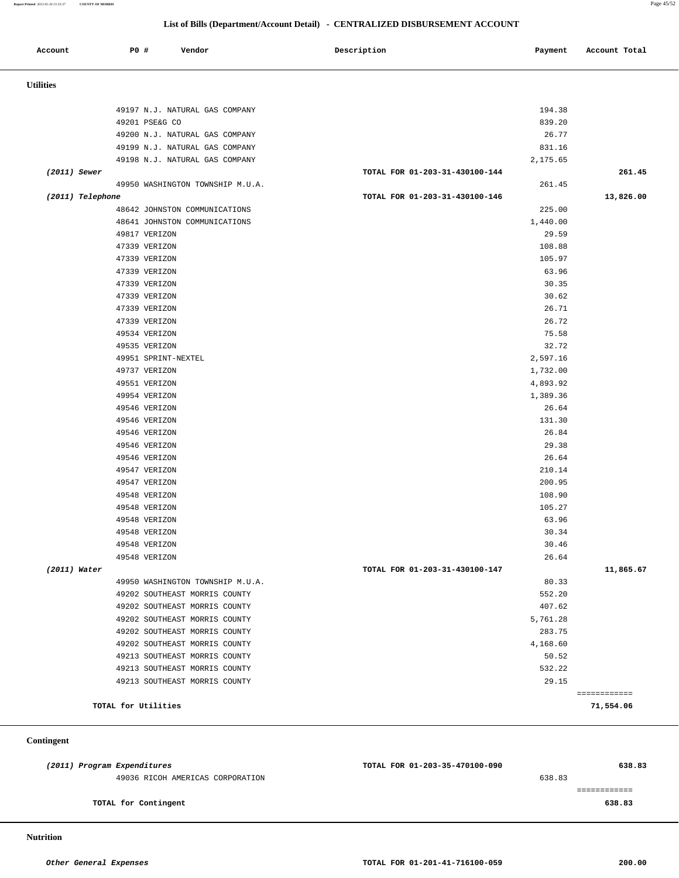## List of Bills (Department/Account Detail) - CENTRALIZED DISBURSEMENT ACCOUNT

| Account | PO # | Vendor | Description | Payment | Account Total |
|---|---|---|---|---|---|

### Utilities

| Account | PO # | Vendor | Description | Payment | Account Total |
|---|---|---|---|---|---|
| | 49197 | N.J. NATURAL GAS COMPANY | | 194.38 | |
| | 49201 | PSE&G CO | | 839.20 | |
| | 49200 | N.J. NATURAL GAS COMPANY | | 26.77 | |
| | 49199 | N.J. NATURAL GAS COMPANY | | 831.16 | |
| | 49198 | N.J. NATURAL GAS COMPANY | | 2,175.65 | |
| *(2011) Sewer* | | | TOTAL FOR 01-203-31-430100-144 | | 261.45 |
| | 49950 | WASHINGTON TOWNSHIP M.U.A. | | 261.45 | |
| *(2011) Telephone* | | | TOTAL FOR 01-203-31-430100-146 | | 13,826.00 |
| | 48642 | JOHNSTON COMMUNICATIONS | | 225.00 | |
| | 48641 | JOHNSTON COMMUNICATIONS | | 1,440.00 | |
| | 49817 | VERIZON | | 29.59 | |
| | 47339 | VERIZON | | 108.88 | |
| | 47339 | VERIZON | | 105.97 | |
| | 47339 | VERIZON | | 63.96 | |
| | 47339 | VERIZON | | 30.35 | |
| | 47339 | VERIZON | | 30.62 | |
| | 47339 | VERIZON | | 26.71 | |
| | 47339 | VERIZON | | 26.72 | |
| | 49534 | VERIZON | | 75.58 | |
| | 49535 | VERIZON | | 32.72 | |
| | 49951 | SPRINT-NEXTEL | | 2,597.16 | |
| | 49737 | VERIZON | | 1,732.00 | |
| | 49551 | VERIZON | | 4,893.92 | |
| | 49954 | VERIZON | | 1,389.36 | |
| | 49546 | VERIZON | | 26.64 | |
| | 49546 | VERIZON | | 131.30 | |
| | 49546 | VERIZON | | 26.84 | |
| | 49546 | VERIZON | | 29.38 | |
| | 49546 | VERIZON | | 26.64 | |
| | 49547 | VERIZON | | 210.14 | |
| | 49547 | VERIZON | | 200.95 | |
| | 49548 | VERIZON | | 108.90 | |
| | 49548 | VERIZON | | 105.27 | |
| | 49548 | VERIZON | | 63.96 | |
| | 49548 | VERIZON | | 30.34 | |
| | 49548 | VERIZON | | 30.46 | |
| | 49548 | VERIZON | | 26.64 | |
| *(2011) Water* | | | TOTAL FOR 01-203-31-430100-147 | | 11,865.67 |
| | 49950 | WASHINGTON TOWNSHIP M.U.A. | | 80.33 | |
| | 49202 | SOUTHEAST MORRIS COUNTY | | 552.20 | |
| | 49202 | SOUTHEAST MORRIS COUNTY | | 407.62 | |
| | 49202 | SOUTHEAST MORRIS COUNTY | | 5,761.28 | |
| | 49202 | SOUTHEAST MORRIS COUNTY | | 283.75 | |
| | 49202 | SOUTHEAST MORRIS COUNTY | | 4,168.60 | |
| | 49213 | SOUTHEAST MORRIS COUNTY | | 50.52 | |
| | 49213 | SOUTHEAST MORRIS COUNTY | | 532.22 | |
| | 49213 | SOUTHEAST MORRIS COUNTY | | 29.15 | |
| | | | | | ============ |
| | TOTAL for Utilities | | | | 71,554.06 |

### Contingent

| Account | PO # | Vendor | Description | Payment | Account Total |
|---|---|---|---|---|---|
| *(2011) Program Expenditures* | | | TOTAL FOR 01-203-35-470100-090 | | 638.83 |
| | 49036 | RICOH AMERICAS CORPORATION | | 638.83 | |
| | | | | | ============ |
| | TOTAL for Contingent | | | | 638.83 |

### Nutrition

| Account | PO # | Vendor | Description | Payment | Account Total |
|---|---|---|---|---|---|
| *Other General Expenses* | | | TOTAL FOR 01-201-41-716100-059 | | 200.00 |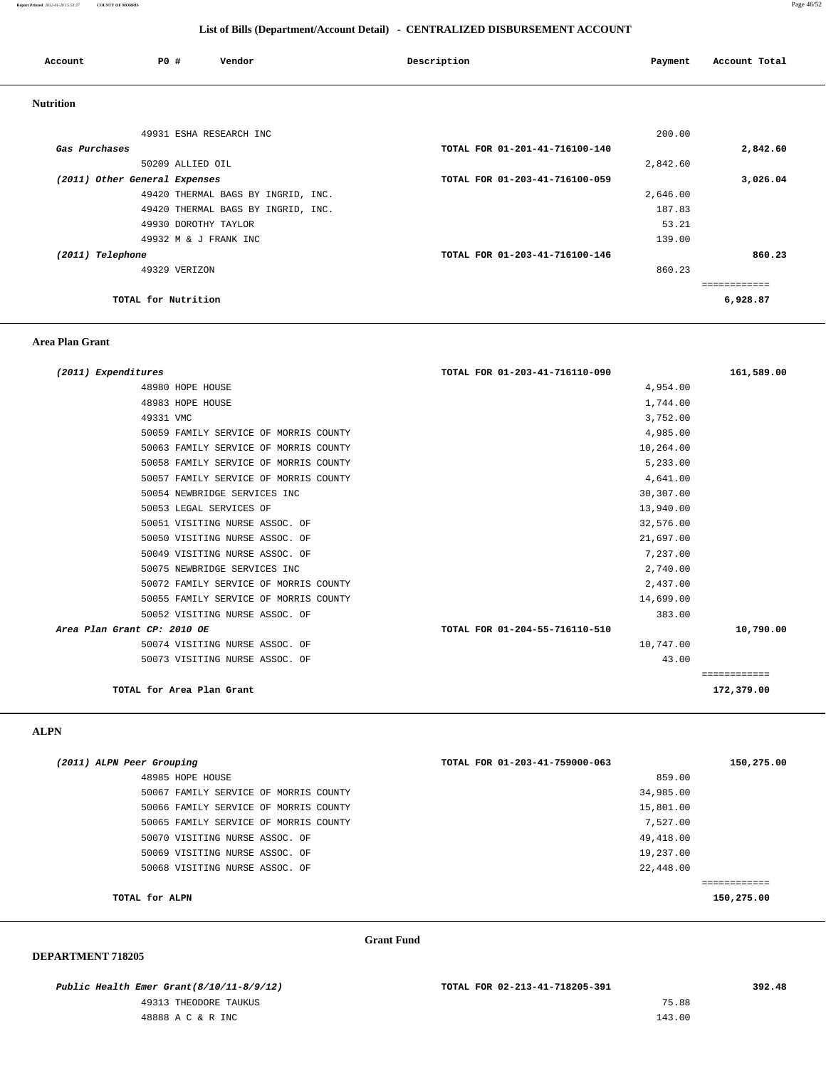## List of Bills (Department/Account Detail) - CENTRALIZED DISBURSEMENT ACCOUNT

| Account | PO # | Vendor | Description | Payment | Account Total |
|---|---|---|---|---|---|

### Nutrition

| | | | | |
|---|---|---|---|---|
| | 49931 | ESHA RESEARCH INC | | 200.00 | |
| *Gas Purchases* | | | TOTAL FOR 01-201-41-716100-140 | | 2,842.60 |
| | 50209 | ALLIED OIL | | 2,842.60 | |
| *(2011) Other General Expenses* | | | TOTAL FOR 01-203-41-716100-059 | | 3,026.04 |
| | 49420 | THERMAL BAGS BY INGRID, INC. | | 2,646.00 | |
| | 49420 | THERMAL BAGS BY INGRID, INC. | | 187.83 | |
| | 49930 | DOROTHY TAYLOR | | 53.21 | |
| | 49932 | M & J FRANK INC | | 139.00 | |
| *(2011) Telephone* | | | TOTAL FOR 01-203-41-716100-146 | | 860.23 |
| | 49329 | VERIZON | | 860.23 | |
| **TOTAL for Nutrition** | | | | | **6,928.87** |

### Area Plan Grant

| | | | | | |
|---|---|---|---|---|---|
| *(2011) Expenditures* | | | TOTAL FOR 01-203-41-716110-090 | | 161,589.00 |
| | 48980 | HOPE HOUSE | | 4,954.00 | |
| | 48983 | HOPE HOUSE | | 1,744.00 | |
| | 49331 | VMC | | 3,752.00 | |
| | 50059 | FAMILY SERVICE OF MORRIS COUNTY | | 4,985.00 | |
| | 50063 | FAMILY SERVICE OF MORRIS COUNTY | | 10,264.00 | |
| | 50058 | FAMILY SERVICE OF MORRIS COUNTY | | 5,233.00 | |
| | 50057 | FAMILY SERVICE OF MORRIS COUNTY | | 4,641.00 | |
| | 50054 | NEWBRIDGE SERVICES INC | | 30,307.00 | |
| | 50053 | LEGAL SERVICES OF | | 13,940.00 | |
| | 50051 | VISITING NURSE ASSOC. OF | | 32,576.00 | |
| | 50050 | VISITING NURSE ASSOC. OF | | 21,697.00 | |
| | 50049 | VISITING NURSE ASSOC. OF | | 7,237.00 | |
| | 50075 | NEWBRIDGE SERVICES INC | | 2,740.00 | |
| | 50072 | FAMILY SERVICE OF MORRIS COUNTY | | 2,437.00 | |
| | 50055 | FAMILY SERVICE OF MORRIS COUNTY | | 14,699.00 | |
| | 50052 | VISITING NURSE ASSOC. OF | | 383.00 | |
| *Area Plan Grant CP: 2010 OE* | | | TOTAL FOR 01-204-55-716110-510 | | 10,790.00 |
| | 50074 | VISITING NURSE ASSOC. OF | | 10,747.00 | |
| | 50073 | VISITING NURSE ASSOC. OF | | 43.00 | |
| **TOTAL for Area Plan Grant** | | | | | **172,379.00** |

### ALPN

| | | | | | |
|---|---|---|---|---|---|
| *(2011) ALPN Peer Grouping* | | | TOTAL FOR 01-203-41-759000-063 | | 150,275.00 |
| | 48985 | HOPE HOUSE | | 859.00 | |
| | 50067 | FAMILY SERVICE OF MORRIS COUNTY | | 34,985.00 | |
| | 50066 | FAMILY SERVICE OF MORRIS COUNTY | | 15,801.00 | |
| | 50065 | FAMILY SERVICE OF MORRIS COUNTY | | 7,527.00 | |
| | 50070 | VISITING NURSE ASSOC. OF | | 49,418.00 | |
| | 50069 | VISITING NURSE ASSOC. OF | | 19,237.00 | |
| | 50068 | VISITING NURSE ASSOC. OF | | 22,448.00 | |
| **TOTAL for ALPN** | | | | | **150,275.00** |

**Grant Fund**

### DEPARTMENT 718205

| | | | | | |
|---|---|---|---|---|---|
| *Public Health Emer Grant(8/10/11-8/9/12)* | | | TOTAL FOR 02-213-41-718205-391 | | 392.48 |
| | 49313 | THEODORE TAUKUS | | 75.88 | |
| | 48888 | A C & R INC | | 143.00 | |